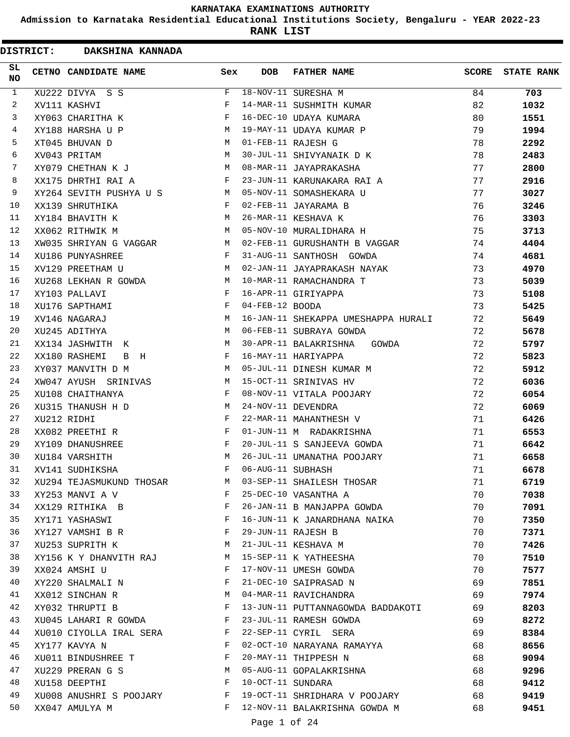# KARNATAKA EXAMINATIONS AUTHORITY

**Admission to Karnataka Residential Educational Institutions Society, Bengaluru - YEAR 2022-23**

**RANK LIST**

**DISTRICT: DAKSHINA KANNADA**

| SL NO | CETNO | CANDIDATE NAME | Sex | DOB | FATHER NAME | SCORE | STATE RANK |
|---|---|---|---|---|---|---|---|
| 1 | XU222 | DIVYA S S | F | 18-NOV-11 | SURESHA M | 84 | **703** |
| 2 | XV111 | KASHVI | F | 14-MAR-11 | SUSHMITH KUMAR | 82 | **1032** |
| 3 | XY063 | CHARITHA K | F | 16-DEC-10 | UDAYA KUMARA | 80 | **1551** |
| 4 | XY188 | HARSHA U P | M | 19-MAY-11 | UDAYA KUMAR P | 79 | **1994** |
| 5 | XT045 | BHUVAN D | M | 01-FEB-11 | RAJESH G | 78 | **2292** |
| 6 | XV043 | PRITAM | M | 30-JUL-11 | SHIVYANAIK D K | 78 | **2483** |
| 7 | XY079 | CHETHAN K J | M | 08-MAR-11 | JAYAPRAKASHA | 77 | **2800** |
| 8 | XX175 | DHRTHI RAI A | F | 23-JUN-11 | KARUNAKARA RAI A | 77 | **2916** |
| 9 | XY264 | SEVITH PUSHYA U S | M | 05-NOV-11 | SOMASHEKARA U | 77 | **3027** |
| 10 | XX139 | SHRUTHIKA | F | 02-FEB-11 | JAYARAMA B | 76 | **3246** |
| 11 | XY184 | BHAVITH K | M | 26-MAR-11 | KESHAVA K | 76 | **3303** |
| 12 | XX062 | RITHWIK M | M | 05-NOV-10 | MURALIDHARA H | 75 | **3713** |
| 13 | XW035 | SHRIYAN G VAGGAR | M | 02-FEB-11 | GURUSHANTH B VAGGAR | 74 | **4404** |
| 14 | XU186 | PUNYASHREE | F | 31-AUG-11 | SANTHOSH GOWDA | 74 | **4681** |
| 15 | XV129 | PREETHAM U | M | 02-JAN-11 | JAYAPRAKASH NAYAK | 73 | **4970** |
| 16 | XU268 | LEKHAN R GOWDA | M | 10-MAR-11 | RAMACHANDRA T | 73 | **5039** |
| 17 | XY103 | PALLAVI | F | 16-APR-11 | GIRIYAPPA | 73 | **5108** |
| 18 | XU176 | SAPTHAMI | F | 04-FEB-12 | BOODA | 73 | **5425** |
| 19 | XV146 | NAGARAJ | M | 16-JAN-11 | SHEKAPPA UMESHAPPA HURALI | 72 | **5649** |
| 20 | XU245 | ADITHYA | M | 06-FEB-11 | SUBRAYA GOWDA | 72 | **5678** |
| 21 | XX134 | JASHWITH K | M | 30-APR-11 | BALAKRISHNA GOWDA | 72 | **5797** |
| 22 | XX180 | RASHEMI B H | F | 16-MAY-11 | HARIYAPPA | 72 | **5823** |
| 23 | XY037 | MANVITH D M | M | 05-JUL-11 | DINESH KUMAR M | 72 | **5912** |
| 24 | XW047 | AYUSH SRINIVAS | M | 15-OCT-11 | SRINIVAS HV | 72 | **6036** |
| 25 | XU108 | CHAITHANYA | F | 08-NOV-11 | VITALA POOJARY | 72 | **6054** |
| 26 | XU315 | THANUSH H D | M | 24-NOV-11 | DEVENDRA | 72 | **6069** |
| 27 | XU212 | RIDHI | F | 22-MAR-11 | MAHANTHESH V | 71 | **6426** |
| 28 | XX082 | PREETHI R | F | 01-JUN-11 | M RADAKRISHNA | 71 | **6553** |
| 29 | XY109 | DHANUSHREE | F | 20-JUL-11 | S SANJEEVA GOWDA | 71 | **6642** |
| 30 | XU184 | VARSHITH | M | 26-JUL-11 | UMANATHA POOJARY | 71 | **6658** |
| 31 | XV141 | SUDHIKSHA | F | 06-AUG-11 | SUBHASH | 71 | **6678** |
| 32 | XU294 | TEJASMUKUND THOSAR | M | 03-SEP-11 | SHAILESH THOSAR | 71 | **6719** |
| 33 | XY253 | MANVI A V | F | 25-DEC-10 | VASANTHA A | 70 | **7038** |
| 34 | XX129 | RITHIKA B | F | 26-JAN-11 | B MANJAPPA GOWDA | 70 | **7091** |
| 35 | XY171 | YASHASWI | F | 16-JUN-11 | K JANARDHANA NAIKA | 70 | **7350** |
| 36 | XY127 | VAMSHI B R | F | 29-JUN-11 | RAJESH B | 70 | **7371** |
| 37 | XU253 | SUPRITH K | M | 21-JUL-11 | KESHAVA M | 70 | **7426** |
| 38 | XY156 | K Y DHANVITH RAJ | M | 15-SEP-11 | K YATHEESHA | 70 | **7510** |
| 39 | XX024 | AMSHI U | F | 17-NOV-11 | UMESH GOWDA | 70 | **7577** |
| 40 | XY220 | SHALMALI N | F | 21-DEC-10 | SAIPRASAD N | 69 | **7851** |
| 41 | XX012 | SINCHAN R | M | 04-MAR-11 | RAVICHANDRA | 69 | **7974** |
| 42 | XY032 | THRUPTI B | F | 13-JUN-11 | PUTTANNAGOWDA BADDAKOTI | 69 | **8203** |
| 43 | XU045 | LAHARI R GOWDA | F | 23-JUL-11 | RAMESH GOWDA | 69 | **8272** |
| 44 | XU010 | CIYOLLA IRAL SERA | F | 22-SEP-11 | CYRIL SERA | 69 | **8384** |
| 45 | XY177 | KAVYA N | F | 02-OCT-10 | NARAYANA RAMAYYA | 68 | **8656** |
| 46 | XU011 | BINDUSHREE T | F | 20-MAY-11 | THIPPESH N | 68 | **9094** |
| 47 | XU229 | PRERAN G S | M | 05-AUG-11 | GOPALAKRISHNA | 68 | **9296** |
| 48 | XU158 | DEEPTHI | F | 10-OCT-11 | SUNDARA | 68 | **9412** |
| 49 | XU008 | ANUSHRI S POOJARY | F | 19-OCT-11 | SHRIDHARA V POOJARY | 68 | **9419** |
| 50 | XX047 | AMULYA M | F | 12-NOV-11 | BALAKRISHNA GOWDA M | 68 | **9451** |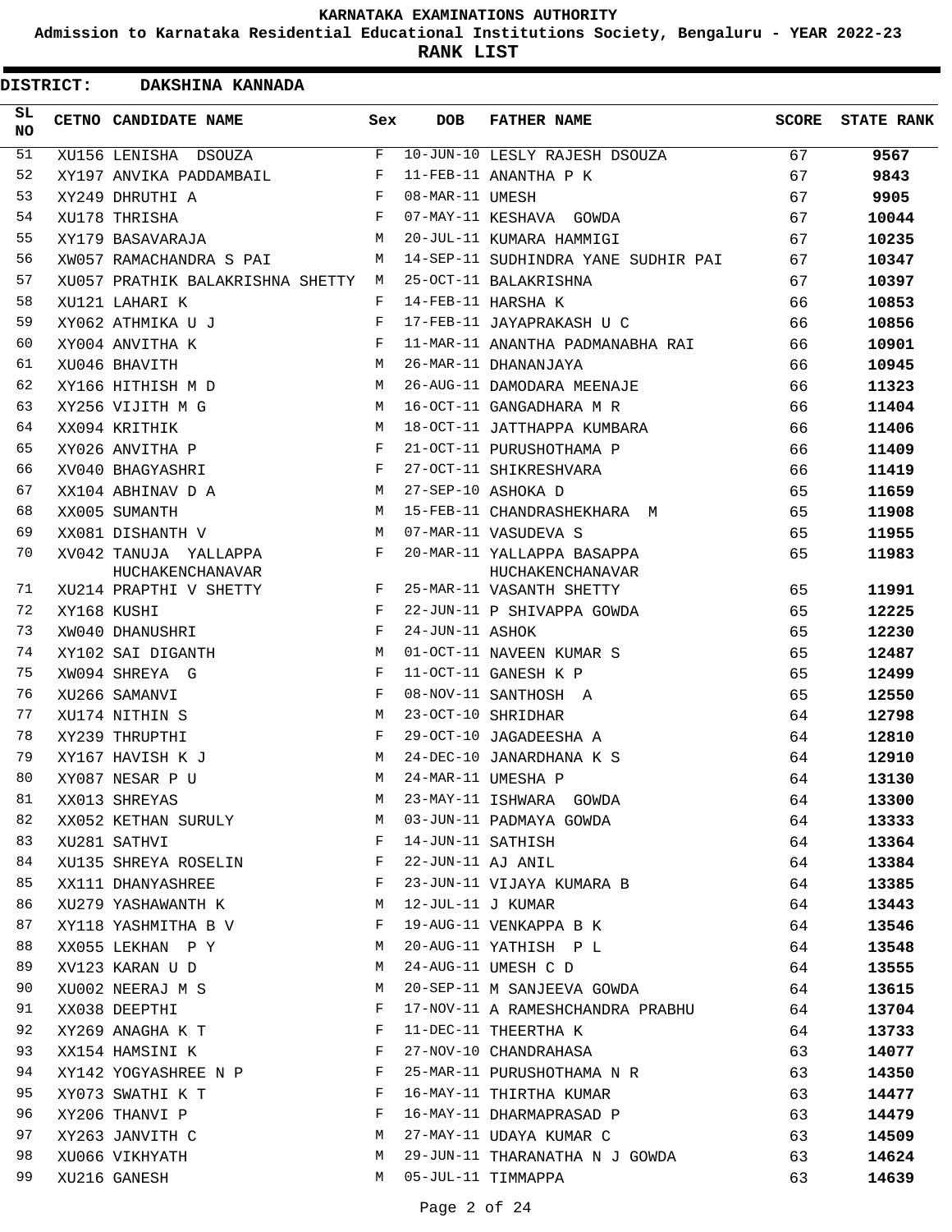KARNATAKA EXAMINATIONS AUTHORITY

Admission to Karnataka Residential Educational Institutions Society, Bengaluru - YEAR 2022-23

**RANK LIST**

**DISTRICT: DAKSHINA KANNADA**

| SL NO | CETNO | CANDIDATE NAME | Sex | DOB | FATHER NAME | SCORE | STATE RANK |
|---|---|---|---|---|---|---|---|
| 51 | XU156 | LENISHA DSOUZA | F | 10-JUN-10 | LESLY RAJESH DSOUZA | 67 | **9567** |
| 52 | XY197 | ANVIKA PADDAMBAIL | F | 11-FEB-11 | ANANTHA P K | 67 | **9843** |
| 53 | XY249 | DHRUTHI A | F | 08-MAR-11 | UMESH | 67 | **9905** |
| 54 | XU178 | THRISHA | F | 07-MAY-11 | KESHAVA GOWDA | 67 | **10044** |
| 55 | XY179 | BASAVARAJA | M | 20-JUL-11 | KUMARA HAMMIGI | 67 | **10235** |
| 56 | XW057 | RAMACHANDRA S PAI | M | 14-SEP-11 | SUDHINDRA YANE SUDHIR PAI | 67 | **10347** |
| 57 | XU057 | PRATHIK BALAKRISHNA SHETTY | M | 25-OCT-11 | BALAKRISHNA | 67 | **10397** |
| 58 | XU121 | LAHARI K | F | 14-FEB-11 | HARSHA K | 66 | **10853** |
| 59 | XY062 | ATHMIKA U J | F | 17-FEB-11 | JAYAPRAKASH U C | 66 | **10856** |
| 60 | XY004 | ANVITHA K | F | 11-MAR-11 | ANANTHA PADMANABHA RAI | 66 | **10901** |
| 61 | XU046 | BHAVITH | M | 26-MAR-11 | DHANANJAYA | 66 | **10945** |
| 62 | XY166 | HITHISH M D | M | 26-AUG-11 | DAMODARA MEENAJE | 66 | **11323** |
| 63 | XY256 | VIJITH M G | M | 16-OCT-11 | GANGADHARA M R | 66 | **11404** |
| 64 | XX094 | KRITHIK | M | 18-OCT-11 | JATTHAPPA KUMBARA | 66 | **11406** |
| 65 | XY026 | ANVITHA P | F | 21-OCT-11 | PURUSHOTHAMA P | 66 | **11409** |
| 66 | XV040 | BHAGYASHRI | F | 27-OCT-11 | SHIKRESHVARA | 66 | **11419** |
| 67 | XX104 | ABHINAV D A | M | 27-SEP-10 | ASHOKA D | 65 | **11659** |
| 68 | XX005 | SUMANTH | M | 15-FEB-11 | CHANDRASHEKHARA M | 65 | **11908** |
| 69 | XX081 | DISHANTH V | M | 07-MAR-11 | VASUDEVA S | 65 | **11955** |
| 70 | XV042 | TANUJA YALLAPPA HUCHAKENCHANAVAR | F | 20-MAR-11 | YALLAPPA BASAPPA HUCHAKENCHANAVAR | 65 | **11983** |
| 71 | XU214 | PRAPTHI V SHETTY | F | 25-MAR-11 | VASANTH SHETTY | 65 | **11991** |
| 72 | XY168 | KUSHI | F | 22-JUN-11 | P SHIVAPPA GOWDA | 65 | **12225** |
| 73 | XW040 | DHANUSHRI | F | 24-JUN-11 | ASHOK | 65 | **12230** |
| 74 | XY102 | SAI DIGANTH | M | 01-OCT-11 | NAVEEN KUMAR S | 65 | **12487** |
| 75 | XW094 | SHREYA G | F | 11-OCT-11 | GANESH K P | 65 | **12499** |
| 76 | XU266 | SAMANVI | F | 08-NOV-11 | SANTHOSH A | 65 | **12550** |
| 77 | XU174 | NITHIN S | M | 23-OCT-10 | SHRIDHAR | 64 | **12798** |
| 78 | XY239 | THRUPTHI | F | 29-OCT-10 | JAGADEESHA A | 64 | **12810** |
| 79 | XY167 | HAVISH K J | M | 24-DEC-10 | JANARDHANA K S | 64 | **12910** |
| 80 | XY087 | NESAR P U | M | 24-MAR-11 | UMESHA P | 64 | **13130** |
| 81 | XX013 | SHREYAS | M | 23-MAY-11 | ISHWARA GOWDA | 64 | **13300** |
| 82 | XX052 | KETHAN SURULY | M | 03-JUN-11 | PADMAYA GOWDA | 64 | **13333** |
| 83 | XU281 | SATHVI | F | 14-JUN-11 | SATHISH | 64 | **13364** |
| 84 | XU135 | SHREYA ROSELIN | F | 22-JUN-11 | AJ ANIL | 64 | **13384** |
| 85 | XX111 | DHANYASHREE | F | 23-JUN-11 | VIJAYA KUMARA B | 64 | **13385** |
| 86 | XU279 | YASHAWANTH K | M | 12-JUL-11 | J KUMAR | 64 | **13443** |
| 87 | XY118 | YASHMITHA B V | F | 19-AUG-11 | VENKAPPA B K | 64 | **13546** |
| 88 | XX055 | LEKHAN P Y | M | 20-AUG-11 | YATHISH P L | 64 | **13548** |
| 89 | XV123 | KARAN U D | M | 24-AUG-11 | UMESH C D | 64 | **13555** |
| 90 | XU002 | NEERAJ M S | M | 20-SEP-11 | M SANJEEVA GOWDA | 64 | **13615** |
| 91 | XX038 | DEEPTHI | F | 17-NOV-11 | A RAMESHCHANDRA PRABHU | 64 | **13704** |
| 92 | XY269 | ANAGHA K T | F | 11-DEC-11 | THEERTHA K | 64 | **13733** |
| 93 | XX154 | HAMSINI K | F | 27-NOV-10 | CHANDRAHASA | 63 | **14077** |
| 94 | XY142 | YOGYASHREE N P | F | 25-MAR-11 | PURUSHOTHAMA N R | 63 | **14350** |
| 95 | XY073 | SWATHI K T | F | 16-MAY-11 | THIRTHA KUMAR | 63 | **14477** |
| 96 | XY206 | THANVI P | F | 16-MAY-11 | DHARMAPRASAD P | 63 | **14479** |
| 97 | XY263 | JANVITH C | M | 27-MAY-11 | UDAYA KUMAR C | 63 | **14509** |
| 98 | XU066 | VIKHYATH | M | 29-JUN-11 | THARANATHA N J GOWDA | 63 | **14624** |
| 99 | XU216 | GANESH | M | 05-JUL-11 | TIMMAPPA | 63 | **14639** |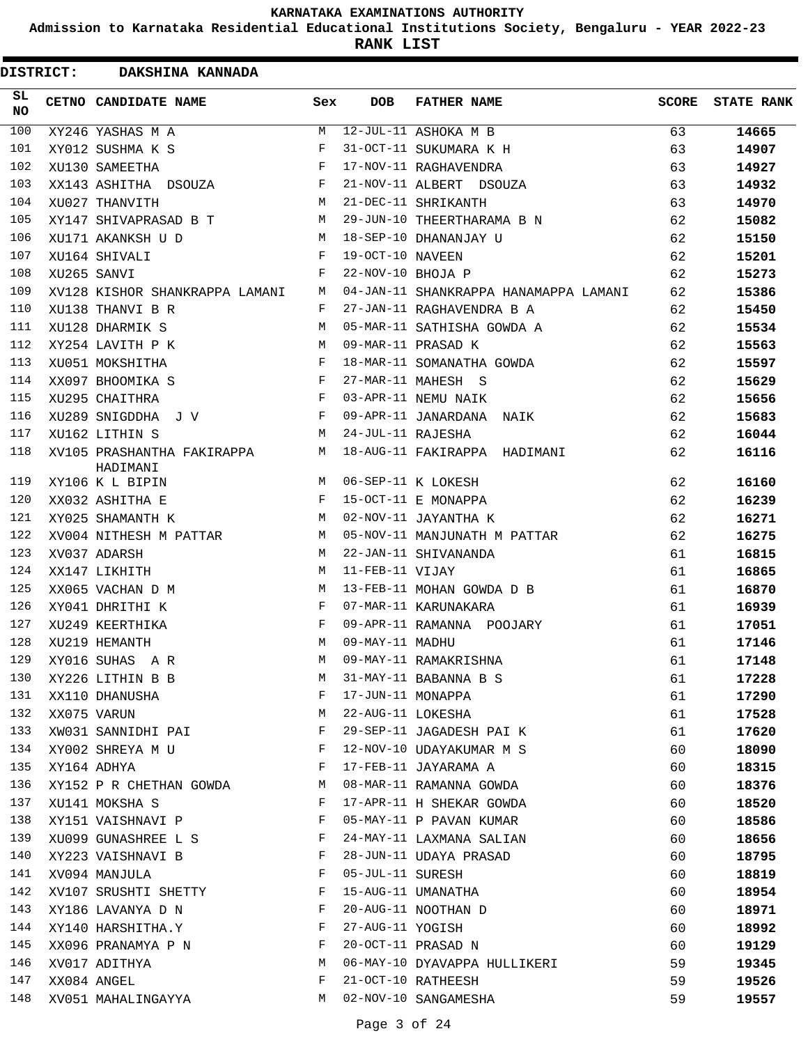KARNATAKA EXAMINATIONS AUTHORITY

Admission to Karnataka Residential Educational Institutions Society, Bengaluru - YEAR 2022-23

**RANK LIST**

**DISTRICT: DAKSHINA KANNADA**

| SL NO | CETNO | CANDIDATE NAME | Sex | DOB | FATHER NAME | SCORE | STATE RANK |
|---|---|---|---|---|---|---|---|
| 100 | XY246 | YASHAS M A | M | 12-JUL-11 | ASHOKA M B | 63 | **14665** |
| 101 | XY012 | SUSHMA K S | F | 31-OCT-11 | SUKUMARA K H | 63 | **14907** |
| 102 | XU130 | SAMEETHA | F | 17-NOV-11 | RAGHAVENDRA | 63 | **14927** |
| 103 | XX143 | ASHITHA DSOUZA | F | 21-NOV-11 | ALBERT DSOUZA | 63 | **14932** |
| 104 | XU027 | THANVITH | M | 21-DEC-11 | SHRIKANTH | 63 | **14970** |
| 105 | XY147 | SHIVAPRASAD B T | M | 29-JUN-10 | THEERTHARAMA B N | 62 | **15082** |
| 106 | XU171 | AKANKSH U D | M | 18-SEP-10 | DHANANJAY U | 62 | **15150** |
| 107 | XU164 | SHIVALI | F | 19-OCT-10 | NAVEEN | 62 | **15201** |
| 108 | XU265 | SANVI | F | 22-NOV-10 | BHOJA P | 62 | **15273** |
| 109 | XV128 | KISHOR SHANKRAPPA LAMANI | M | 04-JAN-11 | SHANKRAPPA HANAMAPPA LAMANI | 62 | **15386** |
| 110 | XU138 | THANVI B R | F | 27-JAN-11 | RAGHAVENDRA B A | 62 | **15450** |
| 111 | XU128 | DHARMIK S | M | 05-MAR-11 | SATHISHA GOWDA A | 62 | **15534** |
| 112 | XY254 | LAVITH P K | M | 09-MAR-11 | PRASAD K | 62 | **15563** |
| 113 | XU051 | MOKSHITHA | F | 18-MAR-11 | SOMANATHA GOWDA | 62 | **15597** |
| 114 | XX097 | BHOOMIKA S | F | 27-MAR-11 | MAHESH S | 62 | **15629** |
| 115 | XU295 | CHAITHRA | F | 03-APR-11 | NEMU NAIK | 62 | **15656** |
| 116 | XU289 | SNIGDDHA J V | F | 09-APR-11 | JANARDANA NAIK | 62 | **15683** |
| 117 | XU162 | LITHIN S | M | 24-JUL-11 | RAJESHA | 62 | **16044** |
| 118 | XV105 | PRASHANTHA FAKIRAPPA HADIMANI | M | 18-AUG-11 | FAKIRAPPA HADIMANI | 62 | **16116** |
| 119 | XY106 | K L BIPIN | M | 06-SEP-11 | K LOKESH | 62 | **16160** |
| 120 | XX032 | ASHITHA E | F | 15-OCT-11 | E MONAPPA | 62 | **16239** |
| 121 | XY025 | SHAMANTH K | M | 02-NOV-11 | JAYANTHA K | 62 | **16271** |
| 122 | XV004 | NITHESH M PATTAR | M | 05-NOV-11 | MANJUNATH M PATTAR | 62 | **16275** |
| 123 | XV037 | ADARSH | M | 22-JAN-11 | SHIVANANDA | 61 | **16815** |
| 124 | XX147 | LIKHITH | M | 11-FEB-11 | VIJAY | 61 | **16865** |
| 125 | XX065 | VACHAN D M | M | 13-FEB-11 | MOHAN GOWDA D B | 61 | **16870** |
| 126 | XY041 | DHRITHI K | F | 07-MAR-11 | KARUNAKARA | 61 | **16939** |
| 127 | XU249 | KEERTHIKA | F | 09-APR-11 | RAMANNA POOJARY | 61 | **17051** |
| 128 | XU219 | HEMANTH | M | 09-MAY-11 | MADHU | 61 | **17146** |
| 129 | XY016 | SUHAS A R | M | 09-MAY-11 | RAMAKRISHNA | 61 | **17148** |
| 130 | XY226 | LITHIN B B | M | 31-MAY-11 | BABANNA B S | 61 | **17228** |
| 131 | XX110 | DHANUSHA | F | 17-JUN-11 | MONAPPA | 61 | **17290** |
| 132 | XX075 | VARUN | M | 22-AUG-11 | LOKESHA | 61 | **17528** |
| 133 | XW031 | SANNIDHI PAI | F | 29-SEP-11 | JAGADESH PAI K | 61 | **17620** |
| 134 | XY002 | SHREYA M U | F | 12-NOV-10 | UDAYAKUMAR M S | 60 | **18090** |
| 135 | XY164 | ADHYA | F | 17-FEB-11 | JAYARAMA A | 60 | **18315** |
| 136 | XY152 | P R CHETHAN GOWDA | M | 08-MAR-11 | RAMANNA GOWDA | 60 | **18376** |
| 137 | XU141 | MOKSHA S | F | 17-APR-11 | H SHEKAR GOWDA | 60 | **18520** |
| 138 | XY151 | VAISHNAVI P | F | 05-MAY-11 | P PAVAN KUMAR | 60 | **18586** |
| 139 | XU099 | GUNASHREE L S | F | 24-MAY-11 | LAXMANA SALIAN | 60 | **18656** |
| 140 | XY223 | VAISHNAVI B | F | 28-JUN-11 | UDAYA PRASAD | 60 | **18795** |
| 141 | XV094 | MANJULA | F | 05-JUL-11 | SURESH | 60 | **18819** |
| 142 | XV107 | SRUSHTI SHETTY | F | 15-AUG-11 | UMANATHA | 60 | **18954** |
| 143 | XY186 | LAVANYA D N | F | 20-AUG-11 | NOOTHAN D | 60 | **18971** |
| 144 | XY140 | HARSHITHA.Y | F | 27-AUG-11 | YOGISH | 60 | **18992** |
| 145 | XX096 | PRANAMYA P N | F | 20-OCT-11 | PRASAD N | 60 | **19129** |
| 146 | XV017 | ADITHYA | M | 06-MAY-10 | DYAVAPPA HULLIKERI | 59 | **19345** |
| 147 | XX084 | ANGEL | F | 21-OCT-10 | RATHEESH | 59 | **19526** |
| 148 | XV051 | MAHALINGAYYA | M | 02-NOV-10 | SANGAMESHA | 59 | **19557** |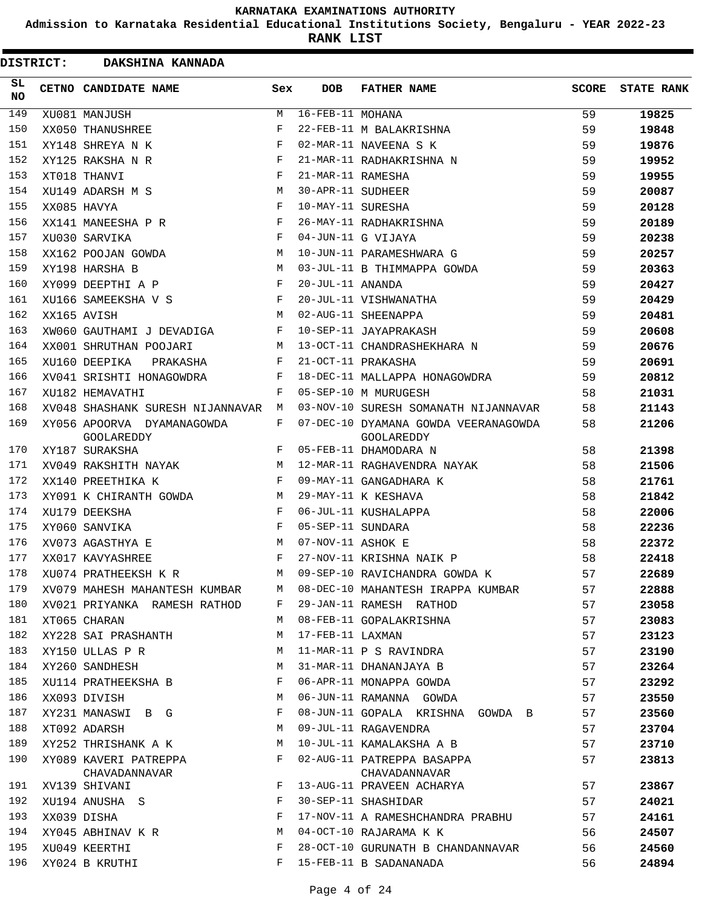KARNATAKA EXAMINATIONS AUTHORITY

Admission to Karnataka Residential Educational Institutions Society, Bengaluru - YEAR 2022-23

**RANK LIST**

**DISTRICT: DAKSHINA KANNADA**

| SL NO | CETNO | CANDIDATE NAME | Sex | DOB | FATHER NAME | SCORE | STATE RANK |
|---|---|---|---|---|---|---|---|
| 149 | XU081 | MANJUSH | M | 16-FEB-11 | MOHANA | 59 | **19825** |
| 150 | XX050 | THANUSHREE | F | 22-FEB-11 | M BALAKRISHNA | 59 | **19848** |
| 151 | XY148 | SHREYA N K | F | 02-MAR-11 | NAVEENA S K | 59 | **19876** |
| 152 | XY125 | RAKSHA N R | F | 21-MAR-11 | RADHAKRISHNA N | 59 | **19952** |
| 153 | XT018 | THANVI | F | 21-MAR-11 | RAMESHA | 59 | **19955** |
| 154 | XU149 | ADARSH M S | M | 30-APR-11 | SUDHEER | 59 | **20087** |
| 155 | XX085 | HAVYA | F | 10-MAY-11 | SURESHA | 59 | **20128** |
| 156 | XX141 | MANEESHA P R | F | 26-MAY-11 | RADHAKRISHNA | 59 | **20189** |
| 157 | XU030 | SARVIKA | F | 04-JUN-11 | G VIJAYA | 59 | **20238** |
| 158 | XX162 | POOJAN GOWDA | M | 10-JUN-11 | PARAMESHWARA G | 59 | **20257** |
| 159 | XY198 | HARSHA B | M | 03-JUL-11 | B THIMMAPPA GOWDA | 59 | **20363** |
| 160 | XY099 | DEEPTHI A P | F | 20-JUL-11 | ANANDA | 59 | **20427** |
| 161 | XU166 | SAMEEKSHA V S | F | 20-JUL-11 | VISHWANATHA | 59 | **20429** |
| 162 | XX165 | AVISH | M | 02-AUG-11 | SHEENAPPA | 59 | **20481** |
| 163 | XW060 | GAUTHAMI J DEVADIGA | F | 10-SEP-11 | JAYAPRAKASH | 59 | **20608** |
| 164 | XX001 | SHRUTHAN POOJARI | M | 13-OCT-11 | CHANDRASHEKHARA N | 59 | **20676** |
| 165 | XU160 | DEEPIKA PRAKASHA | F | 21-OCT-11 | PRAKASHA | 59 | **20691** |
| 166 | XV041 | SRISHTI HONAGOWDRA | F | 18-DEC-11 | MALLAPPA HONAGOWDRA | 59 | **20812** |
| 167 | XU182 | HEMAVATHI | F | 05-SEP-10 | M MURUGESH | 58 | **21031** |
| 168 | XV048 | SHASHANK SURESH NIJANNAVAR | M | 03-NOV-10 | SURESH SOMANATH NIJANNAVAR | 58 | **21143** |
| 169 | XY056 | APOORVA DYAMANAGOWDA GOOLAREDDY | F | 07-DEC-10 | DYAMANA GOWDA VEERANAGOWDA GOOLAREDDY | 58 | **21206** |
| 170 | XY187 | SURAKSHA | F | 05-FEB-11 | DHAMODARA N | 58 | **21398** |
| 171 | XV049 | RAKSHITH NAYAK | M | 12-MAR-11 | RAGHAVENDRA NAYAK | 58 | **21506** |
| 172 | XX140 | PREETHIKA K | F | 09-MAY-11 | GANGADHARA K | 58 | **21761** |
| 173 | XY091 | K CHIRANTH GOWDA | M | 29-MAY-11 | K KESHAVA | 58 | **21842** |
| 174 | XU179 | DEEKSHA | F | 06-JUL-11 | KUSHALAPPA | 58 | **22006** |
| 175 | XY060 | SANVIKA | F | 05-SEP-11 | SUNDARA | 58 | **22236** |
| 176 | XV073 | AGASTHYA E | M | 07-NOV-11 | ASHOK E | 58 | **22372** |
| 177 | XX017 | KAVYASHREE | F | 27-NOV-11 | KRISHNA NAIK P | 58 | **22418** |
| 178 | XU074 | PRATHEEKSH K R | M | 09-SEP-10 | RAVICHANDRA GOWDA K | 57 | **22689** |
| 179 | XV079 | MAHESH MAHANTESH KUMBAR | M | 08-DEC-10 | MAHANTESH IRAPPA KUMBAR | 57 | **22888** |
| 180 | XV021 | PRIYANKA RAMESH RATHOD | F | 29-JAN-11 | RAMESH RATHOD | 57 | **23058** |
| 181 | XT065 | CHARAN | M | 08-FEB-11 | GOPALAKRISHNA | 57 | **23083** |
| 182 | XY228 | SAI PRASHANTH | M | 17-FEB-11 | LAXMAN | 57 | **23123** |
| 183 | XY150 | ULLAS P R | M | 11-MAR-11 | P S RAVINDRA | 57 | **23190** |
| 184 | XY260 | SANDHESH | M | 31-MAR-11 | DHANANJAYA B | 57 | **23264** |
| 185 | XU114 | PRATHEEKSHA B | F | 06-APR-11 | MONAPPA GOWDA | 57 | **23292** |
| 186 | XX093 | DIVISH | M | 06-JUN-11 | RAMANNA GOWDA | 57 | **23550** |
| 187 | XY231 | MANASWI B G | F | 08-JUN-11 | GOPALA KRISHNA GOWDA B | 57 | **23560** |
| 188 | XT092 | ADARSH | M | 09-JUL-11 | RAGAVENDRA | 57 | **23704** |
| 189 | XY252 | THRISHANK A K | M | 10-JUL-11 | KAMALAKSHA A B | 57 | **23710** |
| 190 | XY089 | KAVERI PATREPPA CHAVADANNAVAR | F | 02-AUG-11 | PATREPPA BASAPPA CHAVADANNAVAR | 57 | **23813** |
| 191 | XV139 | SHIVANI | F | 13-AUG-11 | PRAVEEN ACHARYA | 57 | **23867** |
| 192 | XU194 | ANUSHA S | F | 30-SEP-11 | SHASHIDAR | 57 | **24021** |
| 193 | XX039 | DISHA | F | 17-NOV-11 | A RAMESHCHANDRA PRABHU | 57 | **24161** |
| 194 | XY045 | ABHINAV K R | M | 04-OCT-10 | RAJARAMA K K | 56 | **24507** |
| 195 | XU049 | KEERTHI | F | 28-OCT-10 | GURUNATH B CHANDANNAVAR | 56 | **24560** |
| 196 | XY024 | B KRUTHI | F | 15-FEB-11 | B SADANANADA | 56 | **24894** |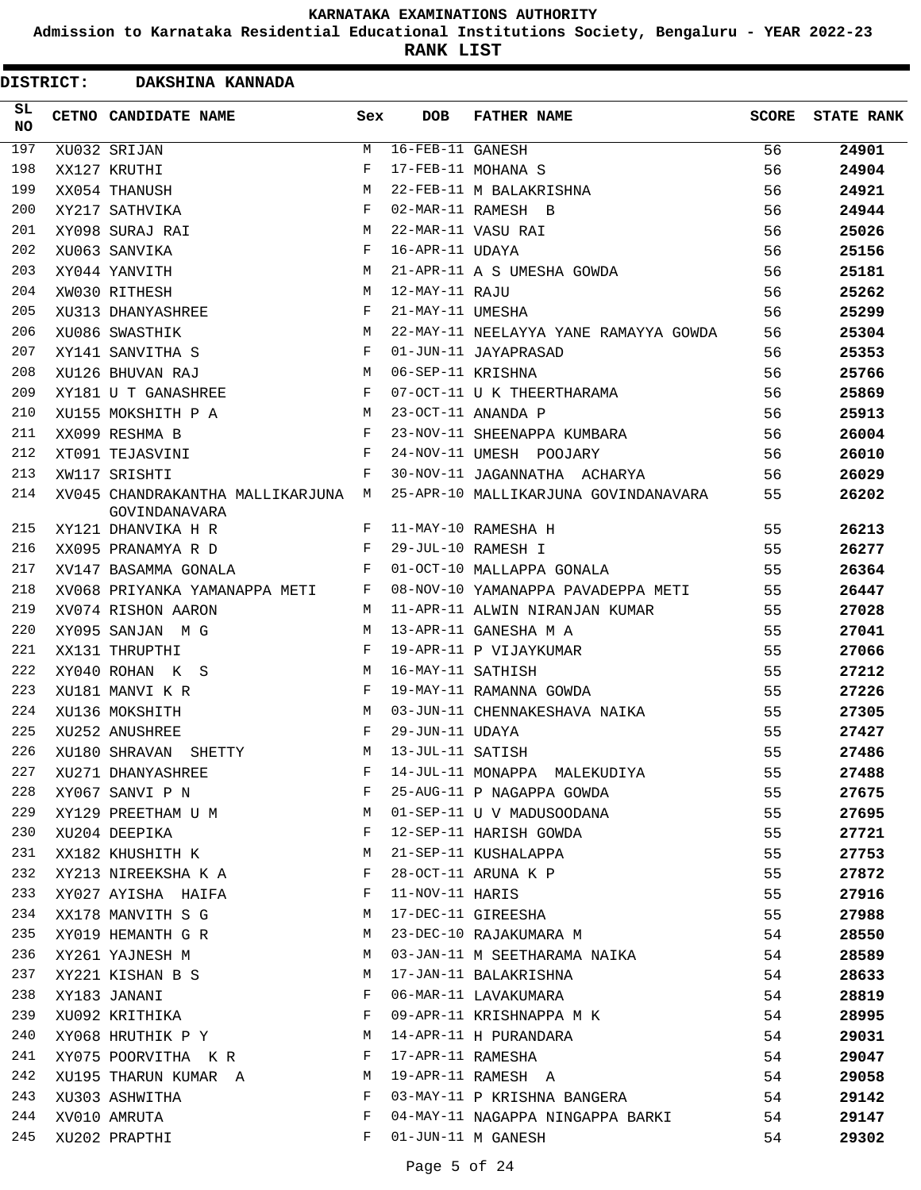**KARNATAKA EXAMINATIONS AUTHORITY**

**Admission to Karnataka Residential Educational Institutions Society, Bengaluru - YEAR 2022-23**

**RANK LIST**

**DISTRICT: DAKSHINA KANNADA**

| SL NO | CETNO | CANDIDATE NAME | Sex | DOB | FATHER NAME | SCORE | STATE RANK |
|---|---|---|---|---|---|---|---|
| 197 | XU032 | SRIJAN | M | 16-FEB-11 | GANESH | 56 | **24901** |
| 198 | XX127 | KRUTHI | F | 17-FEB-11 | MOHANA S | 56 | **24904** |
| 199 | XX054 | THANUSH | M | 22-FEB-11 | M BALAKRISHNA | 56 | **24921** |
| 200 | XY217 | SATHVIKA | F | 02-MAR-11 | RAMESH B | 56 | **24944** |
| 201 | XY098 | SURAJ RAI | M | 22-MAR-11 | VASU RAI | 56 | **25026** |
| 202 | XU063 | SANVIKA | F | 16-APR-11 | UDAYA | 56 | **25156** |
| 203 | XY044 | YANVITH | M | 21-APR-11 | A S UMESHA GOWDA | 56 | **25181** |
| 204 | XW030 | RITHESH | M | 12-MAY-11 | RAJU | 56 | **25262** |
| 205 | XU313 | DHANYASHREE | F | 21-MAY-11 | UMESHA | 56 | **25299** |
| 206 | XU086 | SWASTHIK | M | 22-MAY-11 | NEELAYYA YANE RAMAYYA GOWDA | 56 | **25304** |
| 207 | XY141 | SANVITHA S | F | 01-JUN-11 | JAYAPRASAD | 56 | **25353** |
| 208 | XU126 | BHUVAN RAJ | M | 06-SEP-11 | KRISHNA | 56 | **25766** |
| 209 | XY181 | U T GANASHREE | F | 07-OCT-11 | U K THEERTHARAMA | 56 | **25869** |
| 210 | XU155 | MOKSHITH P A | M | 23-OCT-11 | ANANDA P | 56 | **25913** |
| 211 | XX099 | RESHMA B | F | 23-NOV-11 | SHEENAPPA KUMBARA | 56 | **26004** |
| 212 | XT091 | TEJASVINI | F | 24-NOV-11 | UMESH POOJARY | 56 | **26010** |
| 213 | XW117 | SRISHTI | F | 30-NOV-11 | JAGANNATHA ACHARYA | 56 | **26029** |
| 214 | XV045 | CHANDRAKANTHA MALLIKARJUNA GOVINDANAVARA | M | 25-APR-10 | MALLIKARJUNA GOVINDANAVARA | 55 | **26202** |
| 215 | XY121 | DHANVIKA H R | F | 11-MAY-10 | RAMESHA H | 55 | **26213** |
| 216 | XX095 | PRANAMYA R D | F | 29-JUL-10 | RAMESH I | 55 | **26277** |
| 217 | XV147 | BASAMMA GONALA | F | 01-OCT-10 | MALLAPPA GONALA | 55 | **26364** |
| 218 | XV068 | PRIYANKA YAMANAPPA METI | F | 08-NOV-10 | YAMANAPPA PAVADEPPA METI | 55 | **26447** |
| 219 | XV074 | RISHON AARON | M | 11-APR-11 | ALWIN NIRANJAN KUMAR | 55 | **27028** |
| 220 | XY095 | SANJAN M G | M | 13-APR-11 | GANESHA M A | 55 | **27041** |
| 221 | XX131 | THRUPTHI | F | 19-APR-11 | P VIJAYKUMAR | 55 | **27066** |
| 222 | XY040 | ROHAN K S | M | 16-MAY-11 | SATHISH | 55 | **27212** |
| 223 | XU181 | MANVI K R | F | 19-MAY-11 | RAMANNA GOWDA | 55 | **27226** |
| 224 | XU136 | MOKSHITH | M | 03-JUN-11 | CHENNAKESHAVA NAIKA | 55 | **27305** |
| 225 | XU252 | ANUSHREE | F | 29-JUN-11 | UDAYA | 55 | **27427** |
| 226 | XU180 | SHRAVAN SHETTY | M | 13-JUL-11 | SATISH | 55 | **27486** |
| 227 | XU271 | DHANYASHREE | F | 14-JUL-11 | MONAPPA MALEKUDIYA | 55 | **27488** |
| 228 | XY067 | SANVI P N | F | 25-AUG-11 | P NAGAPPA GOWDA | 55 | **27675** |
| 229 | XY129 | PREETHAM U M | M | 01-SEP-11 | U V MADUSOODANA | 55 | **27695** |
| 230 | XU204 | DEEPIKA | F | 12-SEP-11 | HARISH GOWDA | 55 | **27721** |
| 231 | XX182 | KHUSHITH K | M | 21-SEP-11 | KUSHALAPPA | 55 | **27753** |
| 232 | XY213 | NIREEKSHA K A | F | 28-OCT-11 | ARUNA K P | 55 | **27872** |
| 233 | XY027 | AYISHA HAIFA | F | 11-NOV-11 | HARIS | 55 | **27916** |
| 234 | XX178 | MANVITH S G | M | 17-DEC-11 | GIREESHA | 55 | **27988** |
| 235 | XY019 | HEMANTH G R | M | 23-DEC-10 | RAJAKUMARA M | 54 | **28550** |
| 236 | XY261 | YAJNESH M | M | 03-JAN-11 | M SEETHARAMA NAIKA | 54 | **28589** |
| 237 | XY221 | KISHAN B S | M | 17-JAN-11 | BALAKRISHNA | 54 | **28633** |
| 238 | XY183 | JANANI | F | 06-MAR-11 | LAVAKUMARA | 54 | **28819** |
| 239 | XU092 | KRITHIKA | F | 09-APR-11 | KRISHNAPPA M K | 54 | **28995** |
| 240 | XY068 | HRUTHIK P Y | M | 14-APR-11 | H PURANDARA | 54 | **29031** |
| 241 | XY075 | POORVITHA K R | F | 17-APR-11 | RAMESHA | 54 | **29047** |
| 242 | XU195 | THARUN KUMAR A | M | 19-APR-11 | RAMESH A | 54 | **29058** |
| 243 | XU303 | ASHWITHA | F | 03-MAY-11 | P KRISHNA BANGERA | 54 | **29142** |
| 244 | XV010 | AMRUTA | F | 04-MAY-11 | NAGAPPA NINGAPPA BARKI | 54 | **29147** |
| 245 | XU202 | PRAPTHI | F | 01-JUN-11 | M GANESH | 54 | **29302** |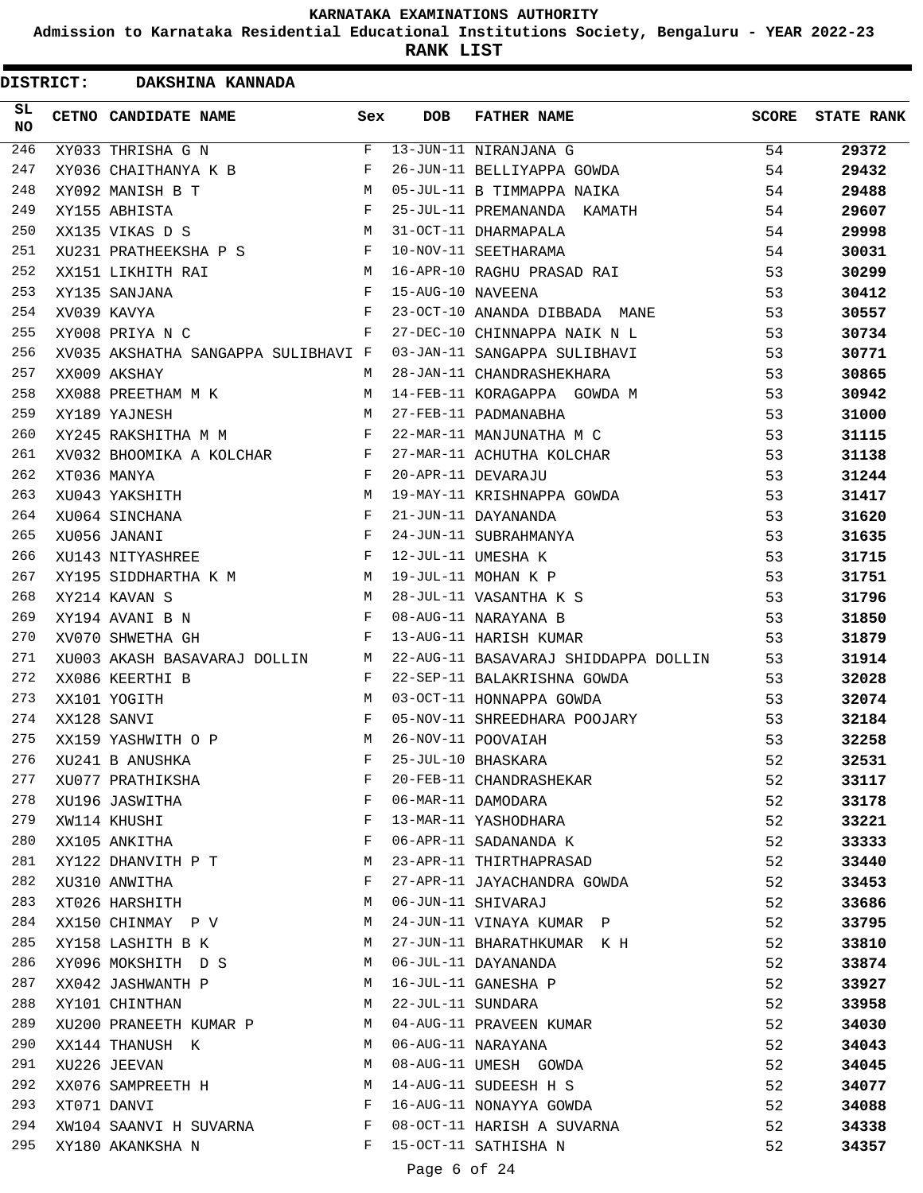# KARNATAKA EXAMINATIONS AUTHORITY

**Admission to Karnataka Residential Educational Institutions Society, Bengaluru - YEAR 2022-23**

**RANK LIST**

**DISTRICT: DAKSHINA KANNADA**

| SL NO | CETNO | CANDIDATE NAME | Sex | DOB | FATHER NAME | SCORE | STATE RANK |
|---|---|---|---|---|---|---|---|
| 246 | XY033 | THRISHA G N | F | 13-JUN-11 | NIRANJANA G | 54 | **29372** |
| 247 | XY036 | CHAITHANYA K B | F | 26-JUN-11 | BELLIYAPPA GOWDA | 54 | **29432** |
| 248 | XY092 | MANISH B T | M | 05-JUL-11 | B TIMMAPPA NAIKA | 54 | **29488** |
| 249 | XY155 | ABHISTA | F | 25-JUL-11 | PREMANANDA KAMATH | 54 | **29607** |
| 250 | XX135 | VIKAS D S | M | 31-OCT-11 | DHARMAPALA | 54 | **29998** |
| 251 | XU231 | PRATHEEKSHA P S | F | 10-NOV-11 | SEETHARAMA | 54 | **30031** |
| 252 | XX151 | LIKHITH RAI | M | 16-APR-10 | RAGHU PRASAD RAI | 53 | **30299** |
| 253 | XY135 | SANJANA | F | 15-AUG-10 | NAVEENA | 53 | **30412** |
| 254 | XV039 | KAVYA | F | 23-OCT-10 | ANANDA DIBBADA MANE | 53 | **30557** |
| 255 | XY008 | PRIYA N C | F | 27-DEC-10 | CHINNAPPA NAIK N L | 53 | **30734** |
| 256 | XV035 | AKSHATHA SANGAPPA SULIBHAVI | F | 03-JAN-11 | SANGAPPA SULIBHAVI | 53 | **30771** |
| 257 | XX009 | AKSHAY | M | 28-JAN-11 | CHANDRASHEKHARA | 53 | **30865** |
| 258 | XX088 | PREETHAM M K | M | 14-FEB-11 | KORAGAPPA GOWDA M | 53 | **30942** |
| 259 | XY189 | YAJNESH | M | 27-FEB-11 | PADMANABHA | 53 | **31000** |
| 260 | XY245 | RAKSHITHA M M | F | 22-MAR-11 | MANJUNATHA M C | 53 | **31115** |
| 261 | XV032 | BHOOMIKA A KOLCHAR | F | 27-MAR-11 | ACHUTHA KOLCHAR | 53 | **31138** |
| 262 | XT036 | MANYA | F | 20-APR-11 | DEVARAJU | 53 | **31244** |
| 263 | XU043 | YAKSHITH | M | 19-MAY-11 | KRISHNAPPA GOWDA | 53 | **31417** |
| 264 | XU064 | SINCHANA | F | 21-JUN-11 | DAYANANDA | 53 | **31620** |
| 265 | XU056 | JANANI | F | 24-JUN-11 | SUBRAHMANYA | 53 | **31635** |
| 266 | XU143 | NITYASHREE | F | 12-JUL-11 | UMESHA K | 53 | **31715** |
| 267 | XY195 | SIDDHARTHA K M | M | 19-JUL-11 | MOHAN K P | 53 | **31751** |
| 268 | XY214 | KAVAN S | M | 28-JUL-11 | VASANTHA K S | 53 | **31796** |
| 269 | XY194 | AVANI B N | F | 08-AUG-11 | NARAYANA B | 53 | **31850** |
| 270 | XV070 | SHWETHA GH | F | 13-AUG-11 | HARISH KUMAR | 53 | **31879** |
| 271 | XU003 | AKASH BASAVARAJ DOLLIN | M | 22-AUG-11 | BASAVARAJ SHIDDAPPA DOLLIN | 53 | **31914** |
| 272 | XX086 | KEERTHI B | F | 22-SEP-11 | BALAKRISHNA GOWDA | 53 | **32028** |
| 273 | XX101 | YOGITH | M | 03-OCT-11 | HONNAPPA GOWDA | 53 | **32074** |
| 274 | XX128 | SANVI | F | 05-NOV-11 | SHREEDHARA POOJARY | 53 | **32184** |
| 275 | XX159 | YASHWITH O P | M | 26-NOV-11 | POOVAIAH | 53 | **32258** |
| 276 | XU241 | B ANUSHKA | F | 25-JUL-10 | BHASKARA | 52 | **32531** |
| 277 | XU077 | PRATHIKSHA | F | 20-FEB-11 | CHANDRASHEKAR | 52 | **33117** |
| 278 | XU196 | JASWITHA | F | 06-MAR-11 | DAMODARA | 52 | **33178** |
| 279 | XW114 | KHUSHI | F | 13-MAR-11 | YASHODHARA | 52 | **33221** |
| 280 | XX105 | ANKITHA | F | 06-APR-11 | SADANANDA K | 52 | **33333** |
| 281 | XY122 | DHANVITH P T | M | 23-APR-11 | THIRTHAPRASAD | 52 | **33440** |
| 282 | XU310 | ANWITHA | F | 27-APR-11 | JAYACHANDRA GOWDA | 52 | **33453** |
| 283 | XT026 | HARSHITH | M | 06-JUN-11 | SHIVARAJ | 52 | **33686** |
| 284 | XX150 | CHINMAY P V | M | 24-JUN-11 | VINAYA KUMAR P | 52 | **33795** |
| 285 | XY158 | LASHITH B K | M | 27-JUN-11 | BHARATHKUMAR K H | 52 | **33810** |
| 286 | XY096 | MOKSHITH D S | M | 06-JUL-11 | DAYANANDA | 52 | **33874** |
| 287 | XX042 | JASHWANTH P | M | 16-JUL-11 | GANESHA P | 52 | **33927** |
| 288 | XY101 | CHINTHAN | M | 22-JUL-11 | SUNDARA | 52 | **33958** |
| 289 | XU200 | PRANEETH KUMAR P | M | 04-AUG-11 | PRAVEEN KUMAR | 52 | **34030** |
| 290 | XX144 | THANUSH K | M | 06-AUG-11 | NARAYANA | 52 | **34043** |
| 291 | XU226 | JEEVAN | M | 08-AUG-11 | UMESH GOWDA | 52 | **34045** |
| 292 | XX076 | SAMPREETH H | M | 14-AUG-11 | SUDEESH H S | 52 | **34077** |
| 293 | XT071 | DANVI | F | 16-AUG-11 | NONAYYA GOWDA | 52 | **34088** |
| 294 | XW104 | SAANVI H SUVARNA | F | 08-OCT-11 | HARISH A SUVARNA | 52 | **34338** |
| 295 | XY180 | AKANKSHA N | F | 15-OCT-11 | SATHISHA N | 52 | **34357** |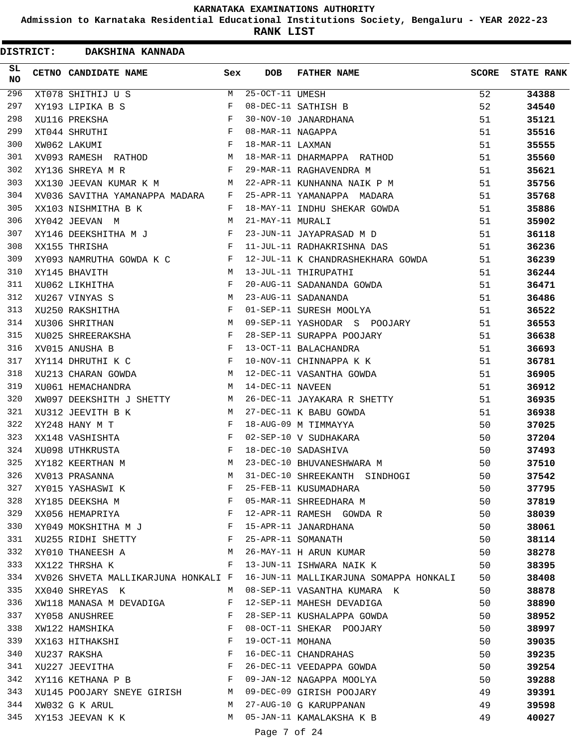KARNATAKA EXAMINATIONS AUTHORITY

Admission to Karnataka Residential Educational Institutions Society, Bengaluru - YEAR 2022-23

**RANK LIST**

**DISTRICT: DAKSHINA KANNADA**

| SL NO | CETNO | CANDIDATE NAME | Sex | DOB | FATHER NAME | SCORE | STATE RANK |
|---|---|---|---|---|---|---|---|
| 296 | XT078 | SHITHIJ U S | M | 25-OCT-11 | UMESH | 52 | **34388** |
| 297 | XY193 | LIPIKA B S | F | 08-DEC-11 | SATHISH B | 52 | **34540** |
| 298 | XU116 | PREKSHA | F | 30-NOV-10 | JANARDHANA | 51 | **35121** |
| 299 | XT044 | SHRUTHI | F | 08-MAR-11 | NAGAPPA | 51 | **35516** |
| 300 | XW062 | LAKUMI | F | 18-MAR-11 | LAXMAN | 51 | **35555** |
| 301 | XV093 | RAMESH RATHOD | M | 18-MAR-11 | DHARMAPPA RATHOD | 51 | **35560** |
| 302 | XY136 | SHREYA M R | F | 29-MAR-11 | RAGHAVENDRA M | 51 | **35621** |
| 303 | XX130 | JEEVAN KUMAR K M | M | 22-APR-11 | KUNHANNA NAIK P M | 51 | **35756** |
| 304 | XV036 | SAVITHA YAMANAPPA MADARA | F | 25-APR-11 | YAMANAPPA MADARA | 51 | **35768** |
| 305 | XX103 | NISHMITHA B K | F | 18-MAY-11 | INDHU SHEKAR GOWDA | 51 | **35886** |
| 306 | XY042 | JEEVAN M | M | 21-MAY-11 | MURALI | 51 | **35902** |
| 307 | XY146 | DEEKSHITHA M J | F | 23-JUN-11 | JAYAPRASAD M D | 51 | **36118** |
| 308 | XX155 | THRISHA | F | 11-JUL-11 | RADHAKRISHNA DAS | 51 | **36236** |
| 309 | XY093 | NAMRUTHA GOWDA K C | F | 12-JUL-11 | K CHANDRASHEKHARA GOWDA | 51 | **36239** |
| 310 | XY145 | BHAVITH | M | 13-JUL-11 | THIRUPATHI | 51 | **36244** |
| 311 | XU062 | LIKHITHA | F | 20-AUG-11 | SADANANDA GOWDA | 51 | **36471** |
| 312 | XU267 | VINYAS S | M | 23-AUG-11 | SADANANDA | 51 | **36486** |
| 313 | XU250 | RAKSHITHA | F | 01-SEP-11 | SURESH MOOLYA | 51 | **36522** |
| 314 | XU306 | SHRITHAN | M | 09-SEP-11 | YASHODAR S POOJARY | 51 | **36553** |
| 315 | XU025 | SHREERAKSHA | F | 28-SEP-11 | SURAPPA POOJARY | 51 | **36638** |
| 316 | XV015 | ANUSHA B | F | 13-OCT-11 | BALACHANDRA | 51 | **36693** |
| 317 | XY114 | DHRUTHI K C | F | 10-NOV-11 | CHINNAPPA K K | 51 | **36781** |
| 318 | XU213 | CHARAN GOWDA | M | 12-DEC-11 | VASANTHA GOWDA | 51 | **36905** |
| 319 | XU061 | HEMACHANDRA | M | 14-DEC-11 | NAVEEN | 51 | **36912** |
| 320 | XW097 | DEEKSHITH J SHETTY | M | 26-DEC-11 | JAYAKARA R SHETTY | 51 | **36935** |
| 321 | XU312 | JEEVITH B K | M | 27-DEC-11 | K BABU GOWDA | 51 | **36938** |
| 322 | XY248 | HANY M T | F | 18-AUG-09 | M TIMMAYYA | 50 | **37025** |
| 323 | XX148 | VASHISHTA | F | 02-SEP-10 | V SUDHAKARA | 50 | **37204** |
| 324 | XU098 | UTHKRUSTA | F | 18-DEC-10 | SADASHIVA | 50 | **37493** |
| 325 | XY182 | KEERTHAN M | M | 23-DEC-10 | BHUVANESHWARA M | 50 | **37510** |
| 326 | XV013 | PRASANNA | M | 31-DEC-10 | SHREEKANTH SINDHOGI | 50 | **37542** |
| 327 | XY015 | YASHASWI K | F | 25-FEB-11 | KUSUMADHARA | 50 | **37795** |
| 328 | XY185 | DEEKSHA M | F | 05-MAR-11 | SHREEDHARA M | 50 | **37819** |
| 329 | XX056 | HEMAPRIYA | F | 12-APR-11 | RAMESH GOWDA R | 50 | **38039** |
| 330 | XY049 | MOKSHITHA M J | F | 15-APR-11 | JANARDHANA | 50 | **38061** |
| 331 | XU255 | RIDHI SHETTY | F | 25-APR-11 | SOMANATH | 50 | **38114** |
| 332 | XY010 | THANEESH A | M | 26-MAY-11 | H ARUN KUMAR | 50 | **38278** |
| 333 | XX122 | THRSHA K | F | 13-JUN-11 | ISHWARA NAIK K | 50 | **38395** |
| 334 | XV026 | SHVETA MALLIKARJUNA HONKALI | F | 16-JUN-11 | MALLIKARJUNA SOMAPPA HONKALI | 50 | **38408** |
| 335 | XX040 | SHREYAS K | M | 08-SEP-11 | VASANTHA KUMARA K | 50 | **38878** |
| 336 | XW118 | MANASA M DEVADIGA | F | 12-SEP-11 | MAHESH DEVADIGA | 50 | **38890** |
| 337 | XY058 | ANUSHREE | F | 28-SEP-11 | KUSHALAPPA GOWDA | 50 | **38952** |
| 338 | XW122 | HAMSHIKA | F | 08-OCT-11 | SHEKAR POOJARY | 50 | **38997** |
| 339 | XX163 | HITHAKSHI | F | 19-OCT-11 | MOHANA | 50 | **39035** |
| 340 | XU237 | RAKSHA | F | 16-DEC-11 | CHANDRAHAS | 50 | **39235** |
| 341 | XU227 | JEEVITHA | F | 26-DEC-11 | VEEDAPPA GOWDA | 50 | **39254** |
| 342 | XY116 | KETHANA P B | F | 09-JAN-12 | NAGAPPA MOOLYA | 50 | **39288** |
| 343 | XU145 | POOJARY SNEYE GIRISH | M | 09-DEC-09 | GIRISH POOJARY | 49 | **39391** |
| 344 | XW032 | G K ARUL | M | 27-AUG-10 | G KARUPPANAN | 49 | **39598** |
| 345 | XY153 | JEEVAN K K | M | 05-JAN-11 | KAMALAKSHA K B | 49 | **40027** |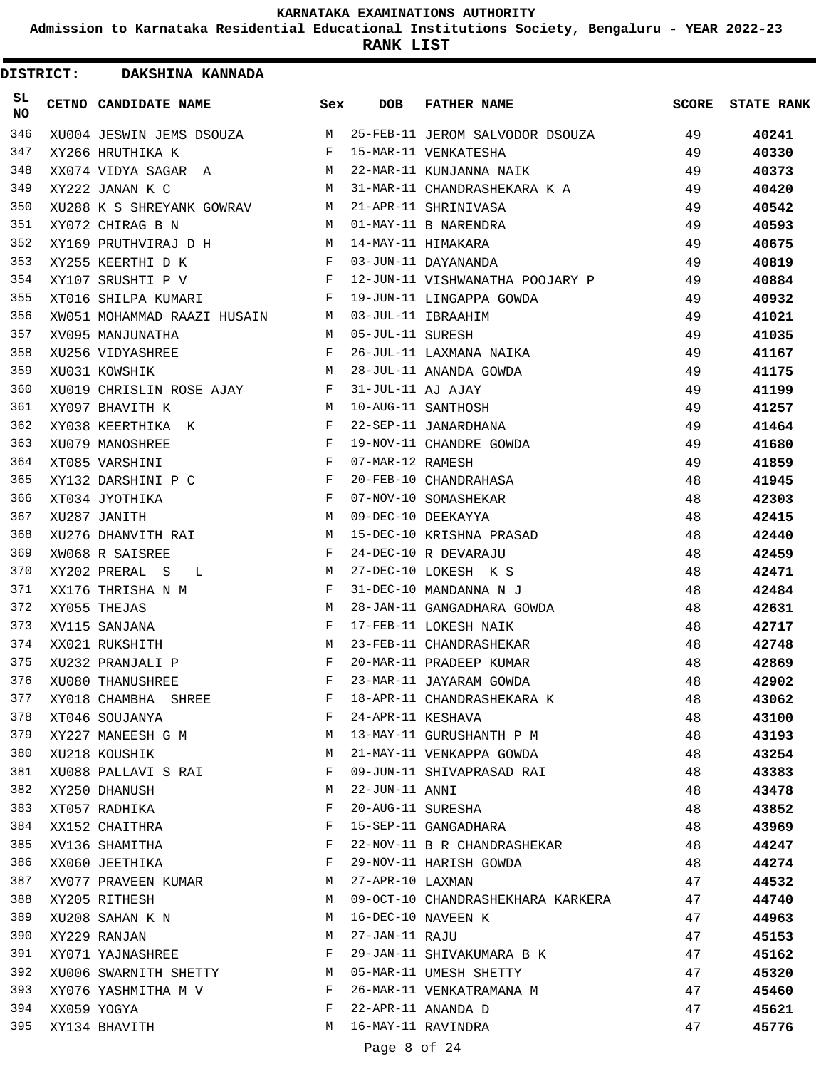KARNATAKA EXAMINATIONS AUTHORITY

Admission to Karnataka Residential Educational Institutions Society, Bengaluru - YEAR 2022-23

**RANK LIST**

**DISTRICT: DAKSHINA KANNADA**

| SL NO | CETNO | CANDIDATE NAME | Sex | DOB | FATHER NAME | SCORE | STATE RANK |
|---|---|---|---|---|---|---|---|
| 346 | XU004 | JESWIN JEMS DSOUZA | M | 25-FEB-11 | JEROM SALVODOR DSOUZA | 49 | **40241** |
| 347 | XY266 | HRUTHIKA K | F | 15-MAR-11 | VENKATESHA | 49 | **40330** |
| 348 | XX074 | VIDYA SAGAR A | M | 22-MAR-11 | KUNJANNA NAIK | 49 | **40373** |
| 349 | XY222 | JANAN K C | M | 31-MAR-11 | CHANDRASHEKARA K A | 49 | **40420** |
| 350 | XU288 | K S SHREYANK GOWRAV | M | 21-APR-11 | SHRINIVASA | 49 | **40542** |
| 351 | XY072 | CHIRAG B N | M | 01-MAY-11 | B NARENDRA | 49 | **40593** |
| 352 | XY169 | PRUTHVIRAJ D H | M | 14-MAY-11 | HIMAKARA | 49 | **40675** |
| 353 | XY255 | KEERTHI D K | F | 03-JUN-11 | DAYANANDA | 49 | **40819** |
| 354 | XY107 | SRUSHTI P V | F | 12-JUN-11 | VISHWANATHA POOJARY P | 49 | **40884** |
| 355 | XT016 | SHILPA KUMARI | F | 19-JUN-11 | LINGAPPA GOWDA | 49 | **40932** |
| 356 | XW051 | MOHAMMAD RAAZI HUSAIN | M | 03-JUL-11 | IBRAAHIM | 49 | **41021** |
| 357 | XV095 | MANJUNATHA | M | 05-JUL-11 | SURESH | 49 | **41035** |
| 358 | XU256 | VIDYASHREE | F | 26-JUL-11 | LAXMANA NAIKA | 49 | **41167** |
| 359 | XU031 | KOWSHIK | M | 28-JUL-11 | ANANDA GOWDA | 49 | **41175** |
| 360 | XU019 | CHRISLIN ROSE AJAY | F | 31-JUL-11 | AJ AJAY | 49 | **41199** |
| 361 | XY097 | BHAVITH K | M | 10-AUG-11 | SANTHOSH | 49 | **41257** |
| 362 | XY038 | KEERTHIKA K | F | 22-SEP-11 | JANARDHANA | 49 | **41464** |
| 363 | XU079 | MANOSHREE | F | 19-NOV-11 | CHANDRE GOWDA | 49 | **41680** |
| 364 | XT085 | VARSHINI | F | 07-MAR-12 | RAMESH | 49 | **41859** |
| 365 | XY132 | DARSHINI P C | F | 20-FEB-10 | CHANDRAHASA | 48 | **41945** |
| 366 | XT034 | JYOTHIKA | F | 07-NOV-10 | SOMASHEKAR | 48 | **42303** |
| 367 | XU287 | JANITH | M | 09-DEC-10 | DEEKAYYA | 48 | **42415** |
| 368 | XU276 | DHANVITH RAI | M | 15-DEC-10 | KRISHNA PRASAD | 48 | **42440** |
| 369 | XW068 | R SAISREE | F | 24-DEC-10 | R DEVARAJU | 48 | **42459** |
| 370 | XY202 | PRERAL S L | M | 27-DEC-10 | LOKESH K S | 48 | **42471** |
| 371 | XX176 | THRISHA N M | F | 31-DEC-10 | MANDANNA N J | 48 | **42484** |
| 372 | XY055 | THEJAS | M | 28-JAN-11 | GANGADHARA GOWDA | 48 | **42631** |
| 373 | XV115 | SANJANA | F | 17-FEB-11 | LOKESH NAIK | 48 | **42717** |
| 374 | XX021 | RUKSHITH | M | 23-FEB-11 | CHANDRASHEKAR | 48 | **42748** |
| 375 | XU232 | PRANJALI P | F | 20-MAR-11 | PRADEEP KUMAR | 48 | **42869** |
| 376 | XU080 | THANUSHREE | F | 23-MAR-11 | JAYARAM GOWDA | 48 | **42902** |
| 377 | XY018 | CHAMBHA SHREE | F | 18-APR-11 | CHANDRASHEKARA K | 48 | **43062** |
| 378 | XT046 | SOUJANYA | F | 24-APR-11 | KESHAVA | 48 | **43100** |
| 379 | XY227 | MANEESH G M | M | 13-MAY-11 | GURUSHANTH P M | 48 | **43193** |
| 380 | XU218 | KOUSHIK | M | 21-MAY-11 | VENKAPPA GOWDA | 48 | **43254** |
| 381 | XU088 | PALLAVI S RAI | F | 09-JUN-11 | SHIVAPRASAD RAI | 48 | **43383** |
| 382 | XY250 | DHANUSH | M | 22-JUN-11 | ANNI | 48 | **43478** |
| 383 | XT057 | RADHIKA | F | 20-AUG-11 | SURESHA | 48 | **43852** |
| 384 | XX152 | CHAITHRA | F | 15-SEP-11 | GANGADHARA | 48 | **43969** |
| 385 | XV136 | SHAMITHA | F | 22-NOV-11 | B R CHANDRASHEKAR | 48 | **44247** |
| 386 | XX060 | JEETHIKA | F | 29-NOV-11 | HARISH GOWDA | 48 | **44274** |
| 387 | XV077 | PRAVEEN KUMAR | M | 27-APR-10 | LAXMAN | 47 | **44532** |
| 388 | XY205 | RITHESH | M | 09-OCT-10 | CHANDRASHEKHARA KARKERA | 47 | **44740** |
| 389 | XU208 | SAHAN K N | M | 16-DEC-10 | NAVEEN K | 47 | **44963** |
| 390 | XY229 | RANJAN | M | 27-JAN-11 | RAJU | 47 | **45153** |
| 391 | XY071 | YAJNASHREE | F | 29-JAN-11 | SHIVAKUMARA B K | 47 | **45162** |
| 392 | XU006 | SWARNITH SHETTY | M | 05-MAR-11 | UMESH SHETTY | 47 | **45320** |
| 393 | XY076 | YASHMITHA M V | F | 26-MAR-11 | VENKATRAMANA M | 47 | **45460** |
| 394 | XX059 | YOGYA | F | 22-APR-11 | ANANDA D | 47 | **45621** |
| 395 | XY134 | BHAVITH | M | 16-MAY-11 | RAVINDRA | 47 | **45776** |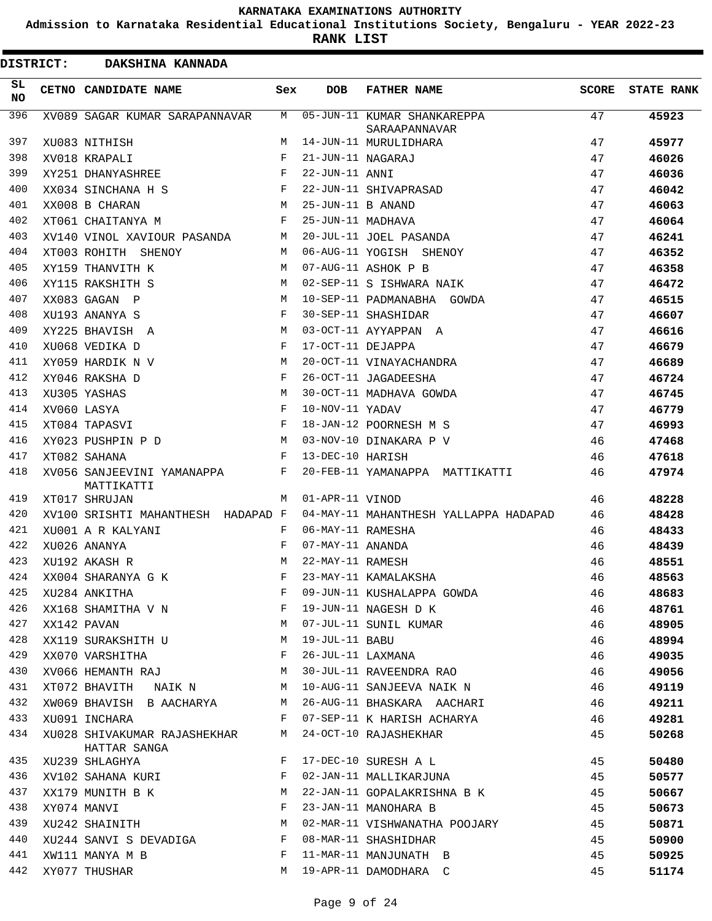# KARNATAKA EXAMINATIONS AUTHORITY

## Admission to Karnataka Residential Educational Institutions Society, Bengaluru - YEAR 2022-23

## RANK LIST

**DISTRICT: DAKSHINA KANNADA**

| SL NO | CETNO | CANDIDATE NAME | Sex | DOB | FATHER NAME | SCORE | STATE RANK |
|---|---|---|---|---|---|---|---|
| 396 | XV089 | SAGAR KUMAR SARAPANNAVAR | M | 05-JUN-11 | KUMAR SHANKAREPPA SARAAPANNAVAR | 47 | **45923** |
| 397 | XU083 | NITHISH | M | 14-JUN-11 | MURULIDHARA | 47 | **45977** |
| 398 | XV018 | KRAPALI | F | 21-JUN-11 | NAGARAJ | 47 | **46026** |
| 399 | XY251 | DHANYASHREE | F | 22-JUN-11 | ANNI | 47 | **46036** |
| 400 | XX034 | SINCHANA H S | F | 22-JUN-11 | SHIVAPRASAD | 47 | **46042** |
| 401 | XX008 | B CHARAN | M | 25-JUN-11 | B ANAND | 47 | **46063** |
| 402 | XT061 | CHAITANYA M | F | 25-JUN-11 | MADHAVA | 47 | **46064** |
| 403 | XV140 | VINOL XAVIOUR PASANDA | M | 20-JUL-11 | JOEL PASANDA | 47 | **46241** |
| 404 | XT003 | ROHITH SHENOY | M | 06-AUG-11 | YOGISH SHENOY | 47 | **46352** |
| 405 | XY159 | THANVITH K | M | 07-AUG-11 | ASHOK P B | 47 | **46358** |
| 406 | XY115 | RAKSHITH S | M | 02-SEP-11 | S ISHWARA NAIK | 47 | **46472** |
| 407 | XX083 | GAGAN P | M | 10-SEP-11 | PADMANABHA GOWDA | 47 | **46515** |
| 408 | XU193 | ANANYA S | F | 30-SEP-11 | SHASHIDAR | 47 | **46607** |
| 409 | XY225 | BHAVISH A | M | 03-OCT-11 | AYYAPPAN A | 47 | **46616** |
| 410 | XU068 | VEDIKA D | F | 17-OCT-11 | DEJAPPA | 47 | **46679** |
| 411 | XY059 | HARDIK N V | M | 20-OCT-11 | VINAYACHANDRA | 47 | **46689** |
| 412 | XY046 | RAKSHA D | F | 26-OCT-11 | JAGADEESHA | 47 | **46724** |
| 413 | XU305 | YASHAS | M | 30-OCT-11 | MADHAVA GOWDA | 47 | **46745** |
| 414 | XV060 | LASYA | F | 10-NOV-11 | YADAV | 47 | **46779** |
| 415 | XT084 | TAPASVI | F | 18-JAN-12 | POORNESH M S | 47 | **46993** |
| 416 | XY023 | PUSHPIN P D | M | 03-NOV-10 | DINAKARA P V | 46 | **47468** |
| 417 | XT082 | SAHANA | F | 13-DEC-10 | HARISH | 46 | **47618** |
| 418 | XV056 | SANJEEVINI YAMANAPPA MATTIKATTI | F | 20-FEB-11 | YAMANAPPA MATTIKATTI | 46 | **47974** |
| 419 | XT017 | SHRUJAN | M | 01-APR-11 | VINOD | 46 | **48228** |
| 420 | XV100 | SRISHTI MAHANTHESH HADAPAD | F | 04-MAY-11 | MAHANTHESH YALLAPPA HADAPAD | 46 | **48428** |
| 421 | XU001 | A R KALYANI | F | 06-MAY-11 | RAMESHA | 46 | **48433** |
| 422 | XU026 | ANANYA | F | 07-MAY-11 | ANANDA | 46 | **48439** |
| 423 | XU192 | AKASH R | M | 22-MAY-11 | RAMESH | 46 | **48551** |
| 424 | XX004 | SHARANYA G K | F | 23-MAY-11 | KAMALAKSHA | 46 | **48563** |
| 425 | XU284 | ANKITHA | F | 09-JUN-11 | KUSHALAPPA GOWDA | 46 | **48683** |
| 426 | XX168 | SHAMITHA V N | F | 19-JUN-11 | NAGESH D K | 46 | **48761** |
| 427 | XX142 | PAVAN | M | 07-JUL-11 | SUNIL KUMAR | 46 | **48905** |
| 428 | XX119 | SURAKSHITH U | M | 19-JUL-11 | BABU | 46 | **48994** |
| 429 | XX070 | VARSHITHA | F | 26-JUL-11 | LAXMANA | 46 | **49035** |
| 430 | XV066 | HEMANTH RAJ | M | 30-JUL-11 | RAVEENDRA RAO | 46 | **49056** |
| 431 | XT072 | BHAVITH NAIK N | M | 10-AUG-11 | SANJEEVA NAIK N | 46 | **49119** |
| 432 | XW069 | BHAVISH B AACHARYA | M | 26-AUG-11 | BHASKARA AACHARI | 46 | **49211** |
| 433 | XU091 | INCHARA | F | 07-SEP-11 | K HARISH ACHARYA | 46 | **49281** |
| 434 | XU028 | SHIVAKUMAR RAJASHEKHAR HATTAR SANGA | M | 24-OCT-10 | RAJASHEKHAR | 45 | **50268** |
| 435 | XU239 | SHLAGHYA | F | 17-DEC-10 | SURESH A L | 45 | **50480** |
| 436 | XV102 | SAHANA KURI | F | 02-JAN-11 | MALLIKARJUNA | 45 | **50577** |
| 437 | XX179 | MUNITH B K | M | 22-JAN-11 | GOPALAKRISHNA B K | 45 | **50667** |
| 438 | XY074 | MANVI | F | 23-JAN-11 | MANOHARA B | 45 | **50673** |
| 439 | XU242 | SHAINITH | M | 02-MAR-11 | VISHWANATHA POOJARY | 45 | **50871** |
| 440 | XU244 | SANVI S DEVADIGA | F | 08-MAR-11 | SHASHIDHAR | 45 | **50900** |
| 441 | XW111 | MANYA M B | F | 11-MAR-11 | MANJUNATH B | 45 | **50925** |
| 442 | XY077 | THUSHAR | M | 19-APR-11 | DAMODHARA C | 45 | **51174** |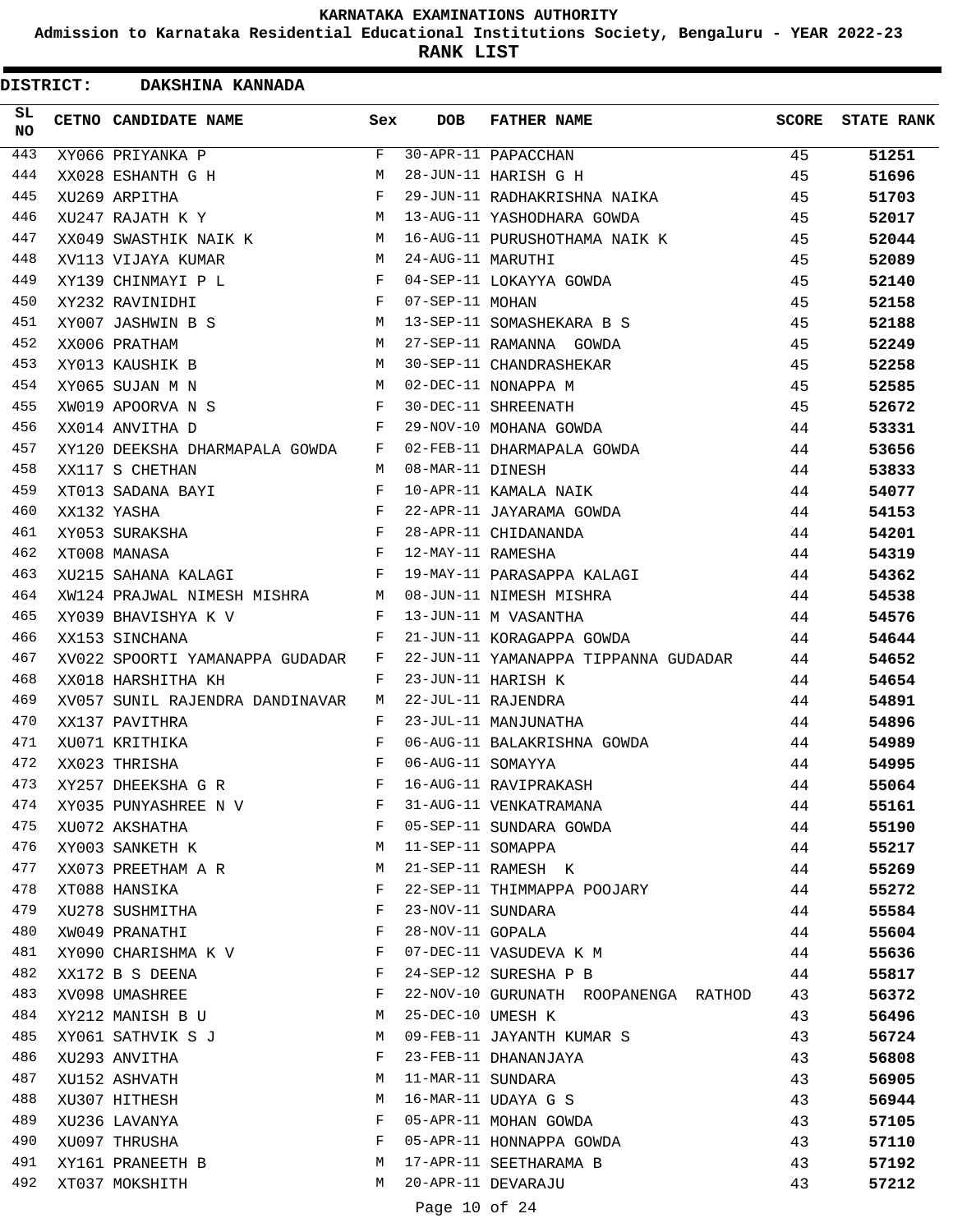# KARNATAKA EXAMINATIONS AUTHORITY

**Admission to Karnataka Residential Educational Institutions Society, Bengaluru - YEAR 2022-23**

**RANK LIST**

**DISTRICT: DAKSHINA KANNADA**

| SL NO | CETNO | CANDIDATE NAME | Sex | DOB | FATHER NAME | SCORE | STATE RANK |
|---|---|---|---|---|---|---|---|
| 443 | XY066 | PRIYANKA P | F | 30-APR-11 | PAPACCHAN | 45 | **51251** |
| 444 | XX028 | ESHANTH G H | M | 28-JUN-11 | HARISH G H | 45 | **51696** |
| 445 | XU269 | ARPITHA | F | 29-JUN-11 | RADHAKRISHNA NAIKA | 45 | **51703** |
| 446 | XU247 | RAJATH K Y | M | 13-AUG-11 | YASHODHARA GOWDA | 45 | **52017** |
| 447 | XX049 | SWASTHIK NAIK K | M | 16-AUG-11 | PURUSHOTHAMA NAIK K | 45 | **52044** |
| 448 | XV113 | VIJAYA KUMAR | M | 24-AUG-11 | MARUTHI | 45 | **52089** |
| 449 | XY139 | CHINMAYI P L | F | 04-SEP-11 | LOKAYYA GOWDA | 45 | **52140** |
| 450 | XY232 | RAVINIDHI | F | 07-SEP-11 | MOHAN | 45 | **52158** |
| 451 | XY007 | JASHWIN B S | M | 13-SEP-11 | SOMASHEKARA B S | 45 | **52188** |
| 452 | XX006 | PRATHAM | M | 27-SEP-11 | RAMANNA GOWDA | 45 | **52249** |
| 453 | XY013 | KAUSHIK B | M | 30-SEP-11 | CHANDRASHEKAR | 45 | **52258** |
| 454 | XY065 | SUJAN M N | M | 02-DEC-11 | NONAPPA M | 45 | **52585** |
| 455 | XW019 | APOORVA N S | F | 30-DEC-11 | SHREENATH | 45 | **52672** |
| 456 | XX014 | ANVITHA D | F | 29-NOV-10 | MOHANA GOWDA | 44 | **53331** |
| 457 | XY120 | DEEKSHA DHARMAPALA GOWDA | F | 02-FEB-11 | DHARMAPALA GOWDA | 44 | **53656** |
| 458 | XX117 | S CHETHAN | M | 08-MAR-11 | DINESH | 44 | **53833** |
| 459 | XT013 | SADANA BAYI | F | 10-APR-11 | KAMALA NAIK | 44 | **54077** |
| 460 | XX132 | YASHA | F | 22-APR-11 | JAYARAMA GOWDA | 44 | **54153** |
| 461 | XY053 | SURAKSHA | F | 28-APR-11 | CHIDANANDA | 44 | **54201** |
| 462 | XT008 | MANASA | F | 12-MAY-11 | RAMESHA | 44 | **54319** |
| 463 | XU215 | SAHANA KALAGI | F | 19-MAY-11 | PARASAPPA KALAGI | 44 | **54362** |
| 464 | XW124 | PRAJWAL NIMESH MISHRA | M | 08-JUN-11 | NIMESH MISHRA | 44 | **54538** |
| 465 | XY039 | BHAVISHYA K V | F | 13-JUN-11 | M VASANTHA | 44 | **54576** |
| 466 | XX153 | SINCHANA | F | 21-JUN-11 | KORAGAPPA GOWDA | 44 | **54644** |
| 467 | XV022 | SPOORTI YAMANAPPA GUDADAR | F | 22-JUN-11 | YAMANAPPA TIPPANNA GUDADAR | 44 | **54652** |
| 468 | XX018 | HARSHITHA KH | F | 23-JUN-11 | HARISH K | 44 | **54654** |
| 469 | XV057 | SUNIL RAJENDRA DANDINAVAR | M | 22-JUL-11 | RAJENDRA | 44 | **54891** |
| 470 | XX137 | PAVITHRA | F | 23-JUL-11 | MANJUNATHA | 44 | **54896** |
| 471 | XU071 | KRITHIKA | F | 06-AUG-11 | BALAKRISHNA GOWDA | 44 | **54989** |
| 472 | XX023 | THRISHA | F | 06-AUG-11 | SOMAYYA | 44 | **54995** |
| 473 | XY257 | DHEEKSHA G R | F | 16-AUG-11 | RAVIPRAKASH | 44 | **55064** |
| 474 | XY035 | PUNYASHREE N V | F | 31-AUG-11 | VENKATRAMANA | 44 | **55161** |
| 475 | XU072 | AKSHATHA | F | 05-SEP-11 | SUNDARA GOWDA | 44 | **55190** |
| 476 | XY003 | SANKETH K | M | 11-SEP-11 | SOMAPPA | 44 | **55217** |
| 477 | XX073 | PREETHAM A R | M | 21-SEP-11 | RAMESH K | 44 | **55269** |
| 478 | XT088 | HANSIKA | F | 22-SEP-11 | THIMMAPPA POOJARY | 44 | **55272** |
| 479 | XU278 | SUSHMITHA | F | 23-NOV-11 | SUNDARA | 44 | **55584** |
| 480 | XW049 | PRANATHI | F | 28-NOV-11 | GOPALA | 44 | **55604** |
| 481 | XY090 | CHARISHMA K V | F | 07-DEC-11 | VASUDEVA K M | 44 | **55636** |
| 482 | XX172 | B S DEENA | F | 24-SEP-12 | SURESHA P B | 44 | **55817** |
| 483 | XV098 | UMASHREE | F | 22-NOV-10 | GURUNATH ROOPANENGA RATHOD | 43 | **56372** |
| 484 | XY212 | MANISH B U | M | 25-DEC-10 | UMESH K | 43 | **56496** |
| 485 | XY061 | SATHVIK S J | M | 09-FEB-11 | JAYANTH KUMAR S | 43 | **56724** |
| 486 | XU293 | ANVITHA | F | 23-FEB-11 | DHANANJAYA | 43 | **56808** |
| 487 | XU152 | ASHVATH | M | 11-MAR-11 | SUNDARA | 43 | **56905** |
| 488 | XU307 | HITHESH | M | 16-MAR-11 | UDAYA G S | 43 | **56944** |
| 489 | XU236 | LAVANYA | F | 05-APR-11 | MOHAN GOWDA | 43 | **57105** |
| 490 | XU097 | THRUSHA | F | 05-APR-11 | HONNAPPA GOWDA | 43 | **57110** |
| 491 | XY161 | PRANEETH B | M | 17-APR-11 | SEETHARAMA B | 43 | **57192** |
| 492 | XT037 | MOKSHITH | M | 20-APR-11 | DEVARAJU | 43 | **57212** |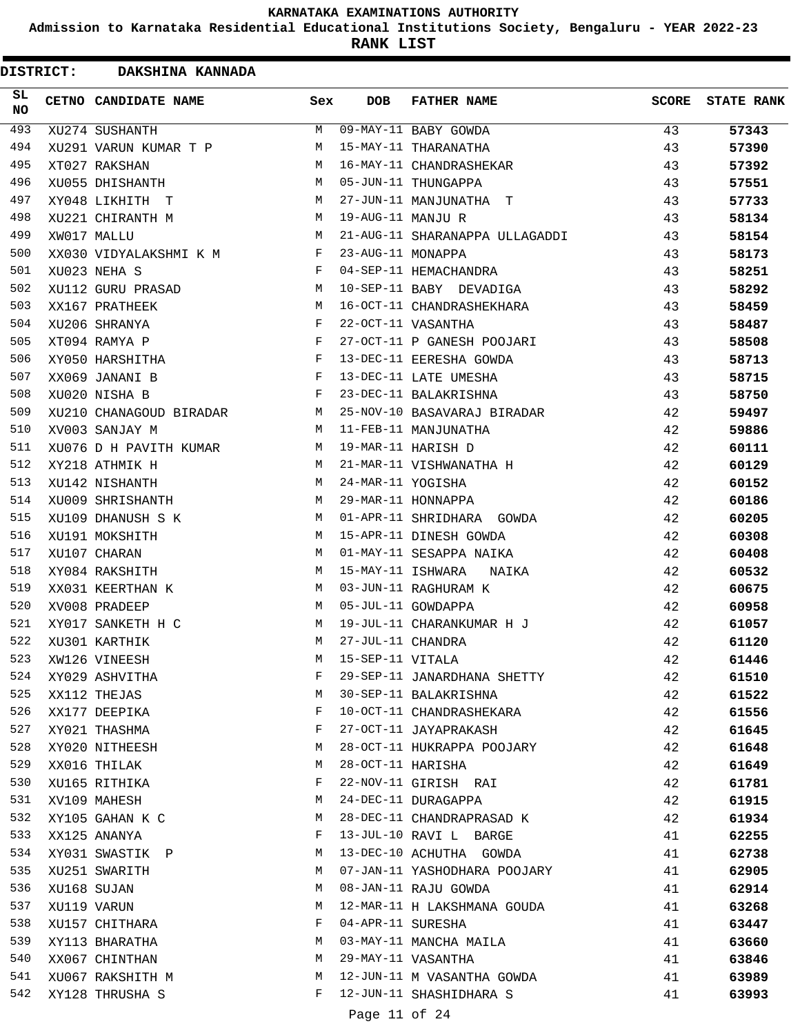**KARNATAKA EXAMINATIONS AUTHORITY**

**Admission to Karnataka Residential Educational Institutions Society, Bengaluru - YEAR 2022-23**

**RANK LIST**

**DISTRICT: DAKSHINA KANNADA**

| SL NO | CETNO | CANDIDATE NAME | Sex | DOB | FATHER NAME | SCORE | STATE RANK |
|---|---|---|---|---|---|---|---|
| 493 | XU274 | SUSHANTH | M | 09-MAY-11 | BABY GOWDA | 43 | **57343** |
| 494 | XU291 | VARUN KUMAR T P | M | 15-MAY-11 | THARANATHA | 43 | **57390** |
| 495 | XT027 | RAKSHAN | M | 16-MAY-11 | CHANDRASHEKAR | 43 | **57392** |
| 496 | XU055 | DHISHANTH | M | 05-JUN-11 | THUNGAPPA | 43 | **57551** |
| 497 | XY048 | LIKHITH T | M | 27-JUN-11 | MANJUNATHA T | 43 | **57733** |
| 498 | XU221 | CHIRANTH M | M | 19-AUG-11 | MANJU R | 43 | **58134** |
| 499 | XW017 | MALLU | M | 21-AUG-11 | SHARANAPPA ULLAGADDI | 43 | **58154** |
| 500 | XX030 | VIDYALAKSHMI K M | F | 23-AUG-11 | MONAPPA | 43 | **58173** |
| 501 | XU023 | NEHA S | F | 04-SEP-11 | HEMACHANDRA | 43 | **58251** |
| 502 | XU112 | GURU PRASAD | M | 10-SEP-11 | BABY DEVADIGA | 43 | **58292** |
| 503 | XX167 | PRATHEEK | M | 16-OCT-11 | CHANDRASHEKHARA | 43 | **58459** |
| 504 | XU206 | SHRANYA | F | 22-OCT-11 | VASANTHA | 43 | **58487** |
| 505 | XT094 | RAMYA P | F | 27-OCT-11 | P GANESH POOJARI | 43 | **58508** |
| 506 | XY050 | HARSHITHA | F | 13-DEC-11 | EERESHA GOWDA | 43 | **58713** |
| 507 | XX069 | JANANI B | F | 13-DEC-11 | LATE UMESHA | 43 | **58715** |
| 508 | XU020 | NISHA B | F | 23-DEC-11 | BALAKRISHNA | 43 | **58750** |
| 509 | XU210 | CHANAGOUD BIRADAR | M | 25-NOV-10 | BASAVARAJ BIRADAR | 42 | **59497** |
| 510 | XV003 | SANJAY M | M | 11-FEB-11 | MANJUNATHA | 42 | **59886** |
| 511 | XU076 | D H PAVITH KUMAR | M | 19-MAR-11 | HARISH D | 42 | **60111** |
| 512 | XY218 | ATHMIK H | M | 21-MAR-11 | VISHWANATHA H | 42 | **60129** |
| 513 | XU142 | NISHANTH | M | 24-MAR-11 | YOGISHA | 42 | **60152** |
| 514 | XU009 | SHRISHANTH | M | 29-MAR-11 | HONNAPPA | 42 | **60186** |
| 515 | XU109 | DHANUSH S K | M | 01-APR-11 | SHRIDHARA GOWDA | 42 | **60205** |
| 516 | XU191 | MOKSHITH | M | 15-APR-11 | DINESH GOWDA | 42 | **60308** |
| 517 | XU107 | CHARAN | M | 01-MAY-11 | SESAPPA NAIKA | 42 | **60408** |
| 518 | XY084 | RAKSHITH | M | 15-MAY-11 | ISHWARA NAIKA | 42 | **60532** |
| 519 | XX031 | KEERTHAN K | M | 03-JUN-11 | RAGHURAM K | 42 | **60675** |
| 520 | XV008 | PRADEEP | M | 05-JUL-11 | GOWDAPPA | 42 | **60958** |
| 521 | XY017 | SANKETH H C | M | 19-JUL-11 | CHARANKUMAR H J | 42 | **61057** |
| 522 | XU301 | KARTHIK | M | 27-JUL-11 | CHANDRA | 42 | **61120** |
| 523 | XW126 | VINEESH | M | 15-SEP-11 | VITALA | 42 | **61446** |
| 524 | XY029 | ASHVITHA | F | 29-SEP-11 | JANARDHANA SHETTY | 42 | **61510** |
| 525 | XX112 | THEJAS | M | 30-SEP-11 | BALAKRISHNA | 42 | **61522** |
| 526 | XX177 | DEEPIKA | F | 10-OCT-11 | CHANDRASHEKARA | 42 | **61556** |
| 527 | XY021 | THASHMA | F | 27-OCT-11 | JAYAPRAKASH | 42 | **61645** |
| 528 | XY020 | NITHEESH | M | 28-OCT-11 | HUKRAPPA POOJARY | 42 | **61648** |
| 529 | XX016 | THILAK | M | 28-OCT-11 | HARISHA | 42 | **61649** |
| 530 | XU165 | RITHIKA | F | 22-NOV-11 | GIRISH RAI | 42 | **61781** |
| 531 | XV109 | MAHESH | M | 24-DEC-11 | DURAGAPPA | 42 | **61915** |
| 532 | XY105 | GAHAN K C | M | 28-DEC-11 | CHANDRAPRASAD K | 42 | **61934** |
| 533 | XX125 | ANANYA | F | 13-JUL-10 | RAVI L BARGE | 41 | **62255** |
| 534 | XY031 | SWASTIK P | M | 13-DEC-10 | ACHUTHA GOWDA | 41 | **62738** |
| 535 | XU251 | SWARITH | M | 07-JAN-11 | YASHODHARA POOJARY | 41 | **62905** |
| 536 | XU168 | SUJAN | M | 08-JAN-11 | RAJU GOWDA | 41 | **62914** |
| 537 | XU119 | VARUN | M | 12-MAR-11 | H LAKSHMANA GOUDA | 41 | **63268** |
| 538 | XU157 | CHITHARA | F | 04-APR-11 | SURESHA | 41 | **63447** |
| 539 | XY113 | BHARATHA | M | 03-MAY-11 | MANCHA MAILA | 41 | **63660** |
| 540 | XX067 | CHINTHAN | M | 29-MAY-11 | VASANTHA | 41 | **63846** |
| 541 | XU067 | RAKSHITH M | M | 12-JUN-11 | M VASANTHA GOWDA | 41 | **63989** |
| 542 | XY128 | THRUSHA S | F | 12-JUN-11 | SHASHIDHARA S | 41 | **63993** |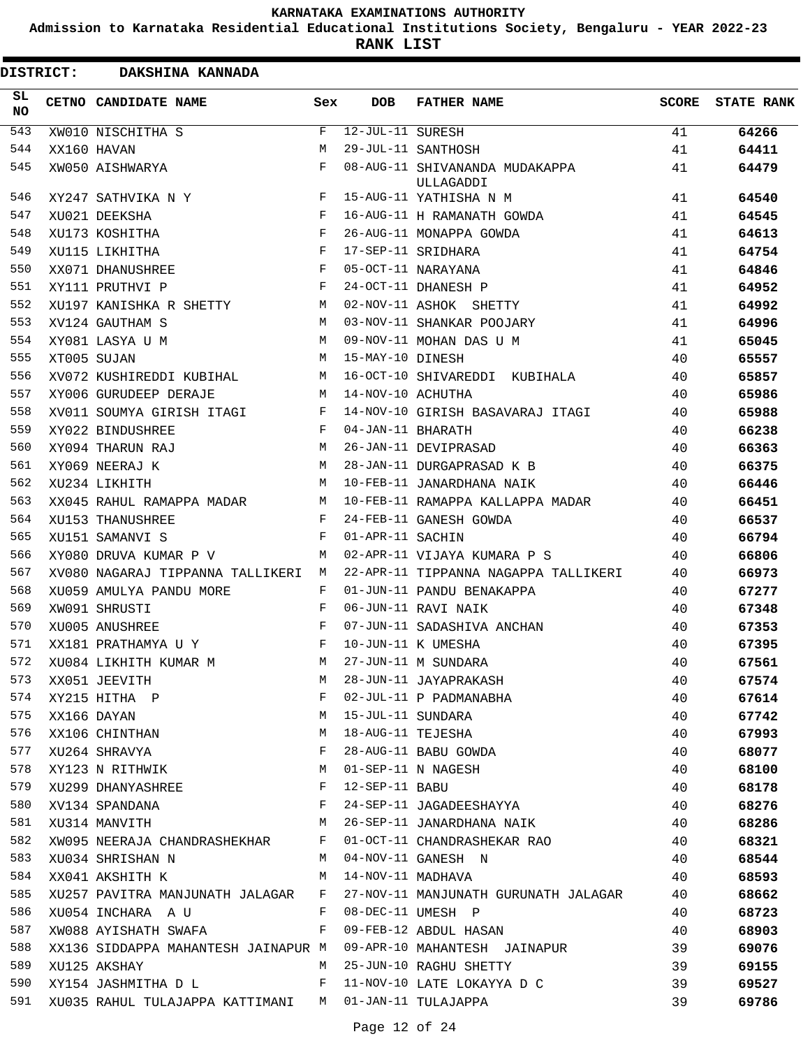KARNATAKA EXAMINATIONS AUTHORITY

Admission to Karnataka Residential Educational Institutions Society, Bengaluru - YEAR 2022-23

**RANK LIST**

**DISTRICT: DAKSHINA KANNADA**

| SL NO | CETNO | CANDIDATE NAME | Sex | DOB | FATHER NAME | SCORE | STATE RANK |
|---|---|---|---|---|---|---|---|
| 543 | XW010 | NISCHITHA S | F | 12-JUL-11 | SURESH | 41 | **64266** |
| 544 | XX160 | HAVAN | M | 29-JUL-11 | SANTHOSH | 41 | **64411** |
| 545 | XW050 | AISHWARYA | F | 08-AUG-11 | SHIVANANDA MUDAKAPPA ULLAGADDI | 41 | **64479** |
| 546 | XY247 | SATHVIKA N Y | F | 15-AUG-11 | YATHISHA N M | 41 | **64540** |
| 547 | XU021 | DEEKSHA | F | 16-AUG-11 | H RAMANATH GOWDA | 41 | **64545** |
| 548 | XU173 | KOSHITHA | F | 26-AUG-11 | MONAPPA GOWDA | 41 | **64613** |
| 549 | XU115 | LIKHITHA | F | 17-SEP-11 | SRIDHARA | 41 | **64754** |
| 550 | XX071 | DHANUSHREE | F | 05-OCT-11 | NARAYANA | 41 | **64846** |
| 551 | XY111 | PRUTHVI P | F | 24-OCT-11 | DHANESH P | 41 | **64952** |
| 552 | XU197 | KANISHKA R SHETTY | M | 02-NOV-11 | ASHOK SHETTY | 41 | **64992** |
| 553 | XV124 | GAUTHAM S | M | 03-NOV-11 | SHANKAR POOJARY | 41 | **64996** |
| 554 | XY081 | LASYA U M | M | 09-NOV-11 | MOHAN DAS U M | 41 | **65045** |
| 555 | XT005 | SUJAN | M | 15-MAY-10 | DINESH | 40 | **65557** |
| 556 | XV072 | KUSHIREDDI KUBIHAL | M | 16-OCT-10 | SHIVAREDDI KUBIHALA | 40 | **65857** |
| 557 | XY006 | GURUDEEP DERAJE | M | 14-NOV-10 | ACHUTHA | 40 | **65986** |
| 558 | XV011 | SOUMYA GIRISH ITAGI | F | 14-NOV-10 | GIRISH BASAVARAJ ITAGI | 40 | **65988** |
| 559 | XY022 | BINDUSHREE | F | 04-JAN-11 | BHARATH | 40 | **66238** |
| 560 | XY094 | THARUN RAJ | M | 26-JAN-11 | DEVIPRASAD | 40 | **66363** |
| 561 | XY069 | NEERAJ K | M | 28-JAN-11 | DURGAPRASAD K B | 40 | **66375** |
| 562 | XU234 | LIKHITH | M | 10-FEB-11 | JANARDHANA NAIK | 40 | **66446** |
| 563 | XX045 | RAHUL RAMAPPA MADAR | M | 10-FEB-11 | RAMAPPA KALLAPPA MADAR | 40 | **66451** |
| 564 | XU153 | THANUSHREE | F | 24-FEB-11 | GANESH GOWDA | 40 | **66537** |
| 565 | XU151 | SAMANVI S | F | 01-APR-11 | SACHIN | 40 | **66794** |
| 566 | XY080 | DRUVA KUMAR P V | M | 02-APR-11 | VIJAYA KUMARA P S | 40 | **66806** |
| 567 | XV080 | NAGARAJ TIPPANNA TALLIKERI | M | 22-APR-11 | TIPPANNA NAGAPPA TALLIKERI | 40 | **66973** |
| 568 | XU059 | AMULYA PANDU MORE | F | 01-JUN-11 | PANDU BENAKAPPA | 40 | **67277** |
| 569 | XW091 | SHRUSTI | F | 06-JUN-11 | RAVI NAIK | 40 | **67348** |
| 570 | XU005 | ANUSHREE | F | 07-JUN-11 | SADASHIVA ANCHAN | 40 | **67353** |
| 571 | XX181 | PRATHAMYA U Y | F | 10-JUN-11 | K UMESHA | 40 | **67395** |
| 572 | XU084 | LIKHITH KUMAR M | M | 27-JUN-11 | M SUNDARA | 40 | **67561** |
| 573 | XX051 | JEEVITH | M | 28-JUN-11 | JAYAPRAKASH | 40 | **67574** |
| 574 | XY215 | HITHA P | F | 02-JUL-11 | P PADMANABHA | 40 | **67614** |
| 575 | XX166 | DAYAN | M | 15-JUL-11 | SUNDARA | 40 | **67742** |
| 576 | XX106 | CHINTHAN | M | 18-AUG-11 | TEJESHA | 40 | **67993** |
| 577 | XU264 | SHRAVYA | F | 28-AUG-11 | BABU GOWDA | 40 | **68077** |
| 578 | XY123 | N RITHWIK | M | 01-SEP-11 | N NAGESH | 40 | **68100** |
| 579 | XU299 | DHANYASHREE | F | 12-SEP-11 | BABU | 40 | **68178** |
| 580 | XV134 | SPANDANA | F | 24-SEP-11 | JAGADEESHAYYA | 40 | **68276** |
| 581 | XU314 | MANVITH | M | 26-SEP-11 | JANARDHANA NAIK | 40 | **68286** |
| 582 | XW095 | NEERAJA CHANDRASHEKHAR | F | 01-OCT-11 | CHANDRASHEKAR RAO | 40 | **68321** |
| 583 | XU034 | SHRISHAN N | M | 04-NOV-11 | GANESH N | 40 | **68544** |
| 584 | XX041 | AKSHITH K | M | 14-NOV-11 | MADHAVA | 40 | **68593** |
| 585 | XU257 | PAVITRA MANJUNATH JALAGAR | F | 27-NOV-11 | MANJUNATH GURUNATH JALAGAR | 40 | **68662** |
| 586 | XU054 | INCHARA A U | F | 08-DEC-11 | UMESH P | 40 | **68723** |
| 587 | XW088 | AYISHATH SWAFA | F | 09-FEB-12 | ABDUL HASAN | 40 | **68903** |
| 588 | XX136 | SIDDAPPA MAHANTESH JAINAPUR | M | 09-APR-10 | MAHANTESH JAINAPUR | 39 | **69076** |
| 589 | XU125 | AKSHAY | M | 25-JUN-10 | RAGHU SHETTY | 39 | **69155** |
| 590 | XY154 | JASHMITHA D L | F | 11-NOV-10 | LATE LOKAYYA D C | 39 | **69527** |
| 591 | XU035 | RAHUL TULAJAPPA KATTIMANI | M | 01-JAN-11 | TULAJAPPA | 39 | **69786** |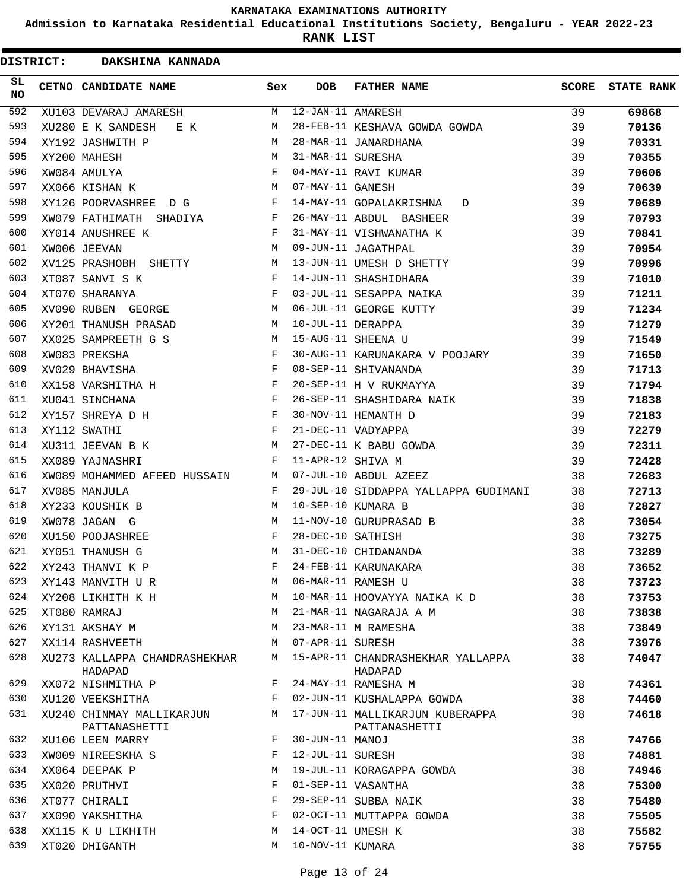# KARNATAKA EXAMINATIONS AUTHORITY

## Admission to Karnataka Residential Educational Institutions Society, Bengaluru - YEAR 2022-23

## RANK LIST

**DISTRICT: DAKSHINA KANNADA**

| SL NO | CETNO | CANDIDATE NAME | Sex | DOB | FATHER NAME | SCORE | STATE RANK |
|---|---|---|---|---|---|---|---|
| 592 | XU103 | DEVARAJ AMARESH | M | 12-JAN-11 | AMARESH | 39 | **69868** |
| 593 | XU280 | E K SANDESH E K | M | 28-FEB-11 | KESHAVA GOWDA GOWDA | 39 | **70136** |
| 594 | XY192 | JASHWITH P | M | 28-MAR-11 | JANARDHANA | 39 | **70331** |
| 595 | XY200 | MAHESH | M | 31-MAR-11 | SURESHA | 39 | **70355** |
| 596 | XW084 | AMULYA | F | 04-MAY-11 | RAVI KUMAR | 39 | **70606** |
| 597 | XX066 | KISHAN K | M | 07-MAY-11 | GANESH | 39 | **70639** |
| 598 | XY126 | POORVASHREE D G | F | 14-MAY-11 | GOPALAKRISHNA D | 39 | **70689** |
| 599 | XW079 | FATHIMATH SHADIYA | F | 26-MAY-11 | ABDUL BASHEER | 39 | **70793** |
| 600 | XY014 | ANUSHREE K | F | 31-MAY-11 | VISHWANATHA K | 39 | **70841** |
| 601 | XW006 | JEEVAN | M | 09-JUN-11 | JAGATHPAL | 39 | **70954** |
| 602 | XV125 | PRASHOBH SHETTY | M | 13-JUN-11 | UMESH D SHETTY | 39 | **70996** |
| 603 | XT087 | SANVI S K | F | 14-JUN-11 | SHASHIDHARA | 39 | **71010** |
| 604 | XT070 | SHARANYA | F | 03-JUL-11 | SESAPPA NAIKA | 39 | **71211** |
| 605 | XV090 | RUBEN GEORGE | M | 06-JUL-11 | GEORGE KUTTY | 39 | **71234** |
| 606 | XY201 | THANUSH PRASAD | M | 10-JUL-11 | DERAPPA | 39 | **71279** |
| 607 | XX025 | SAMPREETH G S | M | 15-AUG-11 | SHEENA U | 39 | **71549** |
| 608 | XW083 | PREKSHA | F | 30-AUG-11 | KARUNAKARA V POOJARY | 39 | **71650** |
| 609 | XV029 | BHAVISHA | F | 08-SEP-11 | SHIVANANDA | 39 | **71713** |
| 610 | XX158 | VARSHITHA H | F | 20-SEP-11 | H V RUKMAYYA | 39 | **71794** |
| 611 | XU041 | SINCHANA | F | 26-SEP-11 | SHASHIDARA NAIK | 39 | **71838** |
| 612 | XY157 | SHREYA D H | F | 30-NOV-11 | HEMANTH D | 39 | **72183** |
| 613 | XY112 | SWATHI | F | 21-DEC-11 | VADYAPPA | 39 | **72279** |
| 614 | XU311 | JEEVAN B K | M | 27-DEC-11 | K BABU GOWDA | 39 | **72311** |
| 615 | XX089 | YAJNASHRI | F | 11-APR-12 | SHIVA M | 39 | **72428** |
| 616 | XW089 | MOHAMMED AFEED HUSSAIN | M | 07-JUL-10 | ABDUL AZEEZ | 38 | **72683** |
| 617 | XV085 | MANJULA | F | 29-JUL-10 | SIDDAPPA YALLAPPA GUDIMANI | 38 | **72713** |
| 618 | XY233 | KOUSHIK B | M | 10-SEP-10 | KUMARA B | 38 | **72827** |
| 619 | XW078 | JAGAN G | M | 11-NOV-10 | GURUPRASAD B | 38 | **73054** |
| 620 | XU150 | POOJASHREE | F | 28-DEC-10 | SATHISH | 38 | **73275** |
| 621 | XY051 | THANUSH G | M | 31-DEC-10 | CHIDANANDA | 38 | **73289** |
| 622 | XY243 | THANVI K P | F | 24-FEB-11 | KARUNAKARA | 38 | **73652** |
| 623 | XY143 | MANVITH U R | M | 06-MAR-11 | RAMESH U | 38 | **73723** |
| 624 | XY208 | LIKHITH K H | M | 10-MAR-11 | HOOVAYYA NAIKA K D | 38 | **73753** |
| 625 | XT080 | RAMRAJ | M | 21-MAR-11 | NAGARAJA A M | 38 | **73838** |
| 626 | XY131 | AKSHAY M | M | 23-MAR-11 | M RAMESHA | 38 | **73849** |
| 627 | XX114 | RASHVEETH | M | 07-APR-11 | SURESH | 38 | **73976** |
| 628 | XU273 | KALLAPPA CHANDRASHEKHAR HADAPAD | M | 15-APR-11 | CHANDRASHEKHAR YALLAPPA HADAPAD | 38 | **74047** |
| 629 | XX072 | NISHMITHA P | F | 24-MAY-11 | RAMESHA M | 38 | **74361** |
| 630 | XU120 | VEEKSHITHA | F | 02-JUN-11 | KUSHALAPPA GOWDA | 38 | **74460** |
| 631 | XU240 | CHINMAY MALLIKARJUN PATTANASHETTI | M | 17-JUN-11 | MALLIKARJUN KUBERAPPA PATTANASHETTI | 38 | **74618** |
| 632 | XU106 | LEEN MARRY | F | 30-JUN-11 | MANOJ | 38 | **74766** |
| 633 | XW009 | NIREESKHA S | F | 12-JUL-11 | SURESH | 38 | **74881** |
| 634 | XX064 | DEEPAK P | M | 19-JUL-11 | KORAGAPPA GOWDA | 38 | **74946** |
| 635 | XX020 | PRUTHVI | F | 01-SEP-11 | VASANTHA | 38 | **75300** |
| 636 | XT077 | CHIRALI | F | 29-SEP-11 | SUBBA NAIK | 38 | **75480** |
| 637 | XX090 | YAKSHITHA | F | 02-OCT-11 | MUTTAPPA GOWDA | 38 | **75505** |
| 638 | XX115 | K U LIKHITH | M | 14-OCT-11 | UMESH K | 38 | **75582** |
| 639 | XT020 | DHIGANTH | M | 10-NOV-11 | KUMARA | 38 | **75755** |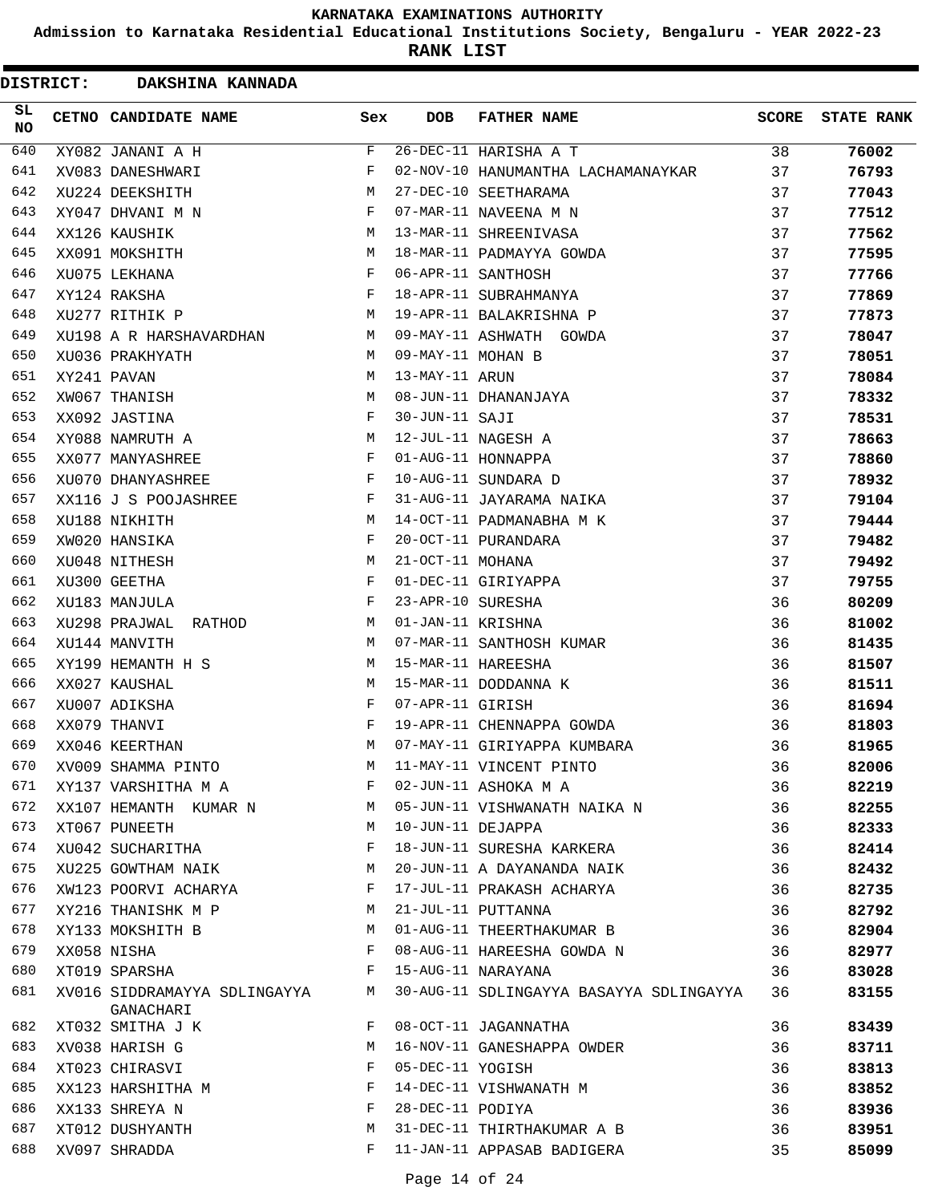**KARNATAKA EXAMINATIONS AUTHORITY**

**Admission to Karnataka Residential Educational Institutions Society, Bengaluru - YEAR 2022-23**

**RANK LIST**

**DISTRICT: DAKSHINA KANNADA**

| SL NO | CETNO | CANDIDATE NAME | Sex | DOB | FATHER NAME | SCORE | STATE RANK |
|---|---|---|---|---|---|---|---|
| 640 | XY082 | JANANI A H | F | 26-DEC-11 | HARISHA A T | 38 | **76002** |
| 641 | XV083 | DANESHWARI | F | 02-NOV-10 | HANUMANTHA LACHAMANAYKAR | 37 | **76793** |
| 642 | XU224 | DEEKSHITH | M | 27-DEC-10 | SEETHARAMA | 37 | **77043** |
| 643 | XY047 | DHVANI M N | F | 07-MAR-11 | NAVEENA M N | 37 | **77512** |
| 644 | XX126 | KAUSHIK | M | 13-MAR-11 | SHREENIVASA | 37 | **77562** |
| 645 | XX091 | MOKSHITH | M | 18-MAR-11 | PADMAYYA GOWDA | 37 | **77595** |
| 646 | XU075 | LEKHANA | F | 06-APR-11 | SANTHOSH | 37 | **77766** |
| 647 | XY124 | RAKSHA | F | 18-APR-11 | SUBRAHMANYA | 37 | **77869** |
| 648 | XU277 | RITHIK P | M | 19-APR-11 | BALAKRISHNA P | 37 | **77873** |
| 649 | XU198 | A R HARSHAVARDHAN | M | 09-MAY-11 | ASHWATH GOWDA | 37 | **78047** |
| 650 | XU036 | PRAKHYATH | M | 09-MAY-11 | MOHAN B | 37 | **78051** |
| 651 | XY241 | PAVAN | M | 13-MAY-11 | ARUN | 37 | **78084** |
| 652 | XW067 | THANISH | M | 08-JUN-11 | DHANANJAYA | 37 | **78332** |
| 653 | XX092 | JASTINA | F | 30-JUN-11 | SAJI | 37 | **78531** |
| 654 | XY088 | NAMRUTH A | M | 12-JUL-11 | NAGESH A | 37 | **78663** |
| 655 | XX077 | MANYASHREE | F | 01-AUG-11 | HONNAPPA | 37 | **78860** |
| 656 | XU070 | DHANYASHREE | F | 10-AUG-11 | SUNDARA D | 37 | **78932** |
| 657 | XX116 | J S POOJASHREE | F | 31-AUG-11 | JAYARAMA NAIKA | 37 | **79104** |
| 658 | XU188 | NIKHITH | M | 14-OCT-11 | PADMANABHA M K | 37 | **79444** |
| 659 | XW020 | HANSIKA | F | 20-OCT-11 | PURANDARA | 37 | **79482** |
| 660 | XU048 | NITHESH | M | 21-OCT-11 | MOHANA | 37 | **79492** |
| 661 | XU300 | GEETHA | F | 01-DEC-11 | GIRIYAPPA | 37 | **79755** |
| 662 | XU183 | MANJULA | F | 23-APR-10 | SURESHA | 36 | **80209** |
| 663 | XU298 | PRAJWAL RATHOD | M | 01-JAN-11 | KRISHNA | 36 | **81002** |
| 664 | XU144 | MANVITH | M | 07-MAR-11 | SANTHOSH KUMAR | 36 | **81435** |
| 665 | XY199 | HEMANTH H S | M | 15-MAR-11 | HAREESHA | 36 | **81507** |
| 666 | XX027 | KAUSHAL | M | 15-MAR-11 | DODDANNA K | 36 | **81511** |
| 667 | XU007 | ADIKSHA | F | 07-APR-11 | GIRISH | 36 | **81694** |
| 668 | XX079 | THANVI | F | 19-APR-11 | CHENNAPPA GOWDA | 36 | **81803** |
| 669 | XX046 | KEERTHAN | M | 07-MAY-11 | GIRIYAPPA KUMBARA | 36 | **81965** |
| 670 | XV009 | SHAMMA PINTO | M | 11-MAY-11 | VINCENT PINTO | 36 | **82006** |
| 671 | XY137 | VARSHITHA M A | F | 02-JUN-11 | ASHOKA M A | 36 | **82219** |
| 672 | XX107 | HEMANTH KUMAR N | M | 05-JUN-11 | VISHWANATH NAIKA N | 36 | **82255** |
| 673 | XT067 | PUNEETH | M | 10-JUN-11 | DEJAPPA | 36 | **82333** |
| 674 | XU042 | SUCHARITHA | F | 18-JUN-11 | SURESHA KARKERA | 36 | **82414** |
| 675 | XU225 | GOWTHAM NAIK | M | 20-JUN-11 | A DAYANANDA NAIK | 36 | **82432** |
| 676 | XW123 | POORVI ACHARYA | F | 17-JUL-11 | PRAKASH ACHARYA | 36 | **82735** |
| 677 | XY216 | THANISHK M P | M | 21-JUL-11 | PUTTANNA | 36 | **82792** |
| 678 | XY133 | MOKSHITH B | M | 01-AUG-11 | THEERTHAKUMAR B | 36 | **82904** |
| 679 | XX058 | NISHA | F | 08-AUG-11 | HAREESHA GOWDA N | 36 | **82977** |
| 680 | XT019 | SPARSHA | F | 15-AUG-11 | NARAYANA | 36 | **83028** |
| 681 | XV016 | SIDDRAMAYYA SDLINGAYYA GANACHARI | M | 30-AUG-11 | SDLINGAYYA BASAYYA SDLINGAYYA | 36 | **83155** |
| 682 | XT032 | SMITHA J K | F | 08-OCT-11 | JAGANNATHA | 36 | **83439** |
| 683 | XV038 | HARISH G | M | 16-NOV-11 | GANESHAPPA OWDER | 36 | **83711** |
| 684 | XT023 | CHIRASVI | F | 05-DEC-11 | YOGISH | 36 | **83813** |
| 685 | XX123 | HARSHITHA M | F | 14-DEC-11 | VISHWANATH M | 36 | **83852** |
| 686 | XX133 | SHREYA N | F | 28-DEC-11 | PODIYA | 36 | **83936** |
| 687 | XT012 | DUSHYANTH | M | 31-DEC-11 | THIRTHAKUMAR A B | 36 | **83951** |
| 688 | XV097 | SHRADDA | F | 11-JAN-11 | APPASAB BADIGERA | 35 | **85099** |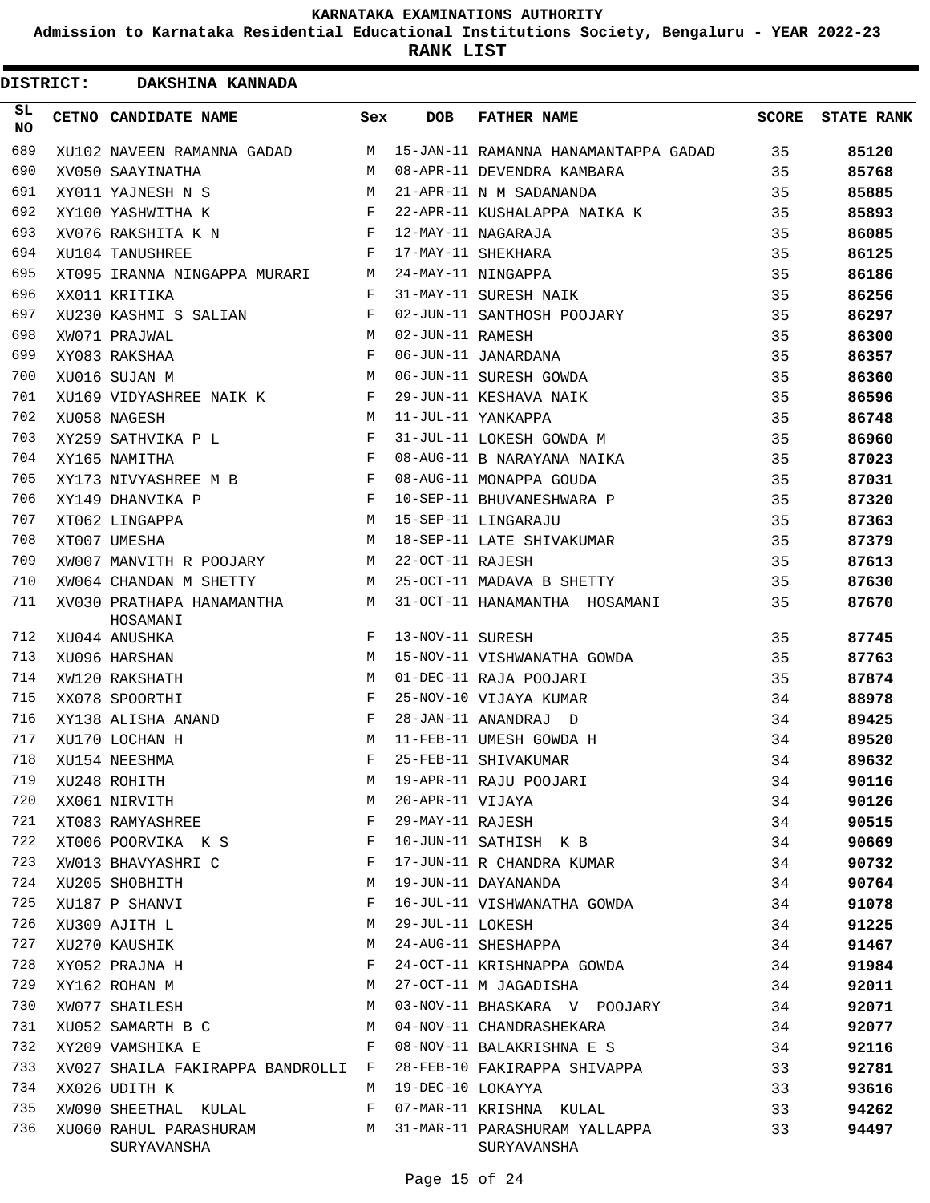KARNATAKA EXAMINATIONS AUTHORITY

Admission to Karnataka Residential Educational Institutions Society, Bengaluru - YEAR 2022-23

**RANK LIST**

**DISTRICT: DAKSHINA KANNADA**

| SL NO | CETNO | CANDIDATE NAME | Sex | DOB | FATHER NAME | SCORE | STATE RANK |
|---|---|---|---|---|---|---|---|
| 689 | XU102 | NAVEEN RAMANNA GADAD | M | 15-JAN-11 | RAMANNA HANAMANTAPPA GADAD | 35 | **85120** |
| 690 | XV050 | SAAYINATHA | M | 08-APR-11 | DEVENDRA KAMBARA | 35 | **85768** |
| 691 | XY011 | YAJNESH N S | M | 21-APR-11 | N M SADANANDA | 35 | **85885** |
| 692 | XY100 | YASHWITHA K | F | 22-APR-11 | KUSHALAPPA NAIKA K | 35 | **85893** |
| 693 | XV076 | RAKSHITA K N | F | 12-MAY-11 | NAGARAJA | 35 | **86085** |
| 694 | XU104 | TANUSHREE | F | 17-MAY-11 | SHEKHARA | 35 | **86125** |
| 695 | XT095 | IRANNA NINGAPPA MURARI | M | 24-MAY-11 | NINGAPPA | 35 | **86186** |
| 696 | XX011 | KRITIKA | F | 31-MAY-11 | SURESH NAIK | 35 | **86256** |
| 697 | XU230 | KASHMI S SALIAN | F | 02-JUN-11 | SANTHOSH POOJARY | 35 | **86297** |
| 698 | XW071 | PRAJWAL | M | 02-JUN-11 | RAMESH | 35 | **86300** |
| 699 | XY083 | RAKSHAA | F | 06-JUN-11 | JANARDANA | 35 | **86357** |
| 700 | XU016 | SUJAN M | M | 06-JUN-11 | SURESH GOWDA | 35 | **86360** |
| 701 | XU169 | VIDYASHREE NAIK K | F | 29-JUN-11 | KESHAVA NAIK | 35 | **86596** |
| 702 | XU058 | NAGESH | M | 11-JUL-11 | YANKAPPA | 35 | **86748** |
| 703 | XY259 | SATHVIKA P L | F | 31-JUL-11 | LOKESH GOWDA M | 35 | **86960** |
| 704 | XY165 | NAMITHA | F | 08-AUG-11 | B NARAYANA NAIKA | 35 | **87023** |
| 705 | XY173 | NIVYASHREE M B | F | 08-AUG-11 | MONAPPA GOUDA | 35 | **87031** |
| 706 | XY149 | DHANVIKA P | F | 10-SEP-11 | BHUVANESHWARA P | 35 | **87320** |
| 707 | XT062 | LINGAPPA | M | 15-SEP-11 | LINGARAJU | 35 | **87363** |
| 708 | XT007 | UMESHA | M | 18-SEP-11 | LATE SHIVAKUMAR | 35 | **87379** |
| 709 | XW007 | MANVITH R POOJARY | M | 22-OCT-11 | RAJESH | 35 | **87613** |
| 710 | XW064 | CHANDAN M SHETTY | M | 25-OCT-11 | MADAVA B SHETTY | 35 | **87630** |
| 711 | XV030 | PRATHAPA HANAMANTHA HOSAMANI | M | 31-OCT-11 | HANAMANTHA HOSAMANI | 35 | **87670** |
| 712 | XU044 | ANUSHKA | F | 13-NOV-11 | SURESH | 35 | **87745** |
| 713 | XU096 | HARSHAN | M | 15-NOV-11 | VISHWANATHA GOWDA | 35 | **87763** |
| 714 | XW120 | RAKSHATH | M | 01-DEC-11 | RAJA POOJARI | 35 | **87874** |
| 715 | XX078 | SPOORTHI | F | 25-NOV-10 | VIJAYA KUMAR | 34 | **88978** |
| 716 | XY138 | ALISHA ANAND | F | 28-JAN-11 | ANANDRAJ D | 34 | **89425** |
| 717 | XU170 | LOCHAN H | M | 11-FEB-11 | UMESH GOWDA H | 34 | **89520** |
| 718 | XU154 | NEESHMA | F | 25-FEB-11 | SHIVAKUMAR | 34 | **89632** |
| 719 | XU248 | ROHITH | M | 19-APR-11 | RAJU POOJARI | 34 | **90116** |
| 720 | XX061 | NIRVITH | M | 20-APR-11 | VIJAYA | 34 | **90126** |
| 721 | XT083 | RAMYASHREE | F | 29-MAY-11 | RAJESH | 34 | **90515** |
| 722 | XT006 | POORVIKA K S | F | 10-JUN-11 | SATHISH K B | 34 | **90669** |
| 723 | XW013 | BHAVYASHRI C | F | 17-JUN-11 | R CHANDRA KUMAR | 34 | **90732** |
| 724 | XU205 | SHOBHITH | M | 19-JUN-11 | DAYANANDA | 34 | **90764** |
| 725 | XU187 | P SHANVI | F | 16-JUL-11 | VISHWANATHA GOWDA | 34 | **91078** |
| 726 | XU309 | AJITH L | M | 29-JUL-11 | LOKESH | 34 | **91225** |
| 727 | XU270 | KAUSHIK | M | 24-AUG-11 | SHESHAPPA | 34 | **91467** |
| 728 | XY052 | PRAJNA H | F | 24-OCT-11 | KRISHNAPPA GOWDA | 34 | **91984** |
| 729 | XY162 | ROHAN M | M | 27-OCT-11 | M JAGADISHA | 34 | **92011** |
| 730 | XW077 | SHAILESH | M | 03-NOV-11 | BHASKARA V POOJARY | 34 | **92071** |
| 731 | XU052 | SAMARTH B C | M | 04-NOV-11 | CHANDRASHEKARA | 34 | **92077** |
| 732 | XY209 | VAMSHIKA E | F | 08-NOV-11 | BALAKRISHNA E S | 34 | **92116** |
| 733 | XV027 | SHAILA FAKIRAPPA BANDROLLI | F | 28-FEB-10 | FAKIRAPPA SHIVAPPA | 33 | **92781** |
| 734 | XX026 | UDITH K | M | 19-DEC-10 | LOKAYYA | 33 | **93616** |
| 735 | XW090 | SHEETHAL KULAL | F | 07-MAR-11 | KRISHNA KULAL | 33 | **94262** |
| 736 | XU060 | RAHUL PARASHURAM SURYAVANSHA | M | 31-MAR-11 | PARASHURAM YALLAPPA SURYAVANSHA | 33 | **94497** |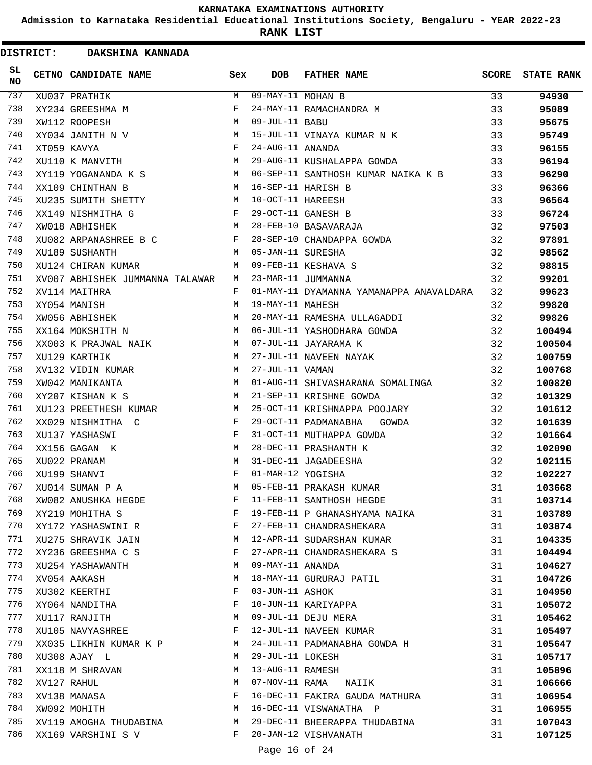KARNATAKA EXAMINATIONS AUTHORITY

Admission to Karnataka Residential Educational Institutions Society, Bengaluru - YEAR 2022-23

**RANK LIST**

**DISTRICT: DAKSHINA KANNADA**

| SL NO | CETNO | CANDIDATE NAME | Sex | DOB | FATHER NAME | SCORE | STATE RANK |
|---|---|---|---|---|---|---|---|
| 737 | XU037 | PRATHIK | M | 09-MAY-11 | MOHAN B | 33 | **94930** |
| 738 | XY234 | GREESHMA M | F | 24-MAY-11 | RAMACHANDRA M | 33 | **95089** |
| 739 | XW112 | ROOPESH | M | 09-JUL-11 | BABU | 33 | **95675** |
| 740 | XY034 | JANITH N V | M | 15-JUL-11 | VINAYA KUMAR N K | 33 | **95749** |
| 741 | XT059 | KAVYA | F | 24-AUG-11 | ANANDA | 33 | **96155** |
| 742 | XU110 | K MANVITH | M | 29-AUG-11 | KUSHALAPPA GOWDA | 33 | **96194** |
| 743 | XY119 | YOGANANDA K S | M | 06-SEP-11 | SANTHOSH KUMAR NAIKA K B | 33 | **96290** |
| 744 | XX109 | CHINTHAN B | M | 16-SEP-11 | HARISH B | 33 | **96366** |
| 745 | XU235 | SUMITH SHETTY | M | 10-OCT-11 | HAREESH | 33 | **96564** |
| 746 | XX149 | NISHMITHA G | F | 29-OCT-11 | GANESH B | 33 | **96724** |
| 747 | XW018 | ABHISHEK | M | 28-FEB-10 | BASAVARAJA | 32 | **97503** |
| 748 | XU082 | ARPANASHREE B C | F | 28-SEP-10 | CHANDAPPA GOWDA | 32 | **97891** |
| 749 | XU189 | SUSHANTH | M | 05-JAN-11 | SURESHA | 32 | **98562** |
| 750 | XU124 | CHIRAN KUMAR | M | 09-FEB-11 | KESHAVA S | 32 | **98815** |
| 751 | XV007 | ABHISHEK JUMMANNA TALAWAR | M | 23-MAR-11 | JUMMANNA | 32 | **99201** |
| 752 | XV114 | MAITHRA | F | 01-MAY-11 | DYAMANNA YAMANAPPA ANAVALDARA | 32 | **99623** |
| 753 | XY054 | MANISH | M | 19-MAY-11 | MAHESH | 32 | **99820** |
| 754 | XW056 | ABHISHEK | M | 20-MAY-11 | RAMESHA ULLAGADDI | 32 | **99826** |
| 755 | XX164 | MOKSHITH N | M | 06-JUL-11 | YASHODHARA GOWDA | 32 | **100494** |
| 756 | XX003 | K PRAJWAL NAIK | M | 07-JUL-11 | JAYARAMA K | 32 | **100504** |
| 757 | XU129 | KARTHIK | M | 27-JUL-11 | NAVEEN NAYAK | 32 | **100759** |
| 758 | XV132 | VIDIN KUMAR | M | 27-JUL-11 | VAMAN | 32 | **100768** |
| 759 | XW042 | MANIKANTA | M | 01-AUG-11 | SHIVASHARANA SOMALINGA | 32 | **100820** |
| 760 | XY207 | KISHAN K S | M | 21-SEP-11 | KRISHNE GOWDA | 32 | **101329** |
| 761 | XU123 | PREETHESH KUMAR | M | 25-OCT-11 | KRISHNAPPA POOJARY | 32 | **101612** |
| 762 | XX029 | NISHMITHA C | F | 29-OCT-11 | PADMANABHA GOWDA | 32 | **101639** |
| 763 | XU137 | YASHASWI | F | 31-OCT-11 | MUTHAPPA GOWDA | 32 | **101664** |
| 764 | XX156 | GAGAN K | M | 28-DEC-11 | PRASHANTH K | 32 | **102090** |
| 765 | XU022 | PRANAM | M | 31-DEC-11 | JAGADEESHA | 32 | **102115** |
| 766 | XU199 | SHANVI | F | 01-MAR-12 | YOGISHA | 32 | **102227** |
| 767 | XU014 | SUMAN P A | M | 05-FEB-11 | PRAKASH KUMAR | 31 | **103668** |
| 768 | XW082 | ANUSHKA HEGDE | F | 11-FEB-11 | SANTHOSH HEGDE | 31 | **103714** |
| 769 | XY219 | MOHITHA S | F | 19-FEB-11 | P GHANASHYAMA NAIKA | 31 | **103789** |
| 770 | XY172 | YASHASWINI R | F | 27-FEB-11 | CHANDRASHEKARA | 31 | **103874** |
| 771 | XU275 | SHRAVIK JAIN | M | 12-APR-11 | SUDARSHAN KUMAR | 31 | **104335** |
| 772 | XY236 | GREESHMA C S | F | 27-APR-11 | CHANDRASHEKARA S | 31 | **104494** |
| 773 | XU254 | YASHAWANTH | M | 09-MAY-11 | ANANDA | 31 | **104627** |
| 774 | XV054 | AAKASH | M | 18-MAY-11 | GURURAJ PATIL | 31 | **104726** |
| 775 | XU302 | KEERTHI | F | 03-JUN-11 | ASHOK | 31 | **104950** |
| 776 | XY064 | NANDITHA | F | 10-JUN-11 | KARIYAPPA | 31 | **105072** |
| 777 | XU117 | RANJITH | M | 09-JUL-11 | DEJU MERA | 31 | **105462** |
| 778 | XU105 | NAVYASHREE | F | 12-JUL-11 | NAVEEN KUMAR | 31 | **105497** |
| 779 | XX035 | LIKHIN KUMAR K P | M | 24-JUL-11 | PADMANABHA GOWDA H | 31 | **105647** |
| 780 | XU308 | AJAY L | M | 29-JUL-11 | LOKESH | 31 | **105717** |
| 781 | XX118 | M SHRAVAN | M | 13-AUG-11 | RAMESH | 31 | **105896** |
| 782 | XV127 | RAHUL | M | 07-NOV-11 | RAMA NAIIK | 31 | **106666** |
| 783 | XV138 | MANASA | F | 16-DEC-11 | FAKIRA GAUDA MATHURA | 31 | **106954** |
| 784 | XW092 | MOHITH | M | 16-DEC-11 | VISWANATHA P | 31 | **106955** |
| 785 | XV119 | AMOGHA THUDABINA | M | 29-DEC-11 | BHEERAPPA THUDABINA | 31 | **107043** |
| 786 | XX169 | VARSHINI S V | F | 20-JAN-12 | VISHVANATH | 31 | **107125** |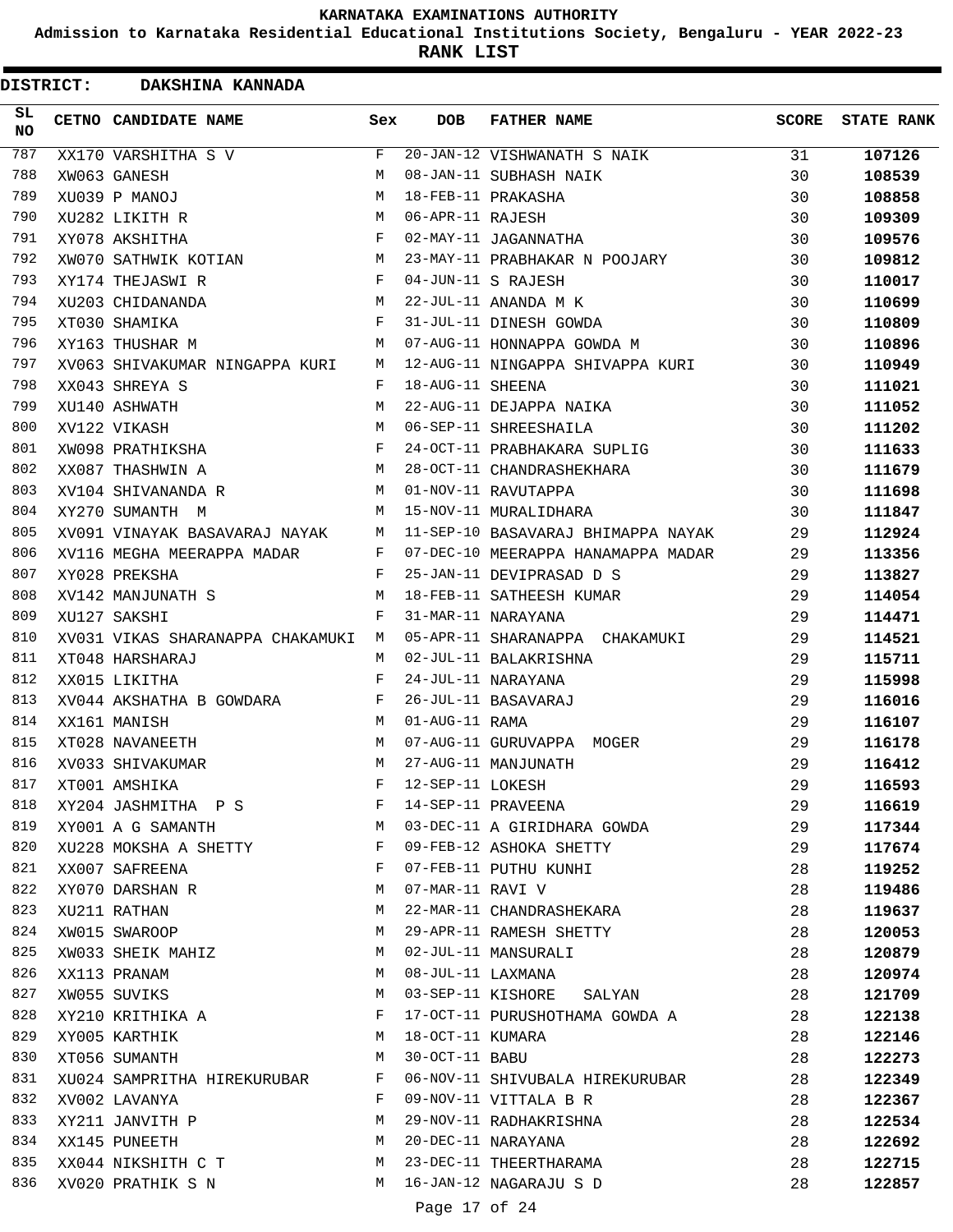KARNATAKA EXAMINATIONS AUTHORITY

Admission to Karnataka Residential Educational Institutions Society, Bengaluru - YEAR 2022-23

**RANK LIST**

**DISTRICT: DAKSHINA KANNADA**

| SL NO | CETNO | CANDIDATE NAME | Sex | DOB | FATHER NAME | SCORE | STATE RANK |
|---|---|---|---|---|---|---|---|
| 787 | XX170 | VARSHITHA S V | F | 20-JAN-12 | VISHWANATH S NAIK | 31 | **107126** |
| 788 | XW063 | GANESH | M | 08-JAN-11 | SUBHASH NAIK | 30 | **108539** |
| 789 | XU039 | P MANOJ | M | 18-FEB-11 | PRAKASHA | 30 | **108858** |
| 790 | XU282 | LIKITH R | M | 06-APR-11 | RAJESH | 30 | **109309** |
| 791 | XY078 | AKSHITHA | F | 02-MAY-11 | JAGANNATHA | 30 | **109576** |
| 792 | XW070 | SATHWIK KOTIAN | M | 23-MAY-11 | PRABHAKAR N POOJARY | 30 | **109812** |
| 793 | XY174 | THEJASWI R | F | 04-JUN-11 | S RAJESH | 30 | **110017** |
| 794 | XU203 | CHIDANANDA | M | 22-JUL-11 | ANANDA M K | 30 | **110699** |
| 795 | XT030 | SHAMIKA | F | 31-JUL-11 | DINESH GOWDA | 30 | **110809** |
| 796 | XY163 | THUSHAR M | M | 07-AUG-11 | HONNAPPA GOWDA M | 30 | **110896** |
| 797 | XV063 | SHIVAKUMAR NINGAPPA KURI | M | 12-AUG-11 | NINGAPPA SHIVAPPA KURI | 30 | **110949** |
| 798 | XX043 | SHREYA S | F | 18-AUG-11 | SHEENA | 30 | **111021** |
| 799 | XU140 | ASHWATH | M | 22-AUG-11 | DEJAPPA NAIKA | 30 | **111052** |
| 800 | XV122 | VIKASH | M | 06-SEP-11 | SHREESHAILA | 30 | **111202** |
| 801 | XW098 | PRATHIKSHA | F | 24-OCT-11 | PRABHAKARA SUPLIG | 30 | **111633** |
| 802 | XX087 | THASHWIN A | M | 28-OCT-11 | CHANDRASHEKHARA | 30 | **111679** |
| 803 | XV104 | SHIVANANDA R | M | 01-NOV-11 | RAVUTAPPA | 30 | **111698** |
| 804 | XY270 | SUMANTH M | M | 15-NOV-11 | MURALIDHARA | 30 | **111847** |
| 805 | XV091 | VINAYAK BASAVARAJ NAYAK | M | 11-SEP-10 | BASAVARAJ BHIMAPPA NAYAK | 29 | **112924** |
| 806 | XV116 | MEGHA MEERAPPA MADAR | F | 07-DEC-10 | MEERAPPA HANAMAPPA MADAR | 29 | **113356** |
| 807 | XY028 | PREKSHA | F | 25-JAN-11 | DEVIPRASAD D S | 29 | **113827** |
| 808 | XV142 | MANJUNATH S | M | 18-FEB-11 | SATHEESH KUMAR | 29 | **114054** |
| 809 | XU127 | SAKSHI | F | 31-MAR-11 | NARAYANA | 29 | **114471** |
| 810 | XV031 | VIKAS SHARANAPPA CHAKAMUKI | M | 05-APR-11 | SHARANAPPA CHAKAMUKI | 29 | **114521** |
| 811 | XT048 | HARSHARAJ | M | 02-JUL-11 | BALAKRISHNA | 29 | **115711** |
| 812 | XX015 | LIKITHA | F | 24-JUL-11 | NARAYANA | 29 | **115998** |
| 813 | XV044 | AKSHATHA B GOWDARA | F | 26-JUL-11 | BASAVARAJ | 29 | **116016** |
| 814 | XX161 | MANISH | M | 01-AUG-11 | RAMA | 29 | **116107** |
| 815 | XT028 | NAVANEETH | M | 07-AUG-11 | GURUVAPPA MOGER | 29 | **116178** |
| 816 | XV033 | SHIVAKUMAR | M | 27-AUG-11 | MANJUNATH | 29 | **116412** |
| 817 | XT001 | AMSHIKA | F | 12-SEP-11 | LOKESH | 29 | **116593** |
| 818 | XY204 | JASHMITHA P S | F | 14-SEP-11 | PRAVEENA | 29 | **116619** |
| 819 | XY001 | A G SAMANTH | M | 03-DEC-11 | A GIRIDHARA GOWDA | 29 | **117344** |
| 820 | XU228 | MOKSHA A SHETTY | F | 09-FEB-12 | ASHOKA SHETTY | 29 | **117674** |
| 821 | XX007 | SAFREENA | F | 07-FEB-11 | PUTHU KUNHI | 28 | **119252** |
| 822 | XY070 | DARSHAN R | M | 07-MAR-11 | RAVI V | 28 | **119486** |
| 823 | XU211 | RATHAN | M | 22-MAR-11 | CHANDRASHEKARA | 28 | **119637** |
| 824 | XW015 | SWAROOP | M | 29-APR-11 | RAMESH SHETTY | 28 | **120053** |
| 825 | XW033 | SHEIK MAHIZ | M | 02-JUL-11 | MANSURALI | 28 | **120879** |
| 826 | XX113 | PRANAM | M | 08-JUL-11 | LAXMANA | 28 | **120974** |
| 827 | XW055 | SUVIKS | M | 03-SEP-11 | KISHORE SALYAN | 28 | **121709** |
| 828 | XY210 | KRITHIKA A | F | 17-OCT-11 | PURUSHOTHAMA GOWDA A | 28 | **122138** |
| 829 | XY005 | KARTHIK | M | 18-OCT-11 | KUMARA | 28 | **122146** |
| 830 | XT056 | SUMANTH | M | 30-OCT-11 | BABU | 28 | **122273** |
| 831 | XU024 | SAMPRITHA HIREKURUBAR | F | 06-NOV-11 | SHIVUBALA HIREKURUBAR | 28 | **122349** |
| 832 | XV002 | LAVANYA | F | 09-NOV-11 | VITTALA B R | 28 | **122367** |
| 833 | XY211 | JANVITH P | M | 29-NOV-11 | RADHAKRISHNA | 28 | **122534** |
| 834 | XX145 | PUNEETH | M | 20-DEC-11 | NARAYANA | 28 | **122692** |
| 835 | XX044 | NIKSHITH C T | M | 23-DEC-11 | THEERTHARAMA | 28 | **122715** |
| 836 | XV020 | PRATHIK S N | M | 16-JAN-12 | NAGARAJU S D | 28 | **122857** |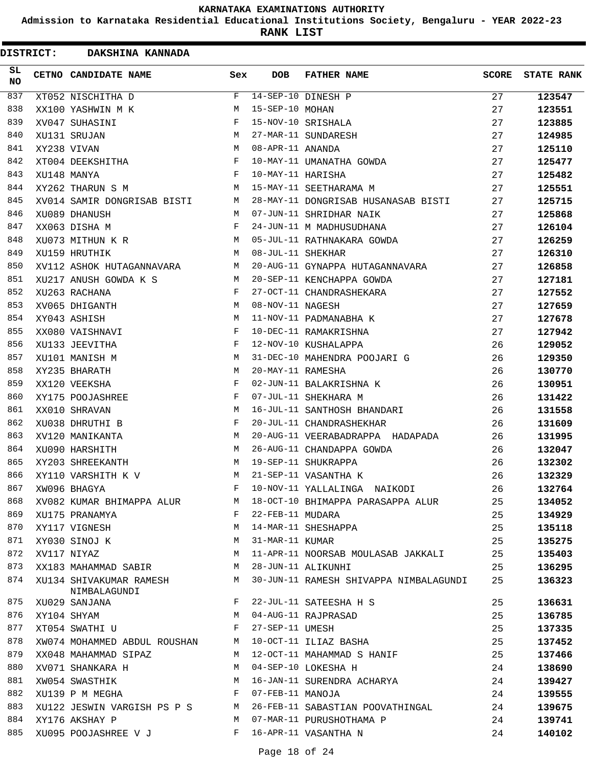# KARNATAKA EXAMINATIONS AUTHORITY

**Admission to Karnataka Residential Educational Institutions Society, Bengaluru - YEAR 2022-23**

**RANK LIST**

**DISTRICT: DAKSHINA KANNADA**

| SL NO | CETNO | CANDIDATE NAME | Sex | DOB | FATHER NAME | SCORE | STATE RANK |
|---|---|---|---|---|---|---|---|
| 837 | XT052 | NISCHITHA D | F | 14-SEP-10 | DINESH P | 27 | **123547** |
| 838 | XX100 | YASHWIN M K | M | 15-SEP-10 | MOHAN | 27 | **123551** |
| 839 | XV047 | SUHASINI | F | 15-NOV-10 | SRISHALA | 27 | **123885** |
| 840 | XU131 | SRUJAN | M | 27-MAR-11 | SUNDARESH | 27 | **124985** |
| 841 | XY238 | VIVAN | M | 08-APR-11 | ANANDA | 27 | **125110** |
| 842 | XT004 | DEEKSHITHA | F | 10-MAY-11 | UMANATHA GOWDA | 27 | **125477** |
| 843 | XU148 | MANYA | F | 10-MAY-11 | HARISHA | 27 | **125482** |
| 844 | XY262 | THARUN S M | M | 15-MAY-11 | SEETHARAMA M | 27 | **125551** |
| 845 | XV014 | SAMIR DONGRISAB BISTI | M | 28-MAY-11 | DONGRISAB HUSANASAB BISTI | 27 | **125715** |
| 846 | XU089 | DHANUSH | M | 07-JUN-11 | SHRIDHAR NAIK | 27 | **125868** |
| 847 | XX063 | DISHA M | F | 24-JUN-11 | M MADHUSUDHANA | 27 | **126104** |
| 848 | XU073 | MITHUN K R | M | 05-JUL-11 | RATHNAKARA GOWDA | 27 | **126259** |
| 849 | XU159 | HRUTHIK | M | 08-JUL-11 | SHEKHAR | 27 | **126310** |
| 850 | XV112 | ASHOK HUTAGANNAVARA | M | 20-AUG-11 | GYNAPPA HUTAGANNAVARA | 27 | **126858** |
| 851 | XU217 | ANUSH GOWDA K S | M | 20-SEP-11 | KENCHAPPA GOWDA | 27 | **127181** |
| 852 | XU263 | RACHANA | F | 27-OCT-11 | CHANDRASHEKARA | 27 | **127552** |
| 853 | XV065 | DHIGANTH | M | 08-NOV-11 | NAGESH | 27 | **127659** |
| 854 | XY043 | ASHISH | M | 11-NOV-11 | PADMANABHA K | 27 | **127678** |
| 855 | XX080 | VAISHNAVI | F | 10-DEC-11 | RAMAKRISHNA | 27 | **127942** |
| 856 | XU133 | JEEVITHA | F | 12-NOV-10 | KUSHALAPPA | 26 | **129052** |
| 857 | XU101 | MANISH M | M | 31-DEC-10 | MAHENDRA POOJARI G | 26 | **129350** |
| 858 | XY235 | BHARATH | M | 20-MAY-11 | RAMESHA | 26 | **130770** |
| 859 | XX120 | VEEKSHA | F | 02-JUN-11 | BALAKRISHNA K | 26 | **130951** |
| 860 | XY175 | POOJASHREE | F | 07-JUL-11 | SHEKHARA M | 26 | **131422** |
| 861 | XX010 | SHRAVAN | M | 16-JUL-11 | SANTHOSH BHANDARI | 26 | **131558** |
| 862 | XU038 | DHRUTHI B | F | 20-JUL-11 | CHANDRASHEKHAR | 26 | **131609** |
| 863 | XV120 | MANIKANTA | M | 20-AUG-11 | VEERABADRAPPA HADAPADA | 26 | **131995** |
| 864 | XU090 | HARSHITH | M | 26-AUG-11 | CHANDAPPA GOWDA | 26 | **132047** |
| 865 | XY203 | SHREEKANTH | M | 19-SEP-11 | SHUKRAPPA | 26 | **132302** |
| 866 | XY110 | VARSHITH K V | M | 21-SEP-11 | VASANTHA K | 26 | **132329** |
| 867 | XW096 | BHAGYA | F | 10-NOV-11 | YALLALINGA NAIKODI | 26 | **132764** |
| 868 | XV082 | KUMAR BHIMAPPA ALUR | M | 18-OCT-10 | BHIMAPPA PARASAPPA ALUR | 25 | **134052** |
| 869 | XU175 | PRANAMYA | F | 22-FEB-11 | MUDARA | 25 | **134929** |
| 870 | XY117 | VIGNESH | M | 14-MAR-11 | SHESHAPPA | 25 | **135118** |
| 871 | XY030 | SINOJ K | M | 31-MAR-11 | KUMAR | 25 | **135275** |
| 872 | XV117 | NIYAZ | M | 11-APR-11 | NOORSAB MOULASAB JAKKALI | 25 | **135403** |
| 873 | XX183 | MAHAMMAD SABIR | M | 28-JUN-11 | ALIKUNHI | 25 | **136295** |
| 874 | XU134 | SHIVAKUMAR RAMESH NIMBALAGUNDI | M | 30-JUN-11 | RAMESH SHIVAPPA NIMBALAGUNDI | 25 | **136323** |
| 875 | XU029 | SANJANA | F | 22-JUL-11 | SATEESHA H S | 25 | **136631** |
| 876 | XY104 | SHYAM | M | 04-AUG-11 | RAJPRASAD | 25 | **136785** |
| 877 | XT054 | SWATHI U | F | 27-SEP-11 | UMESH | 25 | **137335** |
| 878 | XW074 | MOHAMMED ABDUL ROUSHAN | M | 10-OCT-11 | ILIAZ BASHA | 25 | **137452** |
| 879 | XX048 | MAHAMMAD SIPAZ | M | 12-OCT-11 | MAHAMMAD S HANIF | 25 | **137466** |
| 880 | XV071 | SHANKARA H | M | 04-SEP-10 | LOKESHA H | 24 | **138690** |
| 881 | XW054 | SWASTHIK | M | 16-JAN-11 | SURENDRA ACHARYA | 24 | **139427** |
| 882 | XU139 | P M MEGHA | F | 07-FEB-11 | MANOJA | 24 | **139555** |
| 883 | XU122 | JESWIN VARGISH PS P S | M | 26-FEB-11 | SABASTIAN POOVATHINGAL | 24 | **139675** |
| 884 | XY176 | AKSHAY P | M | 07-MAR-11 | PURUSHOTHAMA P | 24 | **139741** |
| 885 | XU095 | POOJASHREE V J | F | 16-APR-11 | VASANTHA N | 24 | **140102** |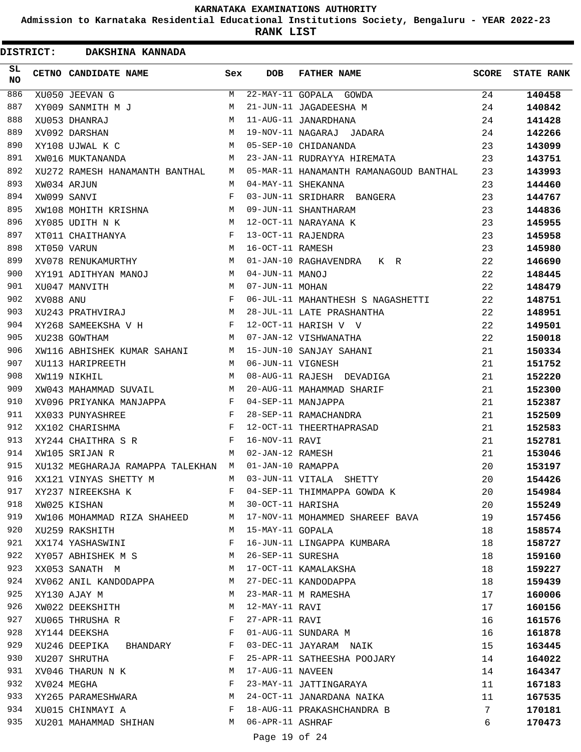# KARNATAKA EXAMINATIONS AUTHORITY

**Admission to Karnataka Residential Educational Institutions Society, Bengaluru - YEAR 2022-23**

**RANK LIST**

**DISTRICT: DAKSHINA KANNADA**

| SL NO | CETNO | CANDIDATE NAME | Sex | DOB | FATHER NAME | SCORE | STATE RANK |
|---|---|---|---|---|---|---|---|
| 886 | XU050 | JEEVAN G | M | 22-MAY-11 | GOPALA GOWDA | 24 | **140458** |
| 887 | XY009 | SANMITH M J | M | 21-JUN-11 | JAGADEESHA M | 24 | **140842** |
| 888 | XU053 | DHANRAJ | M | 11-AUG-11 | JANARDHANA | 24 | **141428** |
| 889 | XV092 | DARSHAN | M | 19-NOV-11 | NAGARAJ JADARA | 24 | **142266** |
| 890 | XY108 | UJWAL K C | M | 05-SEP-10 | CHIDANANDA | 23 | **143099** |
| 891 | XW016 | MUKTANANDA | M | 23-JAN-11 | RUDRAYYA HIREMATA | 23 | **143751** |
| 892 | XU272 | RAMESH HANAMANTH BANTHAL | M | 05-MAR-11 | HANAMANTH RAMANAGOUD BANTHAL | 23 | **143993** |
| 893 | XW034 | ARJUN | M | 04-MAY-11 | SHEKANNA | 23 | **144460** |
| 894 | XW099 | SANVI | F | 03-JUN-11 | SRIDHARR BANGERA | 23 | **144767** |
| 895 | XW108 | MOHITH KRISHNA | M | 09-JUN-11 | SHANTHARAM | 23 | **144836** |
| 896 | XY085 | UDITH N K | M | 12-OCT-11 | NARAYANA K | 23 | **145955** |
| 897 | XT011 | CHAITHANYA | F | 13-OCT-11 | RAJENDRA | 23 | **145958** |
| 898 | XT050 | VARUN | M | 16-OCT-11 | RAMESH | 23 | **145980** |
| 899 | XV078 | RENUKAMURTHY | M | 01-JAN-10 | RAGHAVENDRA K R | 22 | **146690** |
| 900 | XY191 | ADITHYAN MANOJ | M | 04-JUN-11 | MANOJ | 22 | **148445** |
| 901 | XU047 | MANVITH | M | 07-JUN-11 | MOHAN | 22 | **148479** |
| 902 | XV088 | ANU | F | 06-JUL-11 | MAHANTHESH S NAGASHETTI | 22 | **148751** |
| 903 | XU243 | PRATHVIRAJ | M | 28-JUL-11 | LATE PRASHANTHA | 22 | **148951** |
| 904 | XY268 | SAMEEKSHA V H | F | 12-OCT-11 | HARISH V V | 22 | **149501** |
| 905 | XU238 | GOWTHAM | M | 07-JAN-12 | VISHWANATHA | 22 | **150018** |
| 906 | XW116 | ABHISHEK KUMAR SAHANI | M | 15-JUN-10 | SANJAY SAHANI | 21 | **150334** |
| 907 | XU113 | HARIPREETH | M | 06-JUN-11 | VIGNESH | 21 | **151752** |
| 908 | XW119 | NIKHIL | M | 08-AUG-11 | RAJESH DEVADIGA | 21 | **152220** |
| 909 | XW043 | MAHAMMAD SUVAIL | M | 20-AUG-11 | MAHAMMAD SHARIF | 21 | **152300** |
| 910 | XV096 | PRIYANKA MANJAPPA | F | 04-SEP-11 | MANJAPPA | 21 | **152387** |
| 911 | XX033 | PUNYASHREE | F | 28-SEP-11 | RAMACHANDRA | 21 | **152509** |
| 912 | XX102 | CHARISHMA | F | 12-OCT-11 | THEERTHAPRASAD | 21 | **152583** |
| 913 | XY244 | CHAITHRA S R | F | 16-NOV-11 | RAVI | 21 | **152781** |
| 914 | XW105 | SRIJAN R | M | 02-JAN-12 | RAMESH | 21 | **153046** |
| 915 | XU132 | MEGHARAJA RAMAPPA TALEKHAN | M | 01-JAN-10 | RAMAPPA | 20 | **153197** |
| 916 | XX121 | VINYAS SHETTY M | M | 03-JUN-11 | VITALA SHETTY | 20 | **154426** |
| 917 | XY237 | NIREEKSHA K | F | 04-SEP-11 | THIMMAPPA GOWDA K | 20 | **154984** |
| 918 | XW025 | KISHAN | M | 30-OCT-11 | HARISHA | 20 | **155249** |
| 919 | XW106 | MOHAMMAD RIZA SHAHEED | M | 17-NOV-11 | MOHAMMED SHAREEF BAVA | 19 | **157456** |
| 920 | XU259 | RAKSHITH | M | 15-MAY-11 | GOPALA | 18 | **158574** |
| 921 | XX174 | YASHASWINI | F | 16-JUN-11 | LINGAPPA KUMBARA | 18 | **158727** |
| 922 | XY057 | ABHISHEK M S | M | 26-SEP-11 | SURESHA | 18 | **159160** |
| 923 | XX053 | SANATH M | M | 17-OCT-11 | KAMALAKSHA | 18 | **159227** |
| 924 | XV062 | ANIL KANDODAPPA | M | 27-DEC-11 | KANDODAPPA | 18 | **159439** |
| 925 | XY130 | AJAY M | M | 23-MAR-11 | M RAMESHA | 17 | **160006** |
| 926 | XW022 | DEEKSHITH | M | 12-MAY-11 | RAVI | 17 | **160156** |
| 927 | XU065 | THRUSHA R | F | 27-APR-11 | RAVI | 16 | **161576** |
| 928 | XY144 | DEEKSHA | F | 01-AUG-11 | SUNDARA M | 16 | **161878** |
| 929 | XU246 | DEEPIKA BHANDARY | F | 03-DEC-11 | JAYARAM NAIK | 15 | **163445** |
| 930 | XU207 | SHRUTHA | F | 25-APR-11 | SATHEESHA POOJARY | 14 | **164022** |
| 931 | XV046 | THARUN N K | M | 17-AUG-11 | NAVEEN | 14 | **164347** |
| 932 | XV024 | MEGHA | F | 23-MAY-11 | JATTINGARAYA | 11 | **167183** |
| 933 | XY265 | PARAMESHWARA | M | 24-OCT-11 | JANARDANA NAIKA | 11 | **167535** |
| 934 | XU015 | CHINMAYI A | F | 18-AUG-11 | PRAKASHCHANDRA B | 7 | **170181** |
| 935 | XU201 | MAHAMMAD SHIHAN | M | 06-APR-11 | ASHRAF | 6 | **170473** |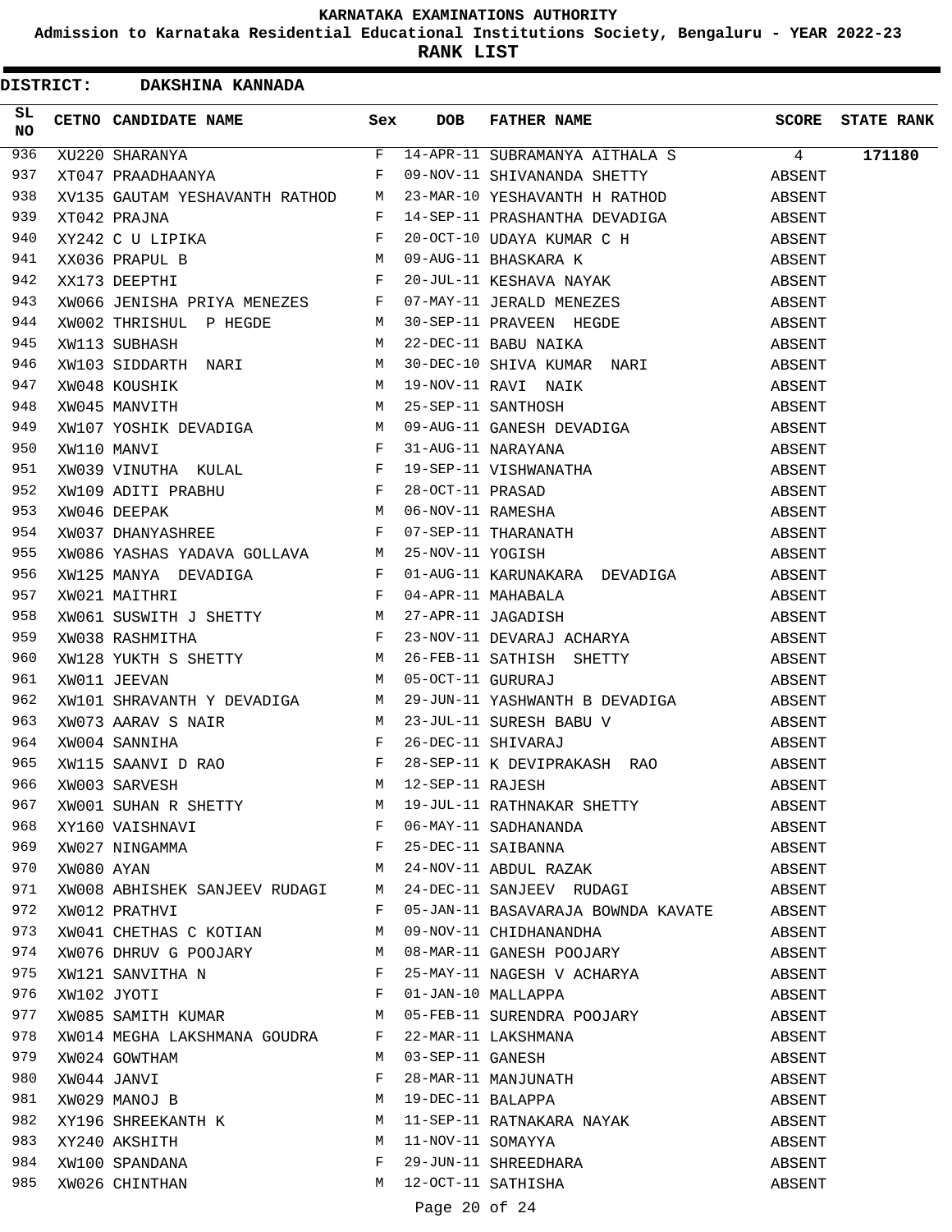KARNATAKA EXAMINATIONS AUTHORITY

Admission to Karnataka Residential Educational Institutions Society, Bengaluru - YEAR 2022-23

**RANK LIST**

**DISTRICT: DAKSHINA KANNADA**

| SL NO | CETNO | CANDIDATE NAME | Sex | DOB | FATHER NAME | SCORE | STATE RANK |
|---|---|---|---|---|---|---|---|
| 936 | XU220 | SHARANYA | F | 14-APR-11 | SUBRAMANYA AITHALA S | 4 | **171180** |
| 937 | XT047 | PRAADHAANYA | F | 09-NOV-11 | SHIVANANDA SHETTY | ABSENT | |
| 938 | XV135 | GAUTAM YESHAVANTH RATHOD | M | 23-MAR-10 | YESHAVANTH H RATHOD | ABSENT | |
| 939 | XT042 | PRAJNA | F | 14-SEP-11 | PRASHANTHA DEVADIGA | ABSENT | |
| 940 | XY242 | C U LIPIKA | F | 20-OCT-10 | UDAYA KUMAR C H | ABSENT | |
| 941 | XX036 | PRAPUL B | M | 09-AUG-11 | BHASKARA K | ABSENT | |
| 942 | XX173 | DEEPTHI | F | 20-JUL-11 | KESHAVA NAYAK | ABSENT | |
| 943 | XW066 | JENISHA PRIYA MENEZES | F | 07-MAY-11 | JERALD MENEZES | ABSENT | |
| 944 | XW002 | THRISHUL P HEGDE | M | 30-SEP-11 | PRAVEEN HEGDE | ABSENT | |
| 945 | XW113 | SUBHASH | M | 22-DEC-11 | BABU NAIKA | ABSENT | |
| 946 | XW103 | SIDDARTH NARI | M | 30-DEC-10 | SHIVA KUMAR NARI | ABSENT | |
| 947 | XW048 | KOUSHIK | M | 19-NOV-11 | RAVI NAIK | ABSENT | |
| 948 | XW045 | MANVITH | M | 25-SEP-11 | SANTHOSH | ABSENT | |
| 949 | XW107 | YOSHIK DEVADIGA | M | 09-AUG-11 | GANESH DEVADIGA | ABSENT | |
| 950 | XW110 | MANVI | F | 31-AUG-11 | NARAYANA | ABSENT | |
| 951 | XW039 | VINUTHA KULAL | F | 19-SEP-11 | VISHWANATHA | ABSENT | |
| 952 | XW109 | ADITI PRABHU | F | 28-OCT-11 | PRASAD | ABSENT | |
| 953 | XW046 | DEEPAK | M | 06-NOV-11 | RAMESHA | ABSENT | |
| 954 | XW037 | DHANYASHREE | F | 07-SEP-11 | THARANATH | ABSENT | |
| 955 | XW086 | YASHAS YADAVA GOLLAVA | M | 25-NOV-11 | YOGISH | ABSENT | |
| 956 | XW125 | MANYA DEVADIGA | F | 01-AUG-11 | KARUNAKARA DEVADIGA | ABSENT | |
| 957 | XW021 | MAITHRI | F | 04-APR-11 | MAHABALA | ABSENT | |
| 958 | XW061 | SUSWITH J SHETTY | M | 27-APR-11 | JAGADISH | ABSENT | |
| 959 | XW038 | RASHMITHA | F | 23-NOV-11 | DEVARAJ ACHARYA | ABSENT | |
| 960 | XW128 | YUKTH S SHETTY | M | 26-FEB-11 | SATHISH SHETTY | ABSENT | |
| 961 | XW011 | JEEVAN | M | 05-OCT-11 | GURURAJ | ABSENT | |
| 962 | XW101 | SHRAVANTH Y DEVADIGA | M | 29-JUN-11 | YASHWANTH B DEVADIGA | ABSENT | |
| 963 | XW073 | AARAV S NAIR | M | 23-JUL-11 | SURESH BABU V | ABSENT | |
| 964 | XW004 | SANNIHA | F | 26-DEC-11 | SHIVARAJ | ABSENT | |
| 965 | XW115 | SAANVI D RAO | F | 28-SEP-11 | K DEVIPRAKASH RAO | ABSENT | |
| 966 | XW003 | SARVESH | M | 12-SEP-11 | RAJESH | ABSENT | |
| 967 | XW001 | SUHAN R SHETTY | M | 19-JUL-11 | RATHNAKAR SHETTY | ABSENT | |
| 968 | XY160 | VAISHNAVI | F | 06-MAY-11 | SADHANANDA | ABSENT | |
| 969 | XW027 | NINGAMMA | F | 25-DEC-11 | SAIBANNA | ABSENT | |
| 970 | XW080 | AYAN | M | 24-NOV-11 | ABDUL RAZAK | ABSENT | |
| 971 | XW008 | ABHISHEK SANJEEV RUDAGI | M | 24-DEC-11 | SANJEEV RUDAGI | ABSENT | |
| 972 | XW012 | PRATHVI | F | 05-JAN-11 | BASAVARAJA BOWNDA KAVATE | ABSENT | |
| 973 | XW041 | CHETHAS C KOTIAN | M | 09-NOV-11 | CHIDHANANDHA | ABSENT | |
| 974 | XW076 | DHRUV G POOJARY | M | 08-MAR-11 | GANESH POOJARY | ABSENT | |
| 975 | XW121 | SANVITHA N | F | 25-MAY-11 | NAGESH V ACHARYA | ABSENT | |
| 976 | XW102 | JYOTI | F | 01-JAN-10 | MALLAPPA | ABSENT | |
| 977 | XW085 | SAMITH KUMAR | M | 05-FEB-11 | SURENDRA POOJARY | ABSENT | |
| 978 | XW014 | MEGHA LAKSHMANA GOUDRA | F | 22-MAR-11 | LAKSHMANA | ABSENT | |
| 979 | XW024 | GOWTHAM | M | 03-SEP-11 | GANESH | ABSENT | |
| 980 | XW044 | JANVI | F | 28-MAR-11 | MANJUNATH | ABSENT | |
| 981 | XW029 | MANOJ B | M | 19-DEC-11 | BALAPPA | ABSENT | |
| 982 | XY196 | SHREEKANTH K | M | 11-SEP-11 | RATNAKARA NAYAK | ABSENT | |
| 983 | XY240 | AKSHITH | M | 11-NOV-11 | SOMAYYA | ABSENT | |
| 984 | XW100 | SPANDANA | F | 29-JUN-11 | SHREEDHARA | ABSENT | |
| 985 | XW026 | CHINTHAN | M | 12-OCT-11 | SATHISHA | ABSENT | |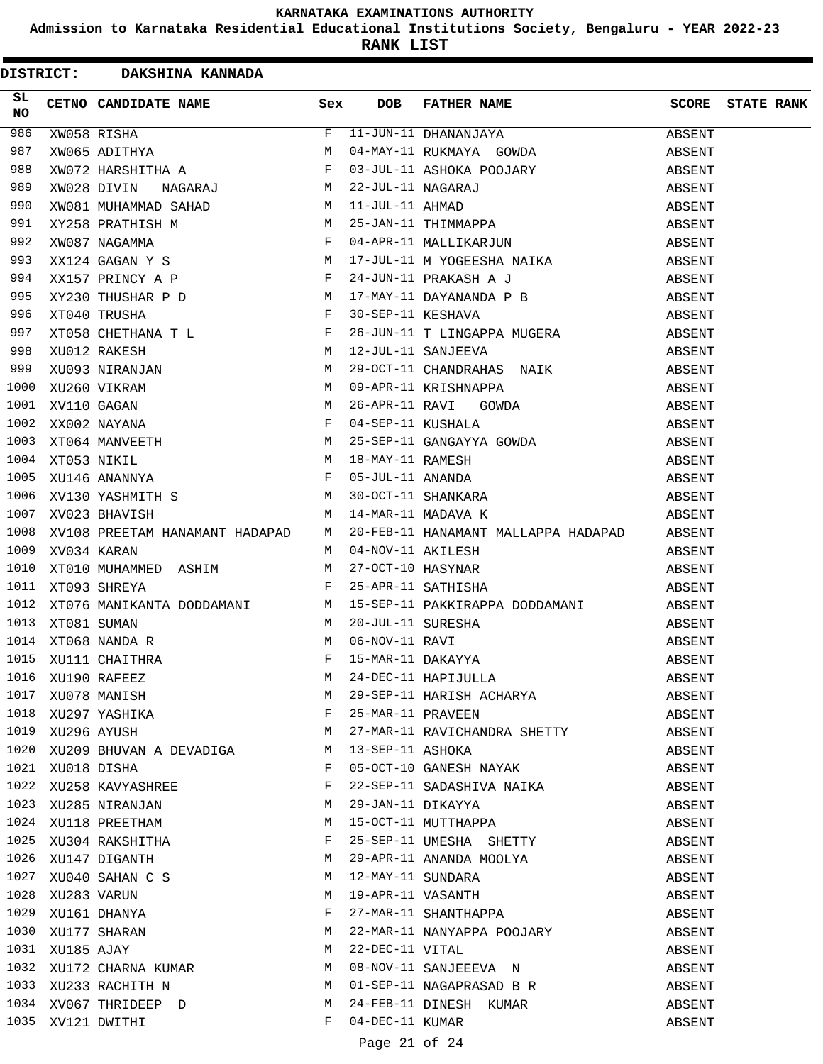KARNATAKA EXAMINATIONS AUTHORITY

Admission to Karnataka Residential Educational Institutions Society, Bengaluru - YEAR 2022-23

RANK LIST

**DISTRICT: DAKSHINA KANNADA**

| SL NO | CETNO | CANDIDATE NAME | Sex | DOB | FATHER NAME | SCORE | STATE RANK |
|---|---|---|---|---|---|---|---|
| 986 | XW058 | RISHA | F | 11-JUN-11 | DHANANJAYA | ABSENT | |
| 987 | XW065 | ADITHYA | M | 04-MAY-11 | RUKMAYA GOWDA | ABSENT | |
| 988 | XW072 | HARSHITHA A | F | 03-JUL-11 | ASHOKA POOJARY | ABSENT | |
| 989 | XW028 | DIVIN NAGARAJ | M | 22-JUL-11 | NAGARAJ | ABSENT | |
| 990 | XW081 | MUHAMMAD SAHAD | M | 11-JUL-11 | AHMAD | ABSENT | |
| 991 | XY258 | PRATHISH M | M | 25-JAN-11 | THIMMAPPA | ABSENT | |
| 992 | XW087 | NAGAMMA | F | 04-APR-11 | MALLIKARJUN | ABSENT | |
| 993 | XX124 | GAGAN Y S | M | 17-JUL-11 | M YOGEESHA NAIKA | ABSENT | |
| 994 | XX157 | PRINCY A P | F | 24-JUN-11 | PRAKASH A J | ABSENT | |
| 995 | XY230 | THUSHAR P D | M | 17-MAY-11 | DAYANANDA P B | ABSENT | |
| 996 | XT040 | TRUSHA | F | 30-SEP-11 | KESHAVA | ABSENT | |
| 997 | XT058 | CHETHANA T L | F | 26-JUN-11 | T LINGAPPA MUGERA | ABSENT | |
| 998 | XU012 | RAKESH | M | 12-JUL-11 | SANJEEVA | ABSENT | |
| 999 | XU093 | NIRANJAN | M | 29-OCT-11 | CHANDRAHAS NAIK | ABSENT | |
| 1000 | XU260 | VIKRAM | M | 09-APR-11 | KRISHNAPPA | ABSENT | |
| 1001 | XV110 | GAGAN | M | 26-APR-11 | RAVI GOWDA | ABSENT | |
| 1002 | XX002 | NAYANA | F | 04-SEP-11 | KUSHALA | ABSENT | |
| 1003 | XT064 | MANVEETH | M | 25-SEP-11 | GANGAYYA GOWDA | ABSENT | |
| 1004 | XT053 | NIKIL | M | 18-MAY-11 | RAMESH | ABSENT | |
| 1005 | XU146 | ANANNYA | F | 05-JUL-11 | ANANDA | ABSENT | |
| 1006 | XV130 | YASHMITH S | M | 30-OCT-11 | SHANKARA | ABSENT | |
| 1007 | XV023 | BHAVISH | M | 14-MAR-11 | MADAVA K | ABSENT | |
| 1008 | XV108 | PREETAM HANAMANT HADAPAD | M | 20-FEB-11 | HANAMANT MALLAPPA HADAPAD | ABSENT | |
| 1009 | XV034 | KARAN | M | 04-NOV-11 | AKILESH | ABSENT | |
| 1010 | XT010 | MUHAMMED ASHIM | M | 27-OCT-10 | HASYNAR | ABSENT | |
| 1011 | XT093 | SHREYA | F | 25-APR-11 | SATHISHA | ABSENT | |
| 1012 | XT076 | MANIKANTA DODDAMANI | M | 15-SEP-11 | PAKKIRAPPA DODDAMANI | ABSENT | |
| 1013 | XT081 | SUMAN | M | 20-JUL-11 | SURESHA | ABSENT | |
| 1014 | XT068 | NANDA R | M | 06-NOV-11 | RAVI | ABSENT | |
| 1015 | XU111 | CHAITHRA | F | 15-MAR-11 | DAKAYYA | ABSENT | |
| 1016 | XU190 | RAFEEZ | M | 24-DEC-11 | HAPIJULLA | ABSENT | |
| 1017 | XU078 | MANISH | M | 29-SEP-11 | HARISH ACHARYA | ABSENT | |
| 1018 | XU297 | YASHIKA | F | 25-MAR-11 | PRAVEEN | ABSENT | |
| 1019 | XU296 | AYUSH | M | 27-MAR-11 | RAVICHANDRA SHETTY | ABSENT | |
| 1020 | XU209 | BHUVAN A DEVADIGA | M | 13-SEP-11 | ASHOKA | ABSENT | |
| 1021 | XU018 | DISHA | F | 05-OCT-10 | GANESH NAYAK | ABSENT | |
| 1022 | XU258 | KAVYASHREE | F | 22-SEP-11 | SADASHIVA NAIKA | ABSENT | |
| 1023 | XU285 | NIRANJAN | M | 29-JAN-11 | DIKAYYA | ABSENT | |
| 1024 | XU118 | PREETHAM | M | 15-OCT-11 | MUTTHAPPA | ABSENT | |
| 1025 | XU304 | RAKSHITHA | F | 25-SEP-11 | UMESHA SHETTY | ABSENT | |
| 1026 | XU147 | DIGANTH | M | 29-APR-11 | ANANDA MOOLYA | ABSENT | |
| 1027 | XU040 | SAHAN C S | M | 12-MAY-11 | SUNDARA | ABSENT | |
| 1028 | XU283 | VARUN | M | 19-APR-11 | VASANTH | ABSENT | |
| 1029 | XU161 | DHANYA | F | 27-MAR-11 | SHANTHAPPA | ABSENT | |
| 1030 | XU177 | SHARAN | M | 22-MAR-11 | NANYAPPA POOJARY | ABSENT | |
| 1031 | XU185 | AJAY | M | 22-DEC-11 | VITAL | ABSENT | |
| 1032 | XU172 | CHARNA KUMAR | M | 08-NOV-11 | SANJEEEVA N | ABSENT | |
| 1033 | XU233 | RACHITH N | M | 01-SEP-11 | NAGAPRASAD B R | ABSENT | |
| 1034 | XV067 | THRIDEEP D | M | 24-FEB-11 | DINESH KUMAR | ABSENT | |
| 1035 | XV121 | DWITHI | F | 04-DEC-11 | KUMAR | ABSENT | |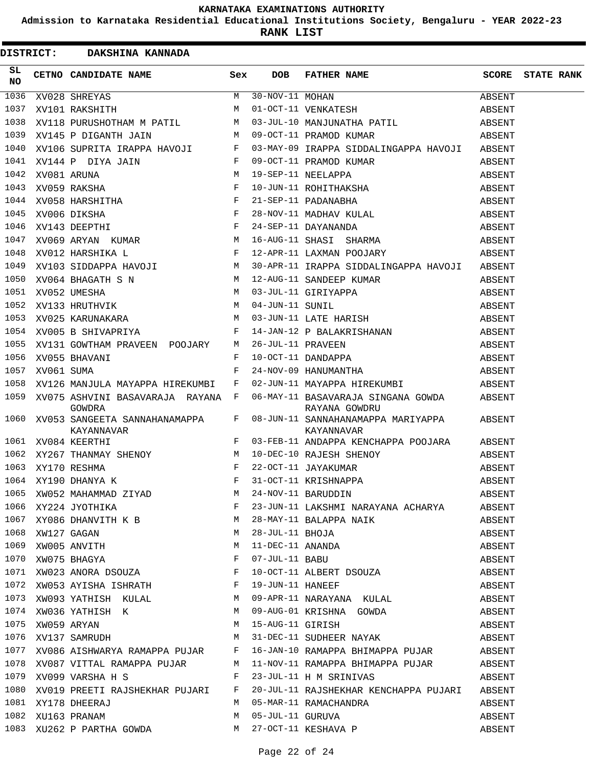# KARNATAKA EXAMINATIONS AUTHORITY

**Admission to Karnataka Residential Educational Institutions Society, Bengaluru - YEAR 2022-23**

**RANK LIST**

**DISTRICT: DAKSHINA KANNADA**

| SL NO | CETNO | CANDIDATE NAME | Sex | DOB | FATHER NAME | SCORE | STATE RANK |
|---|---|---|---|---|---|---|---|
| 1036 | XV028 | SHREYAS | M | 30-NOV-11 | MOHAN | ABSENT | |
| 1037 | XV101 | RAKSHITH | M | 01-OCT-11 | VENKATESH | ABSENT | |
| 1038 | XV118 | PURUSHOTHAM M PATIL | M | 03-JUL-10 | MANJUNATHA PATIL | ABSENT | |
| 1039 | XV145 | P DIGANTH JAIN | M | 09-OCT-11 | PRAMOD KUMAR | ABSENT | |
| 1040 | XV106 | SUPRITA IRAPPA HAVOJI | F | 03-MAY-09 | IRAPPA SIDDALINGAPPA HAVOJI | ABSENT | |
| 1041 | XV144 | P DIYA JAIN | F | 09-OCT-11 | PRAMOD KUMAR | ABSENT | |
| 1042 | XV081 | ARUNA | M | 19-SEP-11 | NEELAPPA | ABSENT | |
| 1043 | XV059 | RAKSHA | F | 10-JUN-11 | ROHITHAKSHA | ABSENT | |
| 1044 | XV058 | HARSHITHA | F | 21-SEP-11 | PADANABHA | ABSENT | |
| 1045 | XV006 | DIKSHA | F | 28-NOV-11 | MADHAV KULAL | ABSENT | |
| 1046 | XV143 | DEEPTHI | F | 24-SEP-11 | DAYANANDA | ABSENT | |
| 1047 | XV069 | ARYAN KUMAR | M | 16-AUG-11 | SHASI SHARMA | ABSENT | |
| 1048 | XV012 | HARSHIKA L | F | 12-APR-11 | LAXMAN POOJARY | ABSENT | |
| 1049 | XV103 | SIDDAPPA HAVOJI | M | 30-APR-11 | IRAPPA SIDDALINGAPPA HAVOJI | ABSENT | |
| 1050 | XV064 | BHAGATH S N | M | 12-AUG-11 | SANDEEP KUMAR | ABSENT | |
| 1051 | XV052 | UMESHA | M | 03-JUL-11 | GIRIYAPPA | ABSENT | |
| 1052 | XV133 | HRUTHVIK | M | 04-JUN-11 | SUNIL | ABSENT | |
| 1053 | XV025 | KARUNAKARA | M | 03-JUN-11 | LATE HARISH | ABSENT | |
| 1054 | XV005 | B SHIVAPRIYA | F | 14-JAN-12 | P BALAKRISHANAN | ABSENT | |
| 1055 | XV131 | GOWTHAM PRAVEEN POOJARY | M | 26-JUL-11 | PRAVEEN | ABSENT | |
| 1056 | XV055 | BHAVANI | F | 10-OCT-11 | DANDAPPA | ABSENT | |
| 1057 | XV061 | SUMA | F | 24-NOV-09 | HANUMANTHA | ABSENT | |
| 1058 | XV126 | MANJULA MAYAPPA HIREKUMBI | F | 02-JUN-11 | MAYAPPA HIREKUMBI | ABSENT | |
| 1059 | XV075 | ASHVINI BASAVARAJA RAYANA GOWDRA | F | 06-MAY-11 | BASAVARAJA SINGANA GOWDA RAYANA GOWDRU | ABSENT | |
| 1060 | XV053 | SANGEETA SANNAHANAMAPPA KAYANNAVAR | F | 08-JUN-11 | SANNAHANAMAPPA MARIYAPPA KAYANNAVAR | ABSENT | |
| 1061 | XV084 | KEERTHI | F | 03-FEB-11 | ANDAPPA KENCHAPPA POOJARA | ABSENT | |
| 1062 | XY267 | THANMAY SHENOY | M | 10-DEC-10 | RAJESH SHENOY | ABSENT | |
| 1063 | XY170 | RESHMA | F | 22-OCT-11 | JAYAKUMAR | ABSENT | |
| 1064 | XY190 | DHANYA K | F | 31-OCT-11 | KRISHNAPPA | ABSENT | |
| 1065 | XW052 | MAHAMMAD ZIYAD | M | 24-NOV-11 | BARUDDIN | ABSENT | |
| 1066 | XY224 | JYOTHIKA | F | 23-JUN-11 | LAKSHMI NARAYANA ACHARYA | ABSENT | |
| 1067 | XY086 | DHANVITH K B | M | 28-MAY-11 | BALAPPA NAIK | ABSENT | |
| 1068 | XW127 | GAGAN | M | 28-JUL-11 | BHOJA | ABSENT | |
| 1069 | XW005 | ANVITH | M | 11-DEC-11 | ANANDA | ABSENT | |
| 1070 | XW075 | BHAGYA | F | 07-JUL-11 | BABU | ABSENT | |
| 1071 | XW023 | ANORA DSOUZA | F | 10-OCT-11 | ALBERT DSOUZA | ABSENT | |
| 1072 | XW053 | AYISHA ISHRATH | F | 19-JUN-11 | HANEEF | ABSENT | |
| 1073 | XW093 | YATHISH KULAL | M | 09-APR-11 | NARAYANA KULAL | ABSENT | |
| 1074 | XW036 | YATHISH K | M | 09-AUG-01 | KRISHNA GOWDA | ABSENT | |
| 1075 | XW059 | ARYAN | M | 15-AUG-11 | GIRISH | ABSENT | |
| 1076 | XV137 | SAMRUDH | M | 31-DEC-11 | SUDHEER NAYAK | ABSENT | |
| 1077 | XV086 | AISHWARYA RAMAPPA PUJAR | F | 16-JAN-10 | RAMAPPA BHIMAPPA PUJAR | ABSENT | |
| 1078 | XV087 | VITTAL RAMAPPA PUJAR | M | 11-NOV-11 | RAMAPPA BHIMAPPA PUJAR | ABSENT | |
| 1079 | XV099 | VARSHA H S | F | 23-JUL-11 | H M SRINIVAS | ABSENT | |
| 1080 | XV019 | PREETI RAJSHEKHAR PUJARI | F | 20-JUL-11 | RAJSHEKHAR KENCHAPPA PUJARI | ABSENT | |
| 1081 | XY178 | DHEERAJ | M | 05-MAR-11 | RAMACHANDRA | ABSENT | |
| 1082 | XU163 | PRANAM | M | 05-JUL-11 | GURUVA | ABSENT | |
| 1083 | XU262 | P PARTHA GOWDA | M | 27-OCT-11 | KESHAVA P | ABSENT | |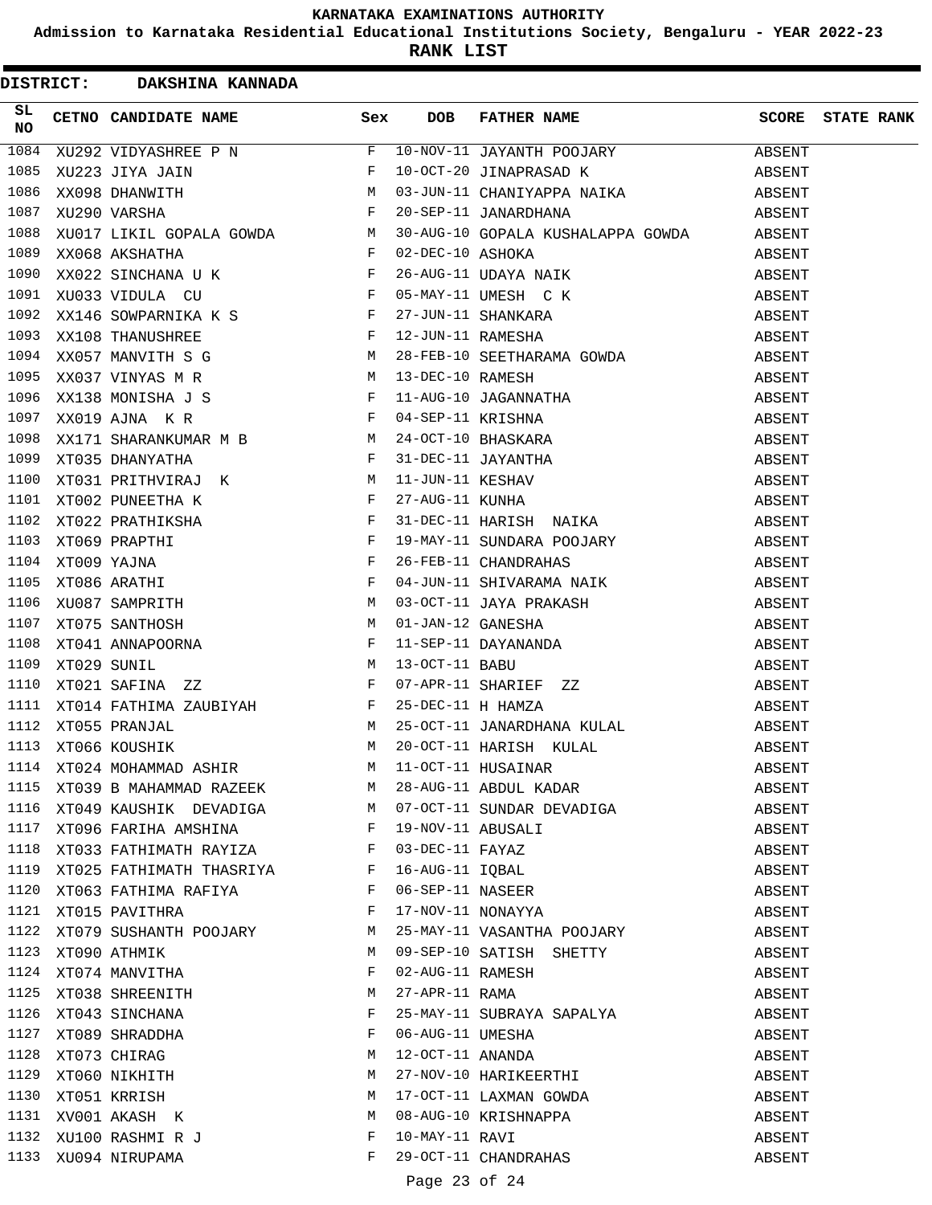KARNATAKA EXAMINATIONS AUTHORITY

Admission to Karnataka Residential Educational Institutions Society, Bengaluru - YEAR 2022-23

RANK LIST

**DISTRICT: DAKSHINA KANNADA**

| SL NO | CETNO | CANDIDATE NAME | Sex | DOB | FATHER NAME | SCORE | STATE RANK |
|---|---|---|---|---|---|---|---|
| 1084 | XU292 | VIDYASHREE P N | F | 10-NOV-11 | JAYANTH POOJARY | ABSENT | |
| 1085 | XU223 | JIYA JAIN | F | 10-OCT-20 | JINAPRASAD K | ABSENT | |
| 1086 | XX098 | DHANWITH | M | 03-JUN-11 | CHANIYAPPA NAIKA | ABSENT | |
| 1087 | XU290 | VARSHA | F | 20-SEP-11 | JANARDHANA | ABSENT | |
| 1088 | XU017 | LIKIL GOPALA GOWDA | M | 30-AUG-10 | GOPALA KUSHALAPPA GOWDA | ABSENT | |
| 1089 | XX068 | AKSHATHA | F | 02-DEC-10 | ASHOKA | ABSENT | |
| 1090 | XX022 | SINCHANA U K | F | 26-AUG-11 | UDAYA NAIK | ABSENT | |
| 1091 | XU033 | VIDULA CU | F | 05-MAY-11 | UMESH C K | ABSENT | |
| 1092 | XX146 | SOWPARNIKA K S | F | 27-JUN-11 | SHANKARA | ABSENT | |
| 1093 | XX108 | THANUSHREE | F | 12-JUN-11 | RAMESHA | ABSENT | |
| 1094 | XX057 | MANVITH S G | M | 28-FEB-10 | SEETHARAMA GOWDA | ABSENT | |
| 1095 | XX037 | VINYAS M R | M | 13-DEC-10 | RAMESH | ABSENT | |
| 1096 | XX138 | MONISHA J S | F | 11-AUG-10 | JAGANNATHA | ABSENT | |
| 1097 | XX019 | AJNA K R | F | 04-SEP-11 | KRISHNA | ABSENT | |
| 1098 | XX171 | SHARANKUMAR M B | M | 24-OCT-10 | BHASKARA | ABSENT | |
| 1099 | XT035 | DHANYATHA | F | 31-DEC-11 | JAYANTHA | ABSENT | |
| 1100 | XT031 | PRITHVIRAJ K | M | 11-JUN-11 | KESHAV | ABSENT | |
| 1101 | XT002 | PUNEETHA K | F | 27-AUG-11 | KUNHA | ABSENT | |
| 1102 | XT022 | PRATHIKSHA | F | 31-DEC-11 | HARISH NAIKA | ABSENT | |
| 1103 | XT069 | PRAPTHI | F | 19-MAY-11 | SUNDARA POOJARY | ABSENT | |
| 1104 | XT009 | YAJNA | F | 26-FEB-11 | CHANDRAHAS | ABSENT | |
| 1105 | XT086 | ARATHI | F | 04-JUN-11 | SHIVARAMA NAIK | ABSENT | |
| 1106 | XU087 | SAMPRITH | M | 03-OCT-11 | JAYA PRAKASH | ABSENT | |
| 1107 | XT075 | SANTHOSH | M | 01-JAN-12 | GANESHA | ABSENT | |
| 1108 | XT041 | ANNAPOORNA | F | 11-SEP-11 | DAYANANDA | ABSENT | |
| 1109 | XT029 | SUNIL | M | 13-OCT-11 | BABU | ABSENT | |
| 1110 | XT021 | SAFINA ZZ | F | 07-APR-11 | SHARIEF ZZ | ABSENT | |
| 1111 | XT014 | FATHIMA ZAUBIYAH | F | 25-DEC-11 | H HAMZA | ABSENT | |
| 1112 | XT055 | PRANJAL | M | 25-OCT-11 | JANARDHANA KULAL | ABSENT | |
| 1113 | XT066 | KOUSHIK | M | 20-OCT-11 | HARISH KULAL | ABSENT | |
| 1114 | XT024 | MOHAMMAD ASHIR | M | 11-OCT-11 | HUSAINAR | ABSENT | |
| 1115 | XT039 | B MAHAMMAD RAZEEK | M | 28-AUG-11 | ABDUL KADAR | ABSENT | |
| 1116 | XT049 | KAUSHIK DEVADIGA | M | 07-OCT-11 | SUNDAR DEVADIGA | ABSENT | |
| 1117 | XT096 | FARIHA AMSHINA | F | 19-NOV-11 | ABUSALI | ABSENT | |
| 1118 | XT033 | FATHIMATH RAYIZA | F | 03-DEC-11 | FAYAZ | ABSENT | |
| 1119 | XT025 | FATHIMATH THASRIYA | F | 16-AUG-11 | IQBAL | ABSENT | |
| 1120 | XT063 | FATHIMA RAFIYA | F | 06-SEP-11 | NASEER | ABSENT | |
| 1121 | XT015 | PAVITHRA | F | 17-NOV-11 | NONAYYA | ABSENT | |
| 1122 | XT079 | SUSHANTH POOJARY | M | 25-MAY-11 | VASANTHA POOJARY | ABSENT | |
| 1123 | XT090 | ATHMIK | M | 09-SEP-10 | SATISH SHETTY | ABSENT | |
| 1124 | XT074 | MANVITHA | F | 02-AUG-11 | RAMESH | ABSENT | |
| 1125 | XT038 | SHREENITH | M | 27-APR-11 | RAMA | ABSENT | |
| 1126 | XT043 | SINCHANA | F | 25-MAY-11 | SUBRAYA SAPALYA | ABSENT | |
| 1127 | XT089 | SHRADDHA | F | 06-AUG-11 | UMESHA | ABSENT | |
| 1128 | XT073 | CHIRAG | M | 12-OCT-11 | ANANDA | ABSENT | |
| 1129 | XT060 | NIKHITH | M | 27-NOV-10 | HARIKEERTHI | ABSENT | |
| 1130 | XT051 | KRRISH | M | 17-OCT-11 | LAXMAN GOWDA | ABSENT | |
| 1131 | XV001 | AKASH K | M | 08-AUG-10 | KRISHNAPPA | ABSENT | |
| 1132 | XU100 | RASHMI R J | F | 10-MAY-11 | RAVI | ABSENT | |
| 1133 | XU094 | NIRUPAMA | F | 29-OCT-11 | CHANDRAHAS | ABSENT | |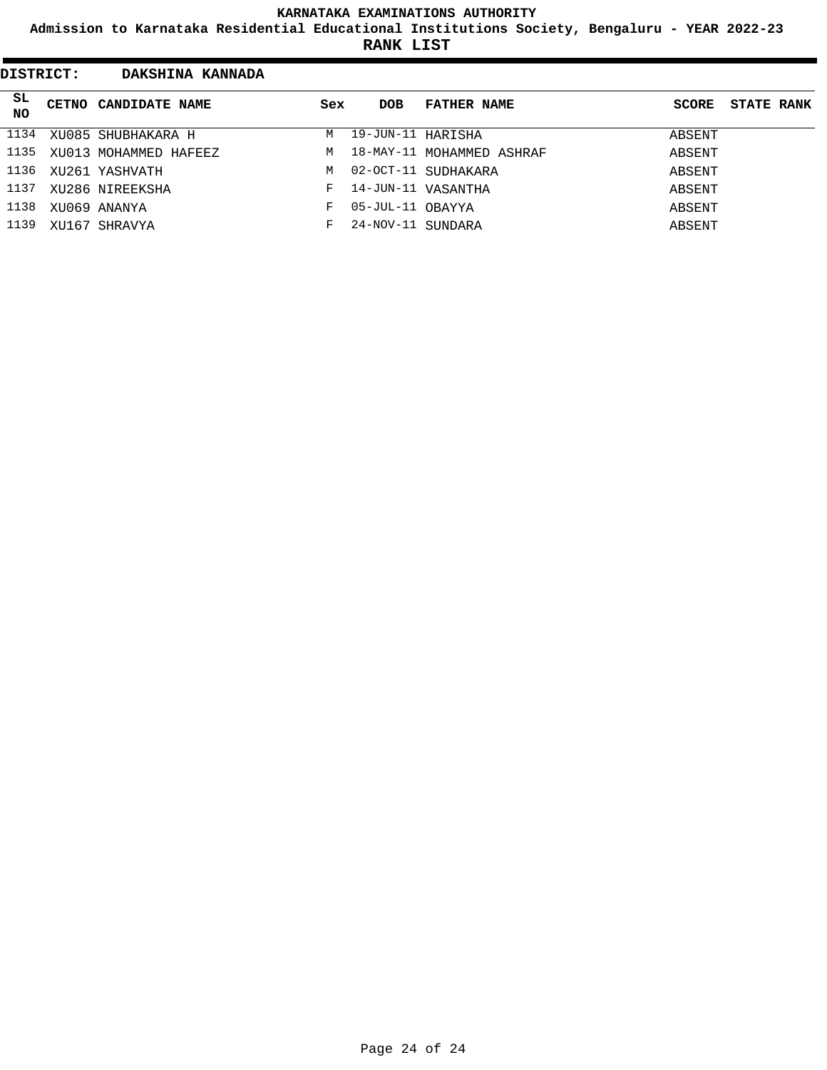**KARNATAKA EXAMINATIONS AUTHORITY**

**Admission to Karnataka Residential Educational Institutions Society, Bengaluru - YEAR 2022-23**

**RANK LIST**

**DISTRICT: DAKSHINA KANNADA**

| SL NO | CETNO | CANDIDATE NAME | Sex | DOB | FATHER NAME | SCORE | STATE RANK |
|---|---|---|---|---|---|---|---|
| 1134 | XU085 | SHUBHAKARA H | M | 19-JUN-11 | HARISHA | ABSENT | |
| 1135 | XU013 | MOHAMMED HAFEEZ | M | 18-MAY-11 | MOHAMMED ASHRAF | ABSENT | |
| 1136 | XU261 | YASHVATH | M | 02-OCT-11 | SUDHAKARA | ABSENT | |
| 1137 | XU286 | NIREEKSHA | F | 14-JUN-11 | VASANTHA | ABSENT | |
| 1138 | XU069 | ANANYA | F | 05-JUL-11 | OBAYYA | ABSENT | |
| 1139 | XU167 | SHRAVYA | F | 24-NOV-11 | SUNDARA | ABSENT | |